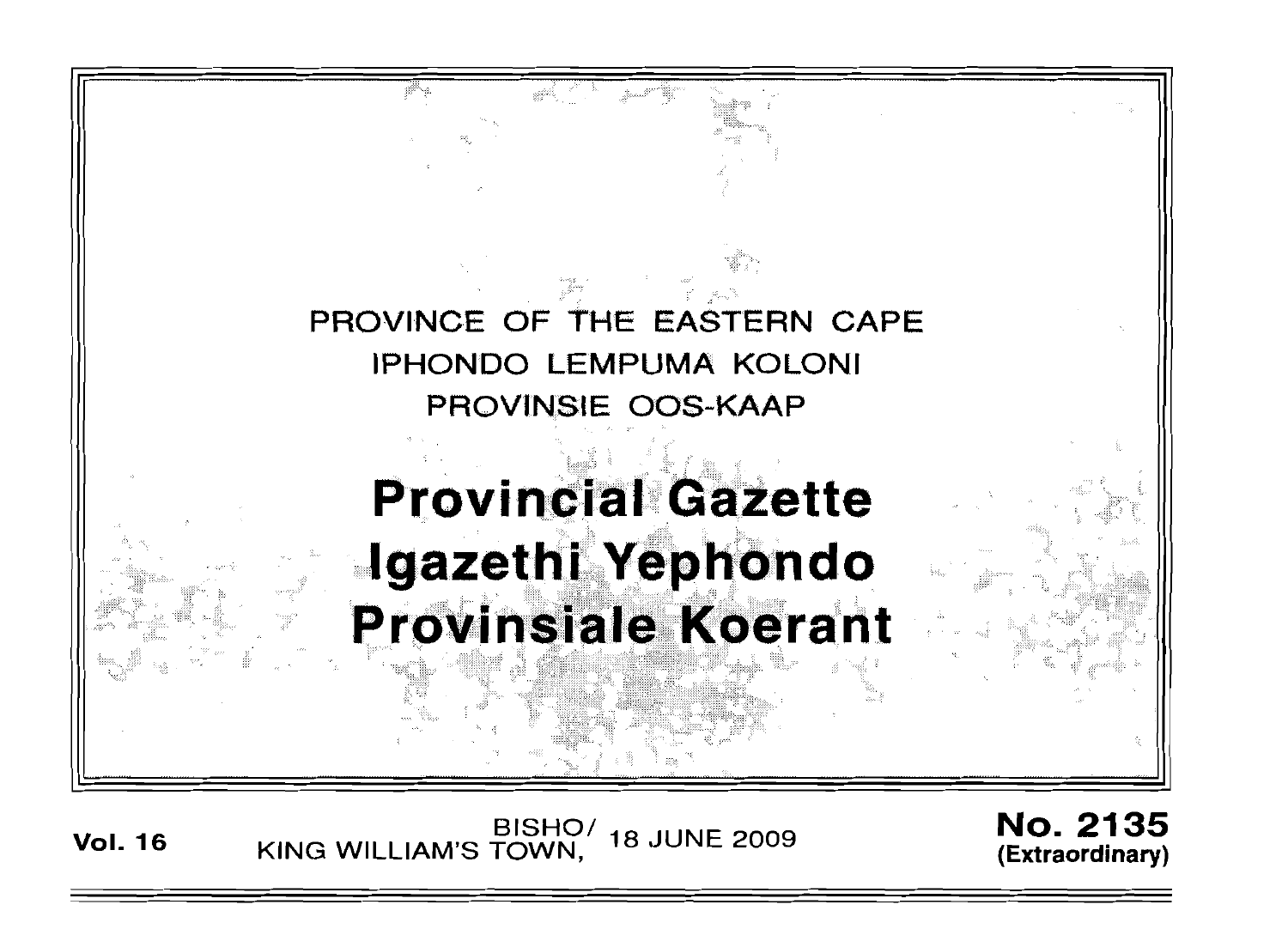PROVINCE OF THE EASTERN CAPE
IPHONDO LEMPUMA KOLONI
PROVINSIE OOS-KAAP

# Provincial Gazette
# Igazethi Yephondo
# Provinsiale Koerant

**Vol. 16** BISHO/ KING WILLIAM'S TOWN, 18 JUNE 2009 **No. 2135 (Extraordinary)**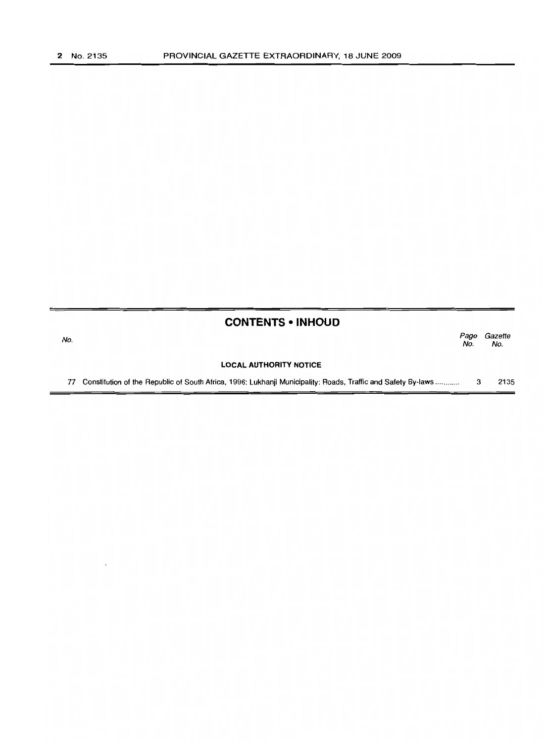## CONTENTS • INHOUD

| No. | | Page No. | Gazette No. |
|---|---|---|---|
| | **LOCAL AUTHORITY NOTICE** | | |
| 77 | Constitution of the Republic of South Africa, 1996: Lukhanji Municipality: Roads, Traffic and Safety By-laws ............ | 3 | 2135 |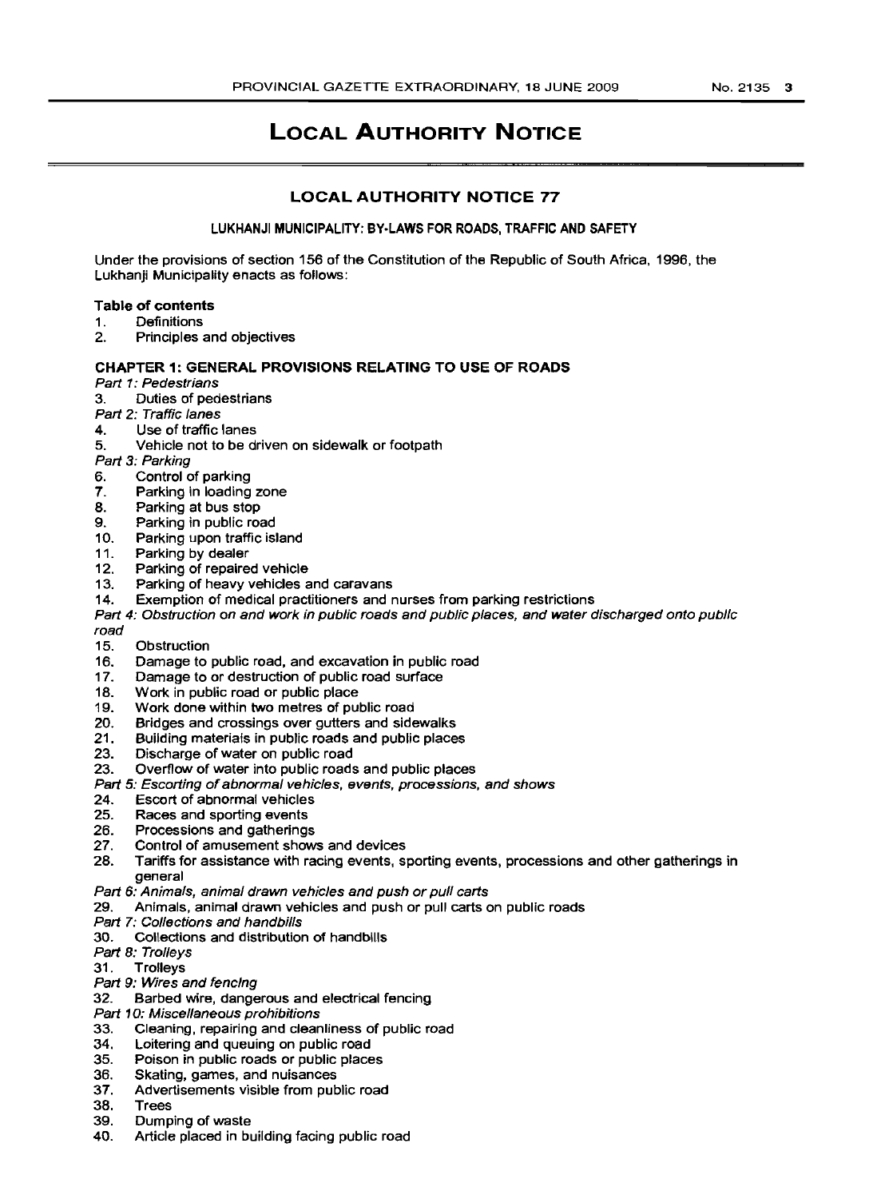# LOCAL AUTHORITY NOTICE

## LOCAL AUTHORITY NOTICE 77

### LUKHANJI MUNICIPALITY: BY-LAWS FOR ROADS, TRAFFIC AND SAFETY

Under the provisions of section 156 of the Constitution of the Republic of South Africa, 1996, the Lukhanji Municipality enacts as follows:

**Table of contents**

1. Definitions
2. Principles and objectives

**CHAPTER 1: GENERAL PROVISIONS RELATING TO USE OF ROADS**

*Part 1: Pedestrians*

3. Duties of pedestrians

*Part 2: Traffic lanes*

4. Use of traffic lanes
5. Vehicle not to be driven on sidewalk or footpath

*Part 3: Parking*

6. Control of parking
7. Parking in loading zone
8. Parking at bus stop
9. Parking in public road
10. Parking upon traffic island
11. Parking by dealer
12. Parking of repaired vehicle
13. Parking of heavy vehicles and caravans
14. Exemption of medical practitioners and nurses from parking restrictions

*Part 4: Obstruction on and work in public roads and public places, and water discharged onto public road*

15. Obstruction
16. Damage to public road, and excavation in public road
17. Damage to or destruction of public road surface
18. Work in public road or public place
19. Work done within two metres of public road
20. Bridges and crossings over gutters and sidewalks
21. Building materials in public roads and public places
23. Discharge of water on public road
23. Overflow of water into public roads and public places

*Part 5: Escorting of abnormal vehicles, events, processions, and shows*

24. Escort of abnormal vehicles
25. Races and sporting events
26. Processions and gatherings
27. Control of amusement shows and devices
28. Tariffs for assistance with racing events, sporting events, processions and other gatherings in general

*Part 6: Animals, animal drawn vehicles and push or pull carts*

29. Animals, animal drawn vehicles and push or pull carts on public roads

*Part 7: Collections and handbills*

30. Collections and distribution of handbills

*Part 8: Trolleys*

31. Trolleys

*Part 9: Wires and fencing*

32. Barbed wire, dangerous and electrical fencing

*Part 10: Miscellaneous prohibitions*

33. Cleaning, repairing and cleanliness of public road
34. Loitering and queuing on public road
35. Poison in public roads or public places
36. Skating, games, and nuisances
37. Advertisements visible from public road
38. Trees
39. Dumping of waste
40. Article placed in building facing public road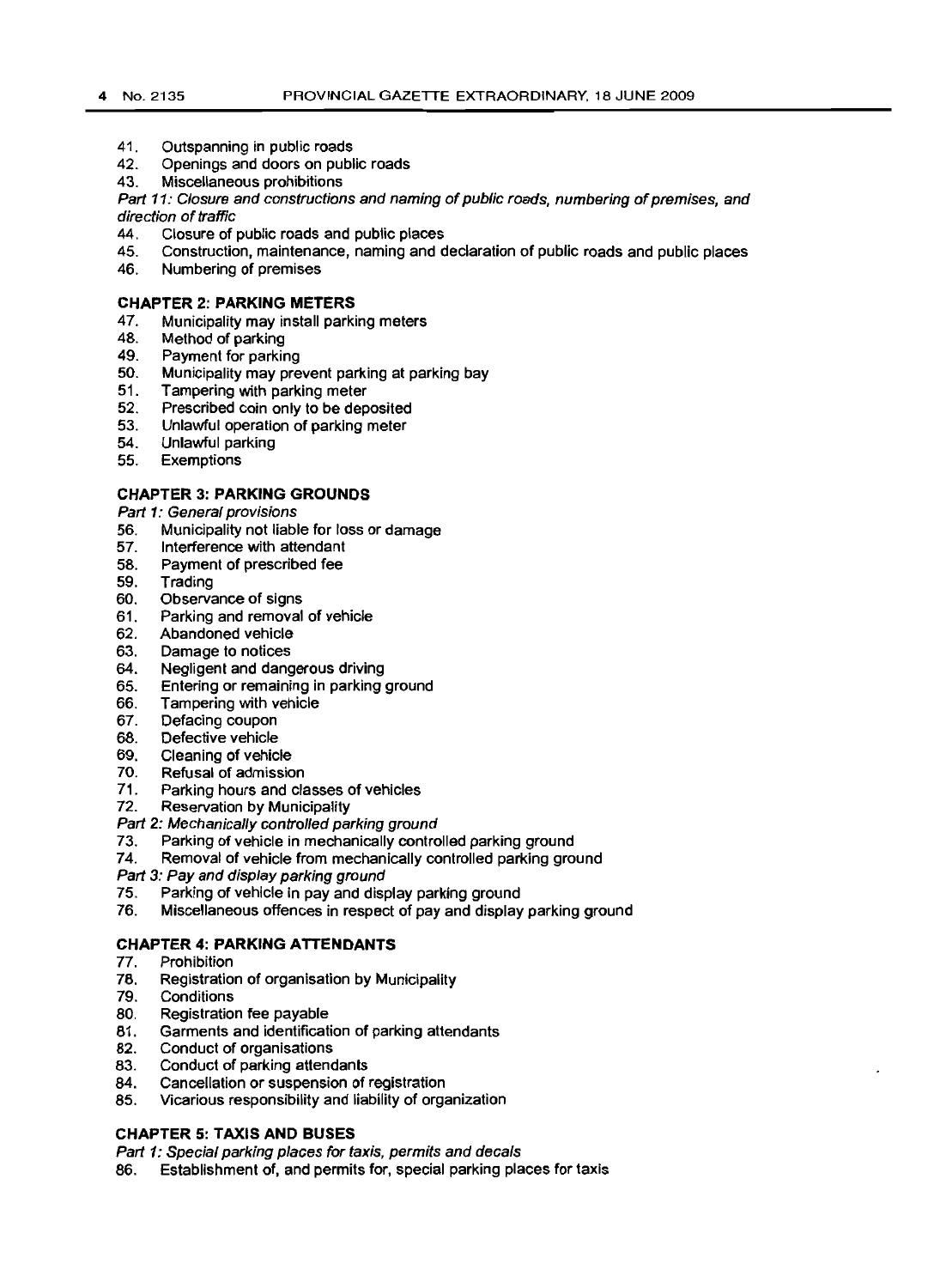41. Outspanning in public roads
42. Openings and doors on public roads
43. Miscellaneous prohibitions

*Part 11: Closure and constructions and naming of public roads, numbering of premises, and direction of traffic*

44. Closure of public roads and public places
45. Construction, maintenance, naming and declaration of public roads and public places
46. Numbering of premises

**CHAPTER 2: PARKING METERS**

47. Municipality may install parking meters
48. Method of parking
49. Payment for parking
50. Municipality may prevent parking at parking bay
51. Tampering with parking meter
52. Prescribed coin only to be deposited
53. Unlawful operation of parking meter
54. Unlawful parking
55. Exemptions

**CHAPTER 3: PARKING GROUNDS**

*Part 1: General provisions*

56. Municipality not liable for loss or damage
57. Interference with attendant
58. Payment of prescribed fee
59. Trading
60. Observance of signs
61. Parking and removal of vehicle
62. Abandoned vehicle
63. Damage to notices
64. Negligent and dangerous driving
65. Entering or remaining in parking ground
66. Tampering with vehicle
67. Defacing coupon
68. Defective vehicle
69. Cleaning of vehicle
70. Refusal of admission
71. Parking hours and classes of vehicles
72. Reservation by Municipality

*Part 2: Mechanically controlled parking ground*

73. Parking of vehicle in mechanically controlled parking ground
74. Removal of vehicle from mechanically controlled parking ground

*Part 3: Pay and display parking ground*

75. Parking of vehicle in pay and display parking ground
76. Miscellaneous offences in respect of pay and display parking ground

**CHAPTER 4: PARKING ATTENDANTS**

77. Prohibition
78. Registration of organisation by Municipality
79. Conditions
80. Registration fee payable
81. Garments and identification of parking attendants
82. Conduct of organisations
83. Conduct of parking attendants
84. Cancellation or suspension of registration
85. Vicarious responsibility and liability of organization

**CHAPTER 5: TAXIS AND BUSES**

*Part 1: Special parking places for taxis, permits and decals*

86. Establishment of, and permits for, special parking places for taxis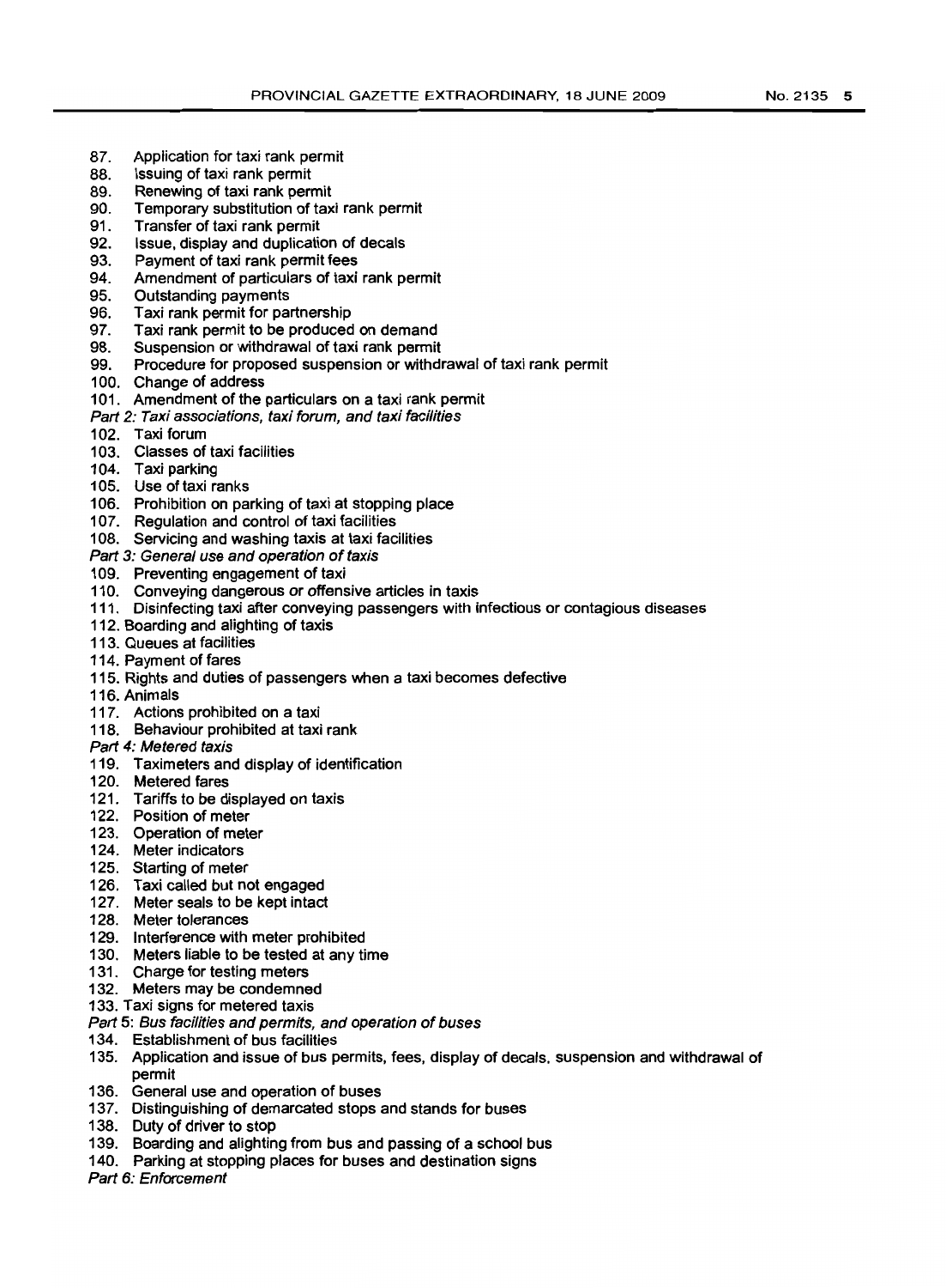87. Application for taxi rank permit
88. Issuing of taxi rank permit
89. Renewing of taxi rank permit
90. Temporary substitution of taxi rank permit
91. Transfer of taxi rank permit
92. Issue, display and duplication of decals
93. Payment of taxi rank permit fees
94. Amendment of particulars of taxi rank permit
95. Outstanding payments
96. Taxi rank permit for partnership
97. Taxi rank permit to be produced on demand
98. Suspension or withdrawal of taxi rank permit
99. Procedure for proposed suspension or withdrawal of taxi rank permit
100. Change of address
101. Amendment of the particulars on a taxi rank permit

*Part 2: Taxi associations, taxi forum, and taxi facilities*

102. Taxi forum
103. Classes of taxi facilities
104. Taxi parking
105. Use of taxi ranks
106. Prohibition on parking of taxi at stopping place
107. Regulation and control of taxi facilities
108. Servicing and washing taxis at taxi facilities

*Part 3: General use and operation of taxis*

109. Preventing engagement of taxi
110. Conveying dangerous or offensive articles in taxis
111. Disinfecting taxi after conveying passengers with infectious or contagious diseases
112. Boarding and alighting of taxis
113. Queues at facilities
114. Payment of fares
115. Rights and duties of passengers when a taxi becomes defective
116. Animals
117. Actions prohibited on a taxi
118. Behaviour prohibited at taxi rank

*Part 4: Metered taxis*

119. Taximeters and display of identification
120. Metered fares
121. Tariffs to be displayed on taxis
122. Position of meter
123. Operation of meter
124. Meter indicators
125. Starting of meter
126. Taxi called but not engaged
127. Meter seals to be kept intact
128. Meter tolerances
129. Interference with meter prohibited
130. Meters liable to be tested at any time
131. Charge for testing meters
132. Meters may be condemned
133. Taxi signs for metered taxis

*Part 5: Bus facilities and permits, and operation of buses*

134. Establishment of bus facilities
135. Application and issue of bus permits, fees, display of decals, suspension and withdrawal of permit
136. General use and operation of buses
137. Distinguishing of demarcated stops and stands for buses
138. Duty of driver to stop
139. Boarding and alighting from bus and passing of a school bus
140. Parking at stopping places for buses and destination signs

*Part 6: Enforcement*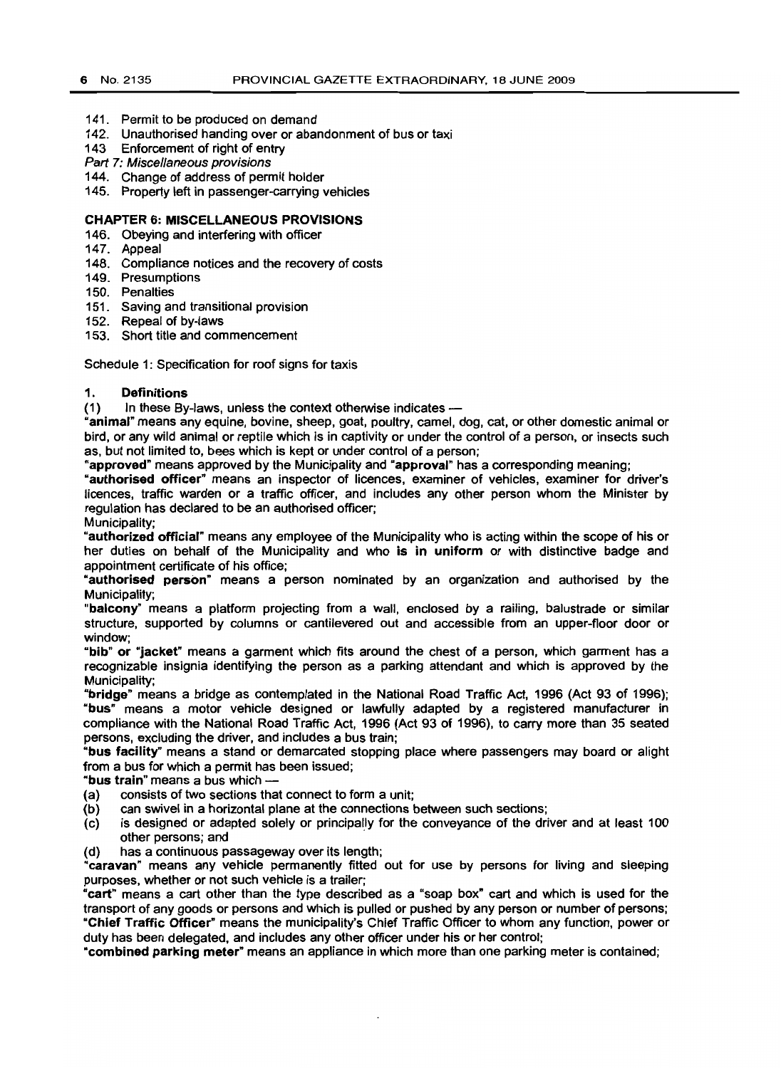141. Permit to be produced on demand
142. Unauthorised handing over or abandonment of bus or taxi
143 Enforcement of right of entry

*Part 7: Miscellaneous provisions*

144. Change of address of permit holder
145. Property left in passenger-carrying vehicles

**CHAPTER 6: MISCELLANEOUS PROVISIONS**

146. Obeying and interfering with officer
147. Appeal
148. Compliance notices and the recovery of costs
149. Presumptions
150. Penalties
151. Saving and transitional provision
152. Repeal of by-laws
153. Short title and commencement

Schedule 1: Specification for roof signs for taxis

**1. Definitions**

(1) In these By-laws, unless the context otherwise indicates —

"**animal**" means any equine, bovine, sheep, goat, poultry, camel, dog, cat, or other domestic animal or bird, or any wild animal or reptile which is in captivity or under the control of a person, or insects such as, but not limited to, bees which is kept or under control of a person;

"**approved**" means approved by the Municipality and "**approval**" has a corresponding meaning;

"**authorised officer**" means an inspector of licences, examiner of vehicles, examiner for driver's licences, traffic warden or a traffic officer, and includes any other person whom the Minister by regulation has declared to be an authorised officer;

Municipality;

"**authorized official**" means any employee of the Municipality who is acting within the scope of his or her duties on behalf of the Municipality and who **is in uniform** or with distinctive badge and appointment certificate of his office;

"**authorised person**" means a person nominated by an organization and authorised by the Municipality;

"**balcony**" means a platform projecting from a wall, enclosed by a railing, balustrade or similar structure, supported by columns or cantilevered out and accessible from an upper-floor door or window;

"**bib**" or "**jacket**" means a garment which fits around the chest of a person, which garment has a recognizable insignia identifying the person as a parking attendant and which is approved by the Municipality;

"**bridge**" means a bridge as contemplated in the National Road Traffic Act, 1996 (Act 93 of 1996);

"**bus**" means a motor vehicle designed or lawfully adapted by a registered manufacturer in compliance with the National Road Traffic Act, 1996 (Act 93 of 1996), to carry more than 35 seated persons, excluding the driver, and includes a bus train;

"**bus facility**" means a stand or demarcated stopping place where passengers may board or alight from a bus for which a permit has been issued;

"**bus train**" means a bus which —

(a) consists of two sections that connect to form a unit;

(b) can swivel in a horizontal plane at the connections between such sections;

(c) is designed or adapted solely or principally for the conveyance of the driver and at least 100 other persons; and

(d) has a continuous passageway over its length;

"**caravan**" means any vehicle permanently fitted out for use by persons for living and sleeping purposes, whether or not such vehicle is a trailer;

"**cart**" means a cart other than the type described as a "soap box" cart and which is used for the transport of any goods or persons and which is pulled or pushed by any person or number of persons;

"**Chief Traffic Officer**" means the municipality's Chief Traffic Officer to whom any function, power or duty has been delegated, and includes any other officer under his or her control;

"**combined parking meter**" means an appliance in which more than one parking meter is contained;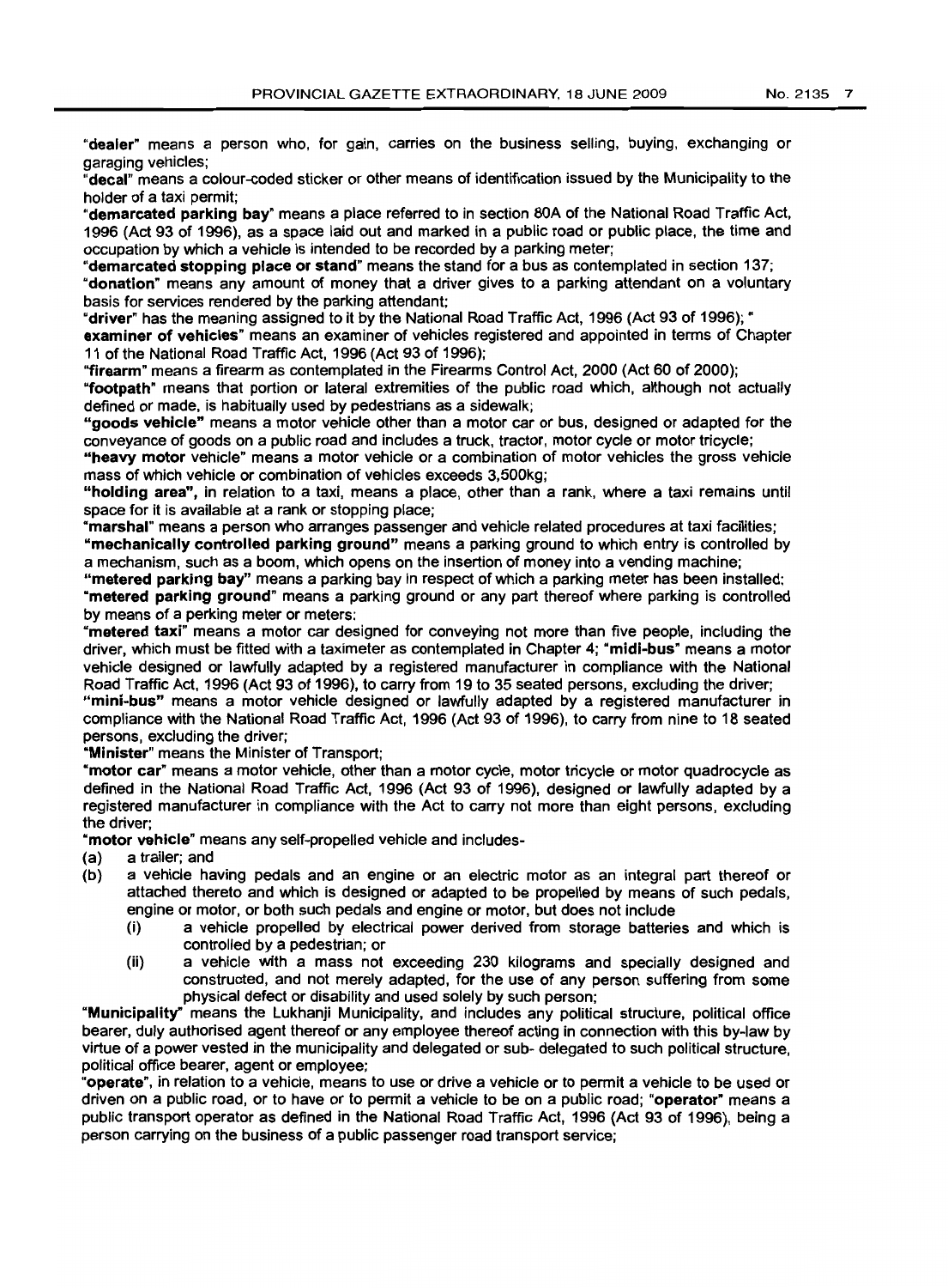"**dealer**" means a person who, for gain, carries on the business selling, buying, exchanging or garaging vehicles;

"**decal**" means a colour-coded sticker or other means of identification issued by the Municipality to the holder of a taxi permit;

"**demarcated parking bay**" means a place referred to in section 80A of the National Road Traffic Act, 1996 (Act 93 of 1996), as a space laid out and marked in a public road or public place, the time and occupation by which a vehicle is intended to be recorded by a parking meter;

"**demarcated stopping place or stand**" means the stand for a bus as contemplated in section 137;

"**donation**" means any amount of money that a driver gives to a parking attendant on a voluntary basis for services rendered by the parking attendant;

"**driver**" has the meaning assigned to it by the National Road Traffic Act, 1996 (Act 93 of 1996); "

**examiner of vehicles**" means an examiner of vehicles registered and appointed in terms of Chapter 11 of the National Road Traffic Act, 1996 (Act 93 of 1996);

"**firearm**" means a firearm as contemplated in the Firearms Control Act, 2000 (Act 60 of 2000);

"**footpath**" means that portion or lateral extremities of the public road which, although not actually defined or made, is habitually used by pedestrians as a sidewalk;

"**goods vehicle**" means a motor vehicle other than a motor car or bus, designed or adapted for the conveyance of goods on a public road and includes a truck, tractor, motor cycle or motor tricycle;

"**heavy motor** vehicle" means a motor vehicle or a combination of motor vehicles the gross vehicle mass of which vehicle or combination of vehicles exceeds 3,500kg;

"**holding area**", in relation to a taxi, means a place, other than a rank, where a taxi remains until space for it is available at a rank or stopping place;

"**marshal**" means a person who arranges passenger and vehicle related procedures at taxi facilities;

"**mechanically controlled parking ground**" means a parking ground to which entry is controlled by a mechanism, such as a boom, which opens on the insertion of money into a vending machine;

"**metered parking bay**" means a parking bay in respect of which a parking meter has been installed;

"**metered parking ground**" means a parking ground or any part thereof where parking is controlled by means of a perking meter or meters;

"**metered taxi**" means a motor car designed for conveying not more than five people, including the driver, which must be fitted with a taximeter as contemplated in Chapter 4; "**midi-bus**" means a motor vehicle designed or lawfully adapted by a registered manufacturer in compliance with the National Road Traffic Act, 1996 (Act 93 of 1996), to carry from 19 to 35 seated persons, excluding the driver;

"**mini-bus**" means a motor vehicle designed or lawfully adapted by a registered manufacturer in compliance with the National Road Traffic Act, 1996 (Act 93 of 1996), to carry from nine to 18 seated persons, excluding the driver;

"**Minister**" means the Minister of Transport;

"**motor car**" means a motor vehicle, other than a motor cycle, motor tricycle or motor quadrocycle as defined in the National Road Traffic Act, 1996 (Act 93 of 1996), designed or lawfully adapted by a registered manufacturer in compliance with the Act to carry not more than eight persons, excluding the driver;

"**motor vehicle**" means any self-propelled vehicle and includes-

(a) a trailer; and

(b) a vehicle having pedals and an engine or an electric motor as an integral part thereof or attached thereto and which is designed or adapted to be propelled by means of such pedals, engine or motor, or both such pedals and engine or motor, but does not include

 (i) a vehicle propelled by electrical power derived from storage batteries and which is controlled by a pedestrian; or

 (ii) a vehicle with a mass not exceeding 230 kilograms and specially designed and constructed, and not merely adapted, for the use of any person suffering from some physical defect or disability and used solely by such person;

"**Municipality**" means the Lukhanji Municipality, and includes any political structure, political office bearer, duly authorised agent thereof or any employee thereof acting in connection with this by-law by virtue of a power vested in the municipality and delegated or sub- delegated to such political structure, political office bearer, agent or employee;

"**operate**", in relation to a vehicle, means to use or drive a vehicle or to permit a vehicle to be used or driven on a public road, or to have or to permit a vehicle to be on a public road; "**operator**" means a public transport operator as defined in the National Road Traffic Act, 1996 (Act 93 of 1996), being a person carrying on the business of a public passenger road transport service;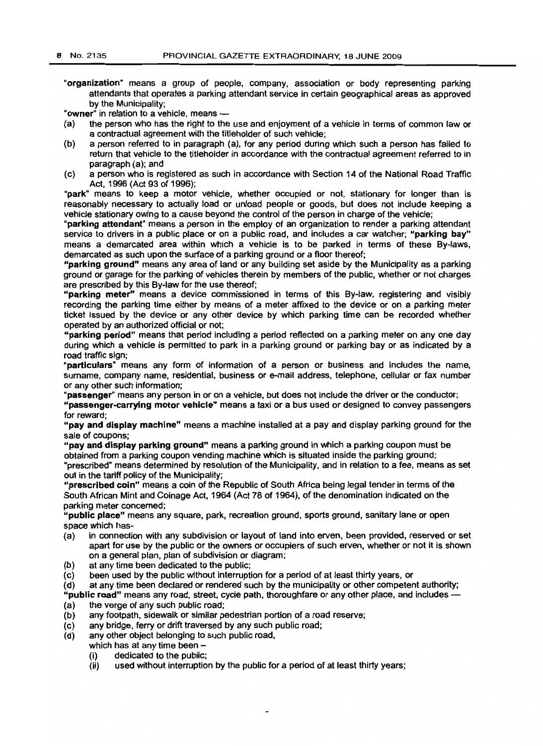"**organization**" means a group of people, company, association or body representing parking attendants that operates a parking attendant service in certain geographical areas as approved by the Municipality;

"**owner**" in relation to a vehicle, means —

(a) the person who has the right to the use and enjoyment of a vehicle in terms of common law or a contractual agreement with the titleholder of such vehicle;

(b) a person referred to in paragraph (a), for any period during which such a person has failed to return that vehicle to the titleholder in accordance with the contractual agreement referred to in paragraph (a); and

(c) a person who is registered as such in accordance with Section 14 of the National Road Traffic Act, 1996 (Act 93 of 1996);

"**park**" means to keep a motor vehicle, whether occupied or not, stationary for longer than is reasonably necessary to actually load or unload people or goods, but does not include keeping a vehicle stationary owing to a cause beyond the control of the person in charge of the vehicle;

"**parking attendant**" means a person in the employ of an organization to render a parking attendant service to drivers in a public place or on a public road, and includes a car watcher; "**parking bay**" means a demarcated area within which a vehicle is to be parked in terms of these By-laws, demarcated as such upon the surface of a parking ground or a floor thereof;

"**parking ground**" means any area of land or any building set aside by the Municipality as a parking ground or garage for the parking of vehicles therein by members of the public, whether or not charges are prescribed by this By-law for the use thereof;

"**parking meter**" means a device commissioned in terms of this By-law, registering and visibly recording the parking time either by means of a meter affixed to the device or on a parking meter ticket issued by the device or any other device by which parking time can be recorded whether operated by an authorized official or not;

"**parking period**" means that period including a period reflected on a parking meter on any one day during which a vehicle is permitted to park in a parking ground or parking bay or as indicated by a road traffic sign;

"**particulars**" means any form of information of a person or business and includes the name, surname, company name, residential, business or e-mail address, telephone, cellular or fax number or any other such information;

"**passenger**" means any person in or on a vehicle, but does not include the driver or the conductor;

"**passenger-carrying motor vehicle**" means a taxi or a bus used or designed to convey passengers for reward;

"**pay and display machine**" means a machine installed at a pay and display parking ground for the sale of coupons;

"**pay and display parking ground**" means a parking ground in which a parking coupon must be obtained from a parking coupon vending machine which is situated inside the parking ground;

"prescribed" means determined by resolution of the Municipality, and in relation to a fee, means as set out in the tariff policy of the Municipality;

"**prescribed coin**" means a coin of the Republic of South Africa being legal tender in terms of the South African Mint and Coinage Act, 1964 (Act 78 of 1964), of the denomination indicated on the parking meter concerned;

"**public place**" means any square, park, recreation ground, sports ground, sanitary lane or open space which has-

(a) in connection with any subdivision or layout of land into erven, been provided, reserved or set apart for use by the public or the owners or occupiers of such erven, whether or not it is shown on a general plan, plan of subdivision or diagram;

(b) at any time been dedicated to the public;

(c) been used by the public without interruption for a period of at least thirty years, or

(d) at any time been declared or rendered such by the municipality or other competent authority;

"**public road**" means any road, street, cycle path, thoroughfare or any other place, and includes —

(a) the verge of any such public road;

(b) any footpath, sidewalk or similar pedestrian portion of a road reserve;

(c) any bridge, ferry or drift traversed by any such public road;

(d) any other object belonging to such public road,

which has at any time been –

(i) dedicated to the public;

(ii) used without interruption by the public for a period of at least thirty years;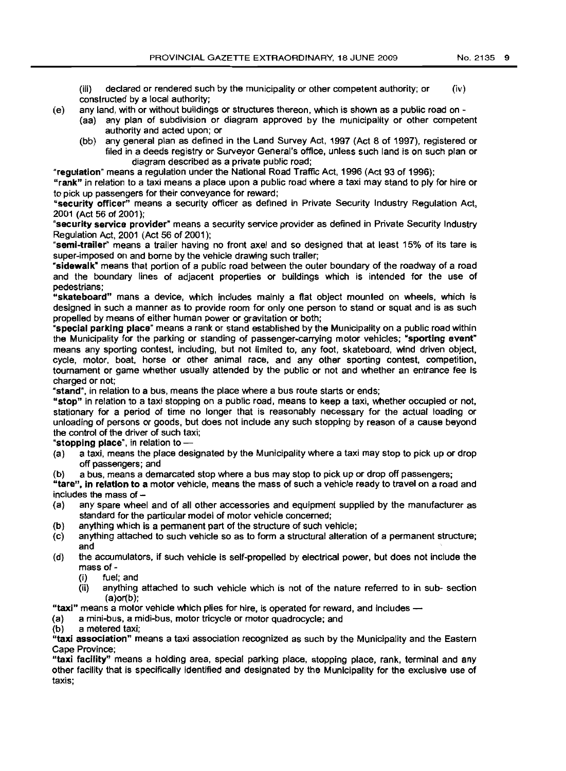(iii) declared or rendered such by the municipality or other competent authority; or (iv) constructed by a local authority;

(e) any land, with or without buildings or structures thereon, which is shown as a public road on -
   (aa) any plan of subdivision or diagram approved by the municipality or other competent authority and acted upon; or
   (bb) any general plan as defined in the Land Survey Act, 1997 (Act 8 of 1997), registered or filed in a deeds registry or Surveyor General's office, unless such land is on such plan or diagram described as a private public road;

"**regulation**" means a regulation under the National Road Traffic Act, 1996 (Act 93 of 1996);

"**rank**" in relation to a taxi means a place upon a public road where a taxi may stand to ply for hire or to pick up passengers for their conveyance for reward;

"**security officer**" means a security officer as defined in Private Security Industry Regulation Act, 2001 (Act 56 of 2001);

"**security service provider**" means a security service provider as defined in Private Security Industry Regulation Act, 2001 (Act 56 of 2001);

"**semi-trailer**" means a trailer having no front axel and so designed that at least 15% of its tare is super-imposed on and borne by the vehicle drawing such trailer;

"**sidewalk**" means that portion of a public road between the outer boundary of the roadway of a road and the boundary lines of adjacent properties or buildings which is intended for the use of pedestrians;

"**skateboard**" mans a device, which includes mainly a flat object mounted on wheels, which is designed in such a manner as to provide room for only one person to stand or squat and is as such propelled by means of either human power or gravitation or both;

"**special parking place**" means a rank or stand established by the Municipality on a public road within the Municipality for the parking or standing of passenger-carrying motor vehicles; "**sporting event**" means any sporting contest, including, but not limited to, any foot, skateboard, wind driven object, cycle, motor, boat, horse or other animal race, and any other sporting contest, competition, tournament or game whether usually attended by the public or not and whether an entrance fee is charged or not;

"**stand**", in relation to a bus, means the place where a bus route starts or ends;

"**stop**" in relation to a taxi stopping on a public road, means to keep a taxi, whether occupied or not, stationary for a period of time no longer that is reasonably necessary for the actual loading or unloading of persons or goods, but does not include any such stopping by reason of a cause beyond the control of the driver of such taxi;

"**stopping place**", in relation to —

(a) a taxi, means the place designated by the Municipality where a taxi may stop to pick up or drop off passengers; and

(b) a bus, means a demarcated stop where a bus may stop to pick up or drop off passengers;

"**tare", in relation to a** motor vehicle, means the mass of such a vehicle ready to travel on a road and includes the mass of –

(a) any spare wheel and of all other accessories and equipment supplied by the manufacturer as standard for the particular model of motor vehicle concerned;

(b) anything which is a permanent part of the structure of such vehicle;

(c) anything attached to such vehicle so as to form a structural alteration of a permanent structure; and

(d) the accumulators, if such vehicle is self-propelled by electrical power, but does not include the mass of -
   (i) fuel; and
   (ii) anything attached to such vehicle which is not of the nature referred to in sub- section (a)or(b);

"**taxi**" means a motor vehicle which plies for hire, is operated for reward, and includes —

(a) a mini-bus, a midi-bus, motor tricycle or motor quadrocycle; and

(b) a metered taxi;

"**taxi association**" means a taxi association recognized as such by the Municipality and the Eastern Cape Province;

"**taxi facility**" means a holding area, special parking place, stopping place, rank, terminal and any other facility that is specifically identified and designated by the Municipality for the exclusive use of taxis;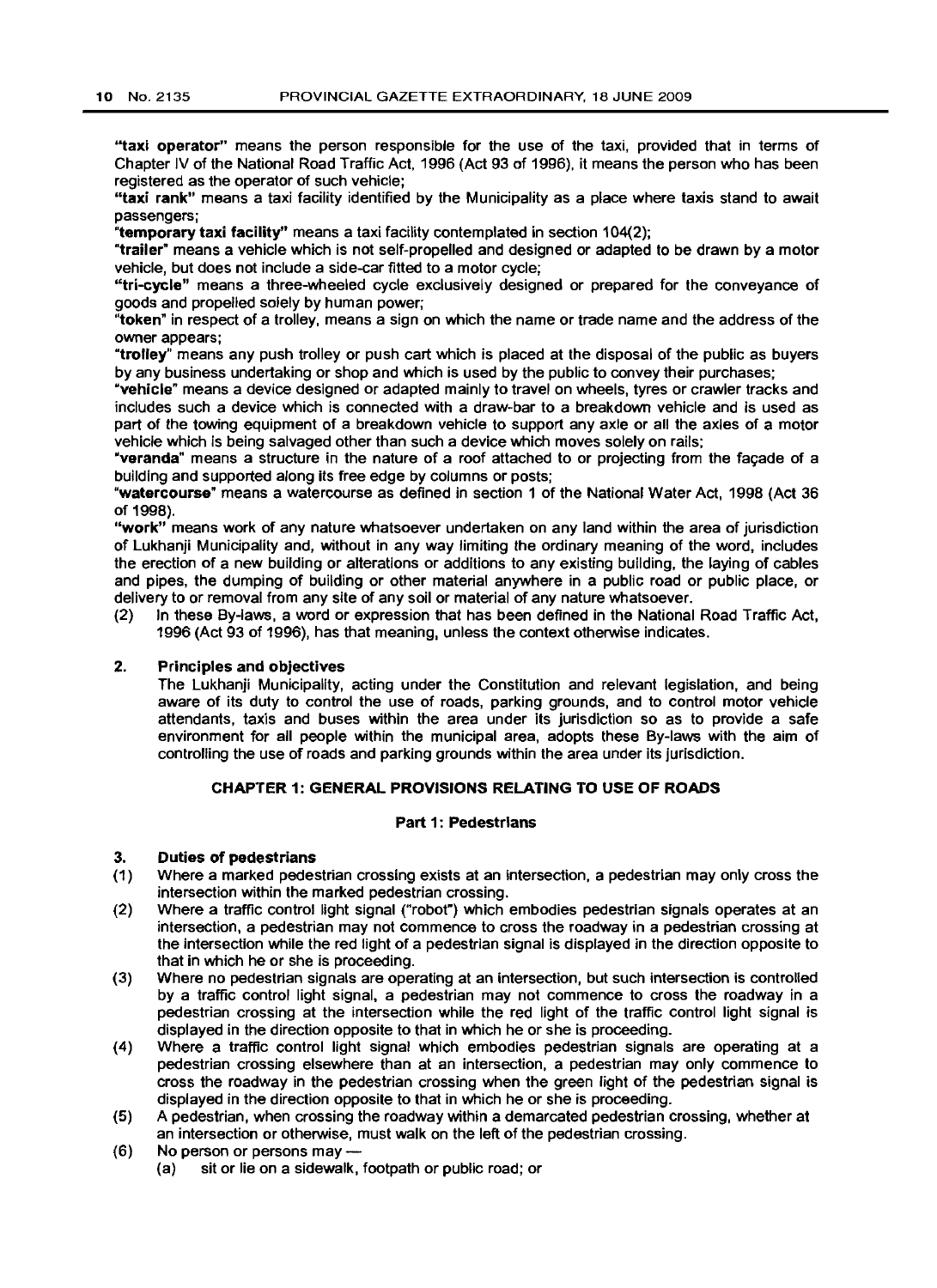**"taxi operator"** means the person responsible for the use of the taxi, provided that in terms of Chapter IV of the National Road Traffic Act, 1996 (Act 93 of 1996), it means the person who has been registered as the operator of such vehicle;

**"taxi rank"** means a taxi facility identified by the Municipality as a place where taxis stand to await passengers;

**"temporary taxi facility"** means a taxi facility contemplated in section 104(2);

**"trailer"** means a vehicle which is not self-propelled and designed or adapted to be drawn by a motor vehicle, but does not include a side-car fitted to a motor cycle;

**"tri-cycle"** means a three-wheeled cycle exclusively designed or prepared for the conveyance of goods and propelled solely by human power;

**"token"** in respect of a trolley, means a sign on which the name or trade name and the address of the owner appears;

**"trolley"** means any push trolley or push cart which is placed at the disposal of the public as buyers by any business undertaking or shop and which is used by the public to convey their purchases;

**"vehicle"** means a device designed or adapted mainly to travel on wheels, tyres or crawler tracks and includes such a device which is connected with a draw-bar to a breakdown vehicle and is used as part of the towing equipment of a breakdown vehicle to support any axle or all the axles of a motor vehicle which is being salvaged other than such a device which moves solely on rails;

**"veranda"** means a structure in the nature of a roof attached to or projecting from the façade of a building and supported along its free edge by columns or posts;

**"watercourse"** means a watercourse as defined in section 1 of the National Water Act, 1998 (Act 36 of 1998).

**"work"** means work of any nature whatsoever undertaken on any land within the area of jurisdiction of Lukhanji Municipality and, without in any way limiting the ordinary meaning of the word, includes the erection of a new building or alterations or additions to any existing building, the laying of cables and pipes, the dumping of building or other material anywhere in a public road or public place, or delivery to or removal from any site of any soil or material of any nature whatsoever.

(2) In these By-laws, a word or expression that has been defined in the National Road Traffic Act, 1996 (Act 93 of 1996), has that meaning, unless the context otherwise indicates.

### 2. Principles and objectives

The Lukhanji Municipality, acting under the Constitution and relevant legislation, and being aware of its duty to control the use of roads, parking grounds, and to control motor vehicle attendants, taxis and buses within the area under its jurisdiction so as to provide a safe environment for all people within the municipal area, adopts these By-laws with the aim of controlling the use of roads and parking grounds within the area under its jurisdiction.

## CHAPTER 1: GENERAL PROVISIONS RELATING TO USE OF ROADS

### Part 1: Pedestrians

### 3. Duties of pedestrians

(1) Where a marked pedestrian crossing exists at an intersection, a pedestrian may only cross the intersection within the marked pedestrian crossing.

(2) Where a traffic control light signal ("robot") which embodies pedestrian signals operates at an intersection, a pedestrian may not commence to cross the roadway in a pedestrian crossing at the intersection while the red light of a pedestrian signal is displayed in the direction opposite to that in which he or she is proceeding.

(3) Where no pedestrian signals are operating at an intersection, but such intersection is controlled by a traffic control light signal, a pedestrian may not commence to cross the roadway in a pedestrian crossing at the intersection while the red light of the traffic control light signal is displayed in the direction opposite to that in which he or she is proceeding.

(4) Where a traffic control light signal which embodies pedestrian signals are operating at a pedestrian crossing elsewhere than at an intersection, a pedestrian may only commence to cross the roadway in the pedestrian crossing when the green light of the pedestrian signal is displayed in the direction opposite to that in which he or she is proceeding.

(5) A pedestrian, when crossing the roadway within a demarcated pedestrian crossing, whether at an intersection or otherwise, must walk on the left of the pedestrian crossing.

(6) No person or persons may —

(a) sit or lie on a sidewalk, footpath or public road; or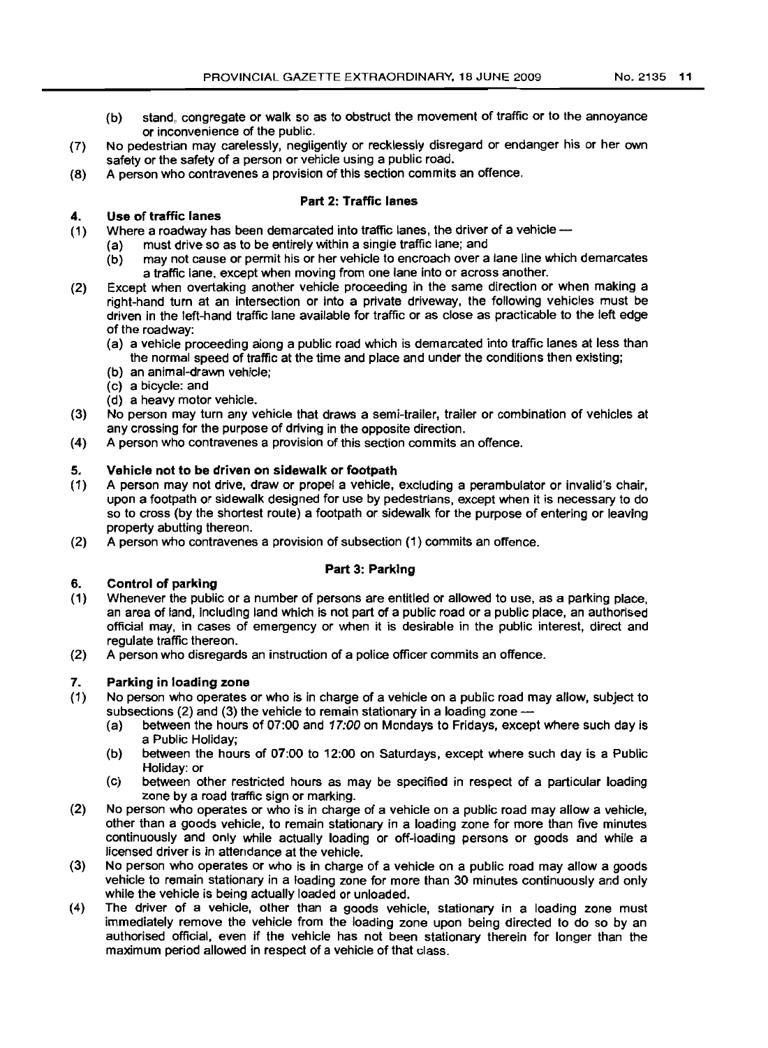(b) stand, congregate or walk so as to obstruct the movement of traffic or to the annoyance or inconvenience of the public.

(7) No pedestrian may carelessly, negligently or recklessly disregard or endanger his or her own safety or the safety of a person or vehicle using a public road.

(8) A person who contravenes a provision of this section commits an offence.

## Part 2: Traffic lanes

### 4. Use of traffic lanes

(1) Where a roadway has been demarcated into traffic lanes, the driver of a vehicle —

(a) must drive so as to be entirely within a single traffic lane; and

(b) may not cause or permit his or her vehicle to encroach over a lane line which demarcates a traffic lane, except when moving from one lane into or across another.

(2) Except when overtaking another vehicle proceeding in the same direction or when making a right-hand turn at an intersection or into a private driveway, the following vehicles must be driven in the left-hand traffic lane available for traffic or as close as practicable to the left edge of the roadway:

(a) a vehicle proceeding along a public road which is demarcated into traffic lanes at less than the normal speed of traffic at the time and place and under the conditions then existing;

(b) an animal-drawn vehicle;

(c) a bicycle: and

(d) a heavy motor vehicle.

(3) No person may turn any vehicle that draws a semi-trailer, trailer or combination of vehicles at any crossing for the purpose of driving in the opposite direction.

(4) A person who contravenes a provision of this section commits an offence.

### 5. Vehicle not to be driven on sidewalk or footpath

(1) A person may not drive, draw or propel a vehicle, excluding a perambulator or invalid's chair, upon a footpath or sidewalk designed for use by pedestrians, except when it is necessary to do so to cross (by the shortest route) a footpath or sidewalk for the purpose of entering or leaving property abutting thereon.

(2) A person who contravenes a provision of subsection (1) commits an offence.

## Part 3: Parking

### 6. Control of parking

(1) Whenever the public or a number of persons are entitled or allowed to use, as a parking place, an area of land, including land which is not part of a public road or a public place, an authorised official may, in cases of emergency or when it is desirable in the public interest, direct and regulate traffic thereon.

(2) A person who disregards an instruction of a police officer commits an offence.

### 7. Parking in loading zone

(1) No person who operates or who is in charge of a vehicle on a public road may allow, subject to subsections (2) and (3) the vehicle to remain stationary in a loading zone —

(a) between the hours of 07:00 and *17:00* on Mondays to Fridays, except where such day is a Public Holiday;

(b) between the hours of 07:00 to 12:00 on Saturdays, except where such day is a Public Holiday: or

(c) between other restricted hours as may be specified in respect of a particular loading zone by a road traffic sign or marking.

(2) No person who operates or who is in charge of a vehicle on a public road may allow a vehicle, other than a goods vehicle, to remain stationary in a loading zone for more than five minutes continuously and only while actually loading or off-loading persons or goods and while a licensed driver is in attendance at the vehicle.

(3) No person who operates or who is in charge of a vehicle on a public road may allow a goods vehicle to remain stationary in a loading zone for more than 30 minutes continuously and only while the vehicle is being actually loaded or unloaded.

(4) The driver of a vehicle, other than a goods vehicle, stationary in a loading zone must immediately remove the vehicle from the loading zone upon being directed to do so by an authorised official, even if the vehicle has not been stationary therein for longer than the maximum period allowed in respect of a vehicle of that class.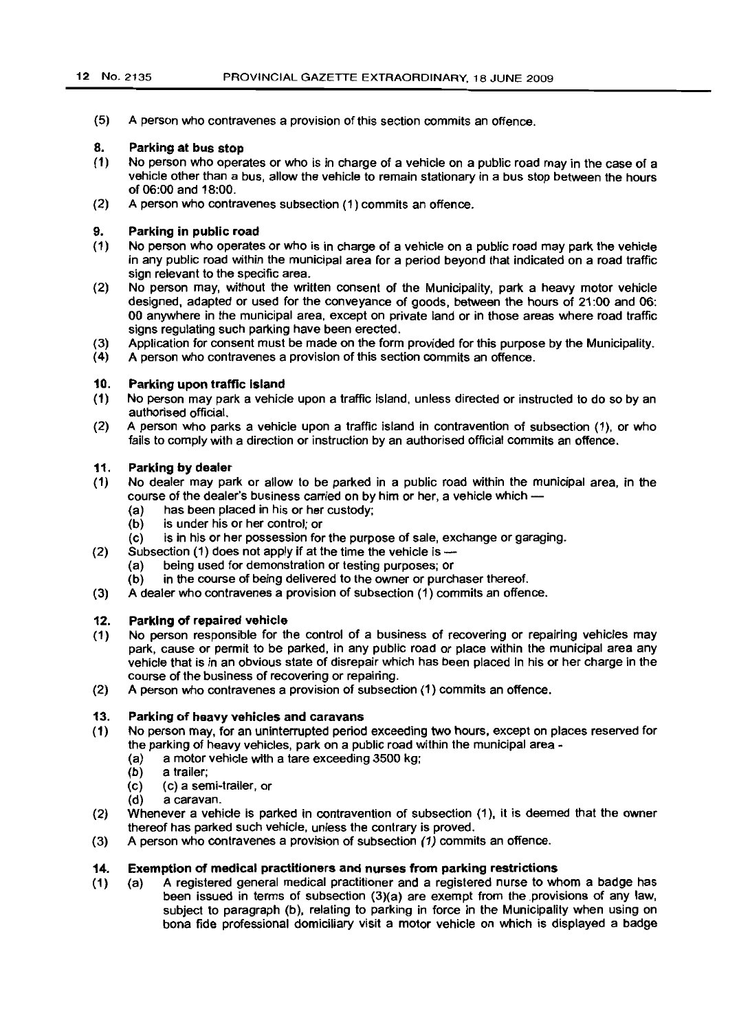(5) A person who contravenes a provision of this section commits an offence.

### 8. Parking at bus stop

(1) No person who operates or who is in charge of a vehicle on a public road may in the case of a vehicle other than a bus, allow the vehicle to remain stationary in a bus stop between the hours of 06:00 and 18:00.

(2) A person who contravenes subsection (1) commits an offence.

### 9. Parking in public road

(1) No person who operates or who is in charge of a vehicle on a public road may park the vehicle in any public road within the municipal area for a period beyond that indicated on a road traffic sign relevant to the specific area.

(2) No person may, without the written consent of the Municipality, park a heavy motor vehicle designed, adapted or used for the conveyance of goods, between the hours of 21:00 and 06: 00 anywhere in the municipal area, except on private land or in those areas where road traffic signs regulating such parking have been erected.

(3) Application for consent must be made on the form provided for this purpose by the Municipality.

(4) A person who contravenes a provision of this section commits an offence.

### 10. Parking upon traffic island

(1) No person may park a vehicle upon a traffic island, unless directed or instructed to do so by an authorised official.

(2) A person who parks a vehicle upon a traffic island in contravention of subsection (1), or who fails to comply with a direction or instruction by an authorised official commits an offence.

### 11. Parking by dealer

(1) No dealer may park or allow to be parked in a public road within the municipal area, in the course of the dealer's business carried on by him or her, a vehicle which —
  - (a) has been placed in his or her custody;
  - (b) is under his or her control; or
  - (c) is in his or her possession for the purpose of sale, exchange or garaging.

(2) Subsection (1) does not apply if at the time the vehicle is —
  - (a) being used for demonstration or testing purposes; or
  - (b) in the course of being delivered to the owner or purchaser thereof.

(3) A dealer who contravenes a provision of subsection (1) commits an offence.

### 12. Parking of repaired vehicle

(1) No person responsible for the control of a business of recovering or repairing vehicles may park, cause or permit to be parked, in any public road or place within the municipal area any vehicle that is in an obvious state of disrepair which has been placed in his or her charge in the course of the business of recovering or repairing.

(2) A person who contravenes a provision of subsection (1) commits an offence.

### 13. Parking of heavy vehicles and caravans

(1) No person may, for an uninterrupted period exceeding two hours, except on places reserved for the parking of heavy vehicles, park on a public road within the municipal area -
  - (a) a motor vehicle with a tare exceeding 3500 kg;
  - (b) a trailer;
  - (c) (c) a semi-trailer, or
  - (d) a caravan.

(2) Whenever a vehicle is parked in contravention of subsection (1), it is deemed that the owner thereof has parked such vehicle, unless the contrary is proved.

(3) A person who contravenes a provision of subsection *(1)* commits an offence.

### 14. Exemption of medical practitioners and nurses from parking restrictions

(1) (a) A registered general medical practitioner and a registered nurse to whom a badge has been issued in terms of subsection (3)(a) are exempt from the provisions of any law, subject to paragraph (b), relating to parking in force in the Municipality when using on bona fide professional domiciliary visit a motor vehicle on which is displayed a badge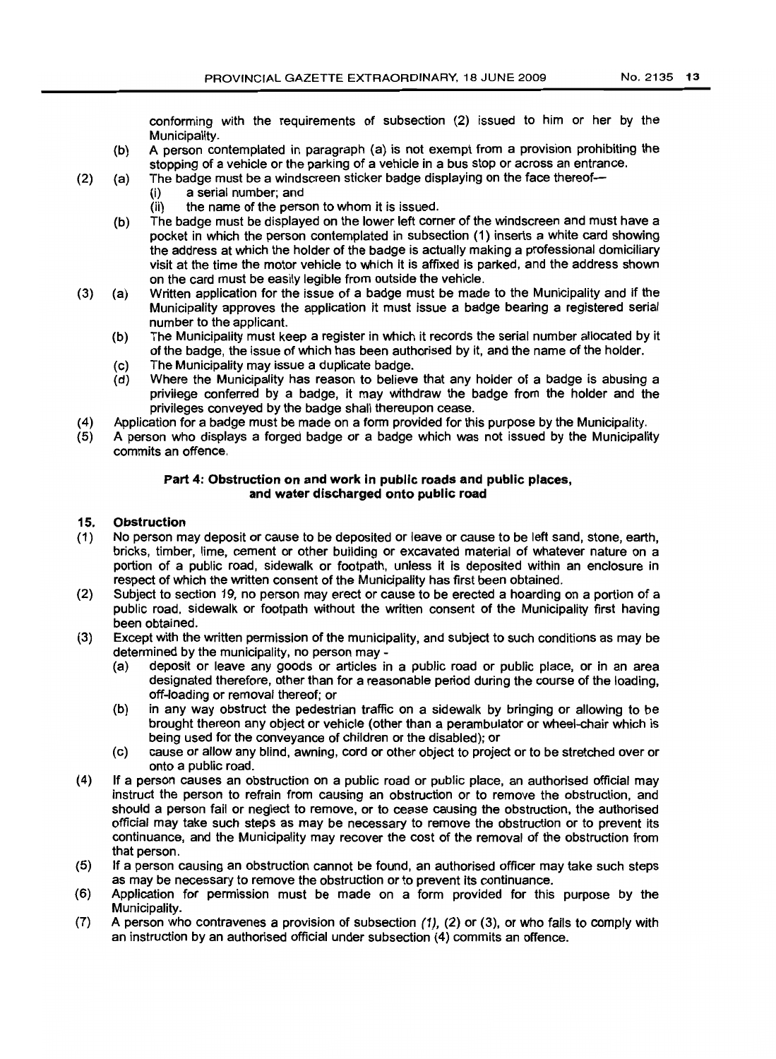conforming with the requirements of subsection (2) issued to him or her by the Municipality.

(b) A person contemplated in paragraph (a) is not exempt from a provision prohibiting the stopping of a vehicle or the parking of a vehicle in a bus stop or across an entrance.

(2) (a) The badge must be a windscreen sticker badge displaying on the face thereof—

(i) a serial number; and

(ii) the name of the person to whom it is issued.

(b) The badge must be displayed on the lower left corner of the windscreen and must have a pocket in which the person contemplated in subsection (1) inserts a white card showing the address at which the holder of the badge is actually making a professional domiciliary visit at the time the motor vehicle to which it is affixed is parked, and the address shown on the card must be easily legible from outside the vehicle.

(3) (a) Written application for the issue of a badge must be made to the Municipality and if the Municipality approves the application it must issue a badge bearing a registered serial number to the applicant.

(b) The Municipality must keep a register in which it records the serial number allocated by it of the badge, the issue of which has been authorised by it, and the name of the holder.

(c) The Municipality may issue a duplicate badge.

(d) Where the Municipality has reason to believe that any holder of a badge is abusing a privilege conferred by a badge, it may withdraw the badge from the holder and the privileges conveyed by the badge shall thereupon cease.

(4) Application for a badge must be made on a form provided for this purpose by the Municipality.

(5) A person who displays a forged badge or a badge which was not issued by the Municipality commits an offence.

### Part 4: Obstruction on and work in public roads and public places, and water discharged onto public road

#### 15. Obstruction

(1) No person may deposit or cause to be deposited or leave or cause to be left sand, stone, earth, bricks, timber, lime, cement or other building or excavated material of whatever nature on a portion of a public road, sidewalk or footpath, unless it is deposited within an enclosure in respect of which the written consent of the Municipality has first been obtained.

(2) Subject to section 19, no person may erect or cause to be erected a hoarding on a portion of a public road, sidewalk or footpath without the written consent of the Municipality first having been obtained.

(3) Except with the written permission of the municipality, and subject to such conditions as may be determined by the municipality, no person may -

(a) deposit or leave any goods or articles in a public road or public place, or in an area designated therefore, other than for a reasonable period during the course of the loading, off-loading or removal thereof; or

(b) in any way obstruct the pedestrian traffic on a sidewalk by bringing or allowing to be brought thereon any object or vehicle (other than a perambulator or wheel-chair which is being used for the conveyance of children or the disabled); or

(c) cause or allow any blind, awning, cord or other object to project or to be stretched over or onto a public road.

(4) If a person causes an obstruction on a public road or public place, an authorised official may instruct the person to refrain from causing an obstruction or to remove the obstruction, and should a person fail or neglect to remove, or to cease causing the obstruction, the authorised official may take such steps as may be necessary to remove the obstruction or to prevent its continuance, and the Municipality may recover the cost of the removal of the obstruction from that person.

(5) If a person causing an obstruction cannot be found, an authorised officer may take such steps as may be necessary to remove the obstruction or to prevent its continuance.

(6) Application for permission must be made on a form provided for this purpose by the Municipality.

(7) A person who contravenes a provision of subsection *(1)*, (2) or (3), or who fails to comply with an instruction by an authorised official under subsection (4) commits an offence.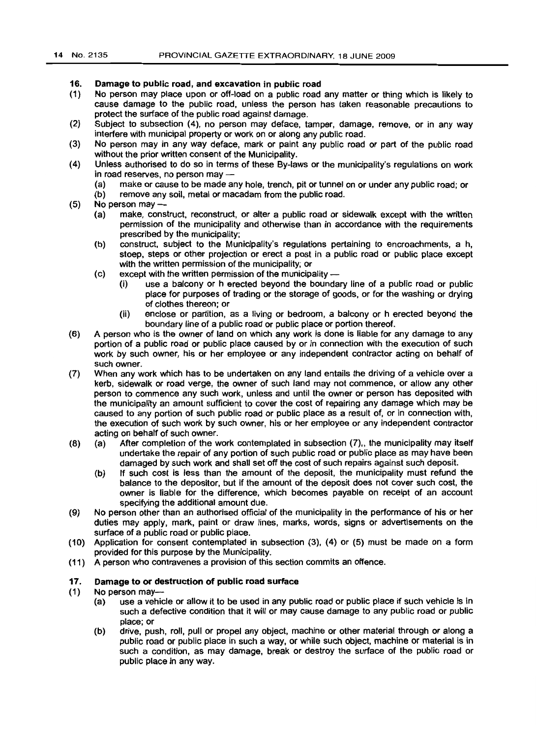### 16. Damage to public road, and excavation in public road

(1) No person may place upon or off-load on a public road any matter or thing which is likely to cause damage to the public road, unless the person has taken reasonable precautions to protect the surface of the public road against damage.

(2) Subject to subsection (4), no person may deface, tamper, damage, remove, or in any way interfere with municipal property or work on or along any public road.

(3) No person may in any way deface, mark or paint any public road or part of the public road without the prior written consent of the Municipality.

(4) Unless authorised to do so in terms of these By-laws or the municipality's regulations on work in road reserves, no person may —

 (a) make or cause to be made any hole, trench, pit or tunnel on or under any public road; or

 (b) remove any soil, metal or macadam from the public road.

(5) No person may —

 (a) make, construct, reconstruct, or alter a public road or sidewalk except with the written permission of the municipality and otherwise than in accordance with the requirements prescribed by the municipality;

 (b) construct, subject to the Municipality's regulations pertaining to encroachments, a h, stoep, steps or other projection or erect a post in a public road or public place except with the written permission of the municipality; or

 (c) except with the written permission of the municipality —

  (i) use a balcony or h erected beyond the boundary line of a public road or public place for purposes of trading or the storage of goods, or for the washing or drying of clothes thereon; or

  (ii) enclose or partition, as a living or bedroom, a balcony or h erected beyond the boundary line of a public road or public place or portion thereof.

(6) A person who is the owner of land on which any work is done is liable for any damage to any portion of a public road or public place caused by or in connection with the execution of such work by such owner, his or her employee or any independent contractor acting on behalf of such owner.

(7) When any work which has to be undertaken on any land entails the driving of a vehicle over a kerb, sidewalk or road verge, the owner of such land may not commence, or allow any other person to commence any such work, unless and until the owner or person has deposited with the municipality an amount sufficient to cover the cost of repairing any damage which may be caused to any portion of such public road or public place as a result of, or in connection with, the execution of such work by such owner, his or her employee or any independent contractor acting on behalf of such owner.

(8) (a) After completion of the work contemplated in subsection (7),, the municipality may itself undertake the repair of any portion of such public road or public place as may have been damaged by such work and shall set off the cost of such repairs against such deposit.

 (b) If such cost is less than the amount of the deposit, the municipality must refund the balance to the depositor, but if the amount of the deposit does not cover such cost, the owner is liable for the difference, which becomes payable on receipt of an account specifying the additional amount due.

(9) No person other than an authorised official of the municipality in the performance of his or her duties may apply, mark, paint or draw lines, marks, words, signs or advertisements on the surface of a public road or public place.

(10) Application for consent contemplated in subsection (3), (4) or (5) must be made on a form provided for this purpose by the Municipality.

(11) A person who contravenes a provision of this section commits an offence.

### 17. Damage to or destruction of public road surface

(1) No person may—

 (a) use a vehicle or allow it to be used in any public road or public place if such vehicle is in such a defective condition that it will or may cause damage to any public road or public place; or

 (b) drive, push, roll, pull or propel any object, machine or other material through or along a public road or public place in such a way, or while such object, machine or material is in such a condition, as may damage, break or destroy the surface of the public road or public place in any way.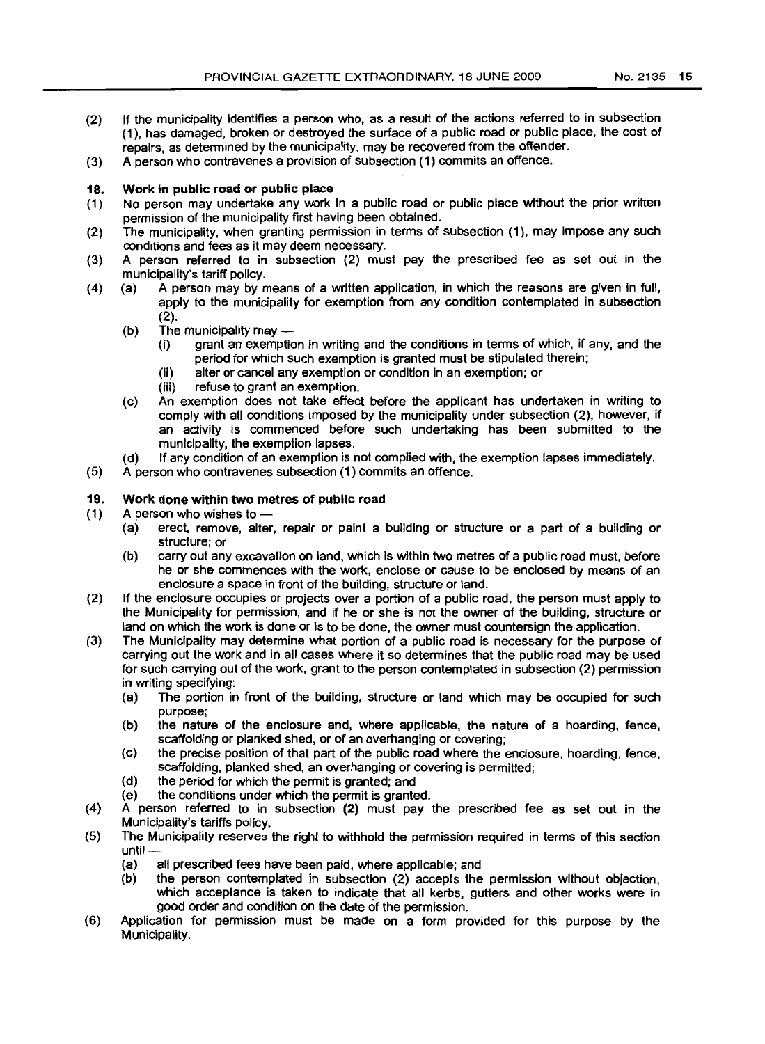(2) If the municipality identifies a person who, as a result of the actions referred to in subsection (1), has damaged, broken or destroyed the surface of a public road or public place, the cost of repairs, as determined by the municipality, may be recovered from the offender.

(3) A person who contravenes a provision of subsection (1) commits an offence.

### 18. Work in public road or public place

(1) No person may undertake any work in a public road or public place without the prior written permission of the municipality first having been obtained.

(2) The municipality, when granting permission in terms of subsection (1), may impose any such conditions and fees as it may deem necessary.

(3) A person referred to in subsection (2) must pay the prescribed fee as set out in the municipality's tariff policy.

(4) (a) A person may by means of a written application, in which the reasons are given in full, apply to the municipality for exemption from any condition contemplated in subsection (2).

(b) The municipality may —

(i) grant an exemption in writing and the conditions in terms of which, if any, and the period for which such exemption is granted must be stipulated therein;

(ii) alter or cancel any exemption or condition in an exemption; or

(iii) refuse to grant an exemption.

(c) An exemption does not take effect before the applicant has undertaken in writing to comply with all conditions imposed by the municipality under subsection (2), however, if an activity is commenced before such undertaking has been submitted to the municipality, the exemption lapses.

(d) If any condition of an exemption is not complied with, the exemption lapses immediately.

(5) A person who contravenes subsection (1) commits an offence.

### 19. Work done within two metres of public road

(1) A person who wishes to —

(a) erect, remove, alter, repair or paint a building or structure or a part of a building or structure; or

(b) carry out any excavation on land, which is within two metres of a public road must, before he or she commences with the work, enclose or cause to be enclosed by means of an enclosure a space in front of the building, structure or land.

(2) If the enclosure occupies or projects over a portion of a public road, the person must apply to the Municipality for permission, and if he or she is not the owner of the building, structure or land on which the work is done or is to be done, the owner must countersign the application.

(3) The Municipality may determine what portion of a public road is necessary for the purpose of carrying out the work and in all cases where it so determines that the public road may be used for such carrying out of the work, grant to the person contemplated in subsection (2) permission in writing specifying:

(a) The portion in front of the building, structure or land which may be occupied for such purpose;

(b) the nature of the enclosure and, where applicable, the nature of a hoarding, fence, scaffolding or planked shed, or of an overhanging or covering;

(c) the precise position of that part of the public road where the enclosure, hoarding, fence, scaffolding, planked shed, an overhanging or covering is permitted;

(d) the period for which the permit is granted; and

(e) the conditions under which the permit is granted.

(4) A person referred to in subsection (2) must pay the prescribed fee as set out in the Municipality's tariffs policy.

(5) The Municipality reserves the right to withhold the permission required in terms of this section until —

(a) all prescribed fees have been paid, where applicable; and

(b) the person contemplated in subsection (2) accepts the permission without objection, which acceptance is taken to indicate that all kerbs, gutters and other works were in good order and condition on the date of the permission.

(6) Application for permission must be made on a form provided for this purpose by the Municipality.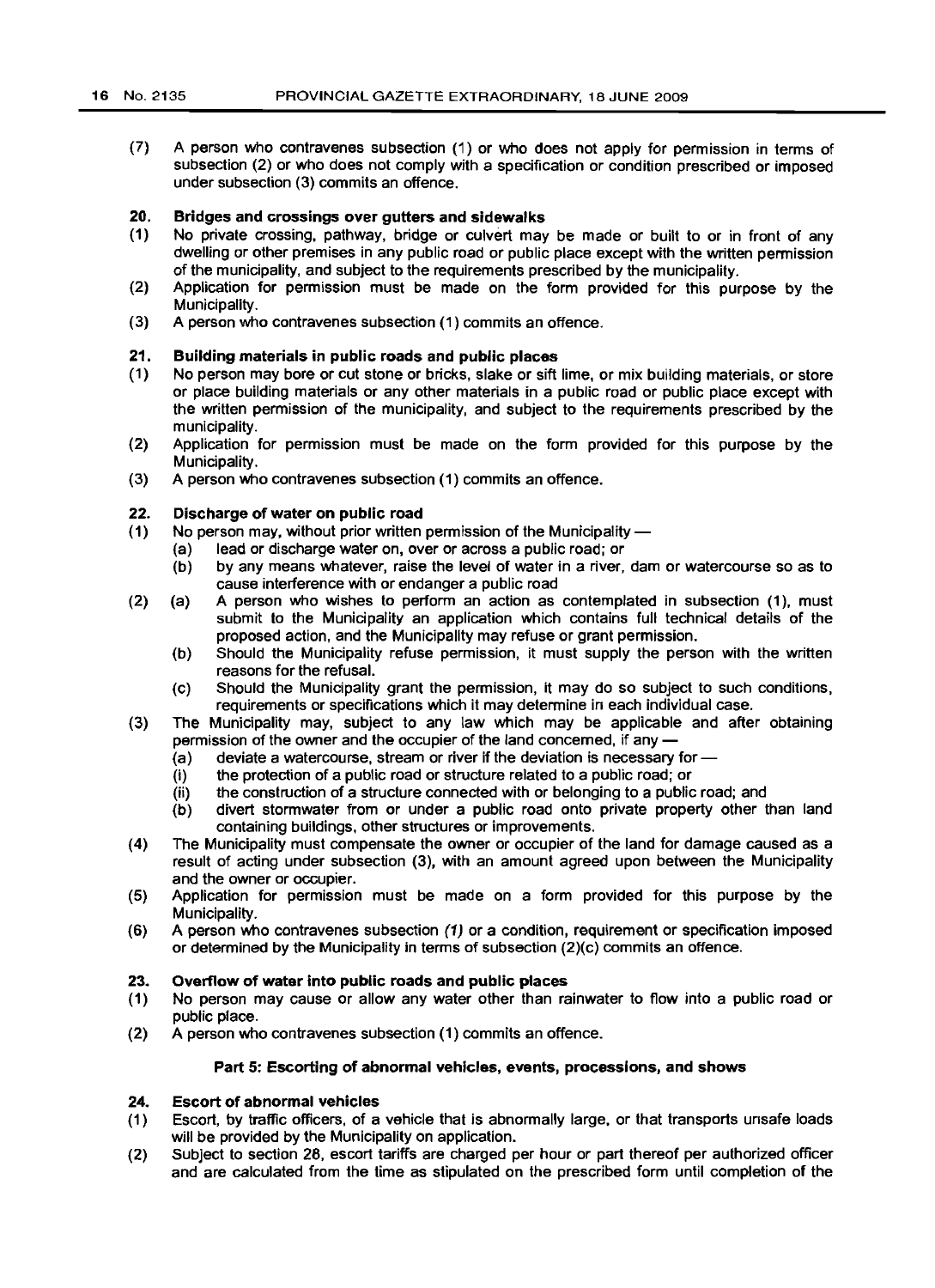(7) A person who contravenes subsection (1) or who does not apply for permission in terms of subsection (2) or who does not comply with a specification or condition prescribed or imposed under subsection (3) commits an offence.

**20. Bridges and crossings over gutters and sidewalks**

(1) No private crossing, pathway, bridge or culvert may be made or built to or in front of any dwelling or other premises in any public road or public place except with the written permission of the municipality, and subject to the requirements prescribed by the municipality.

(2) Application for permission must be made on the form provided for this purpose by the Municipality.

(3) A person who contravenes subsection (1) commits an offence.

**21. Building materials in public roads and public places**

(1) No person may bore or cut stone or bricks, slake or sift lime, or mix building materials, or store or place building materials or any other materials in a public road or public place except with the written permission of the municipality, and subject to the requirements prescribed by the municipality.

(2) Application for permission must be made on the form provided for this purpose by the Municipality.

(3) A person who contravenes subsection (1) commits an offence.

**22. Discharge of water on public road**

(1) No person may, without prior written permission of the Municipality —
  (a) lead or discharge water on, over or across a public road; or
  (b) by any means whatever, raise the level of water in a river, dam or watercourse so as to cause interference with or endanger a public road

(2) (a) A person who wishes to perform an action as contemplated in subsection (1), must submit to the Municipality an application which contains full technical details of the proposed action, and the Municipality may refuse or grant permission.
  (b) Should the Municipality refuse permission, it must supply the person with the written reasons for the refusal.
  (c) Should the Municipality grant the permission, it may do so subject to such conditions, requirements or specifications which it may determine in each individual case.

(3) The Municipality may, subject to any law which may be applicable and after obtaining permission of the owner and the occupier of the land concerned, if any —
  (a) deviate a watercourse, stream or river if the deviation is necessary for —
  (i) the protection of a public road or structure related to a public road; or
  (ii) the construction of a structure connected with or belonging to a public road; and
  (b) divert stormwater from or under a public road onto private property other than land containing buildings, other structures or improvements.

(4) The Municipality must compensate the owner or occupier of the land for damage caused as a result of acting under subsection (3), with an amount agreed upon between the Municipality and the owner or occupier.

(5) Application for permission must be made on a form provided for this purpose by the Municipality.

(6) A person who contravenes subsection *(1)* or a condition, requirement or specification imposed or determined by the Municipality in terms of subsection (2)(c) commits an offence.

**23. Overflow of water into public roads and public places**

(1) No person may cause or allow any water other than rainwater to flow into a public road or public place.

(2) A person who contravenes subsection (1) commits an offence.

## Part 5: Escorting of abnormal vehicles, events, processions, and shows

**24. Escort of abnormal vehicles**

(1) Escort, by traffic officers, of a vehicle that is abnormally large, or that transports unsafe loads will be provided by the Municipality on application.

(2) Subject to section 28, escort tariffs are charged per hour or part thereof per authorized officer and are calculated from the time as stipulated on the prescribed form until completion of the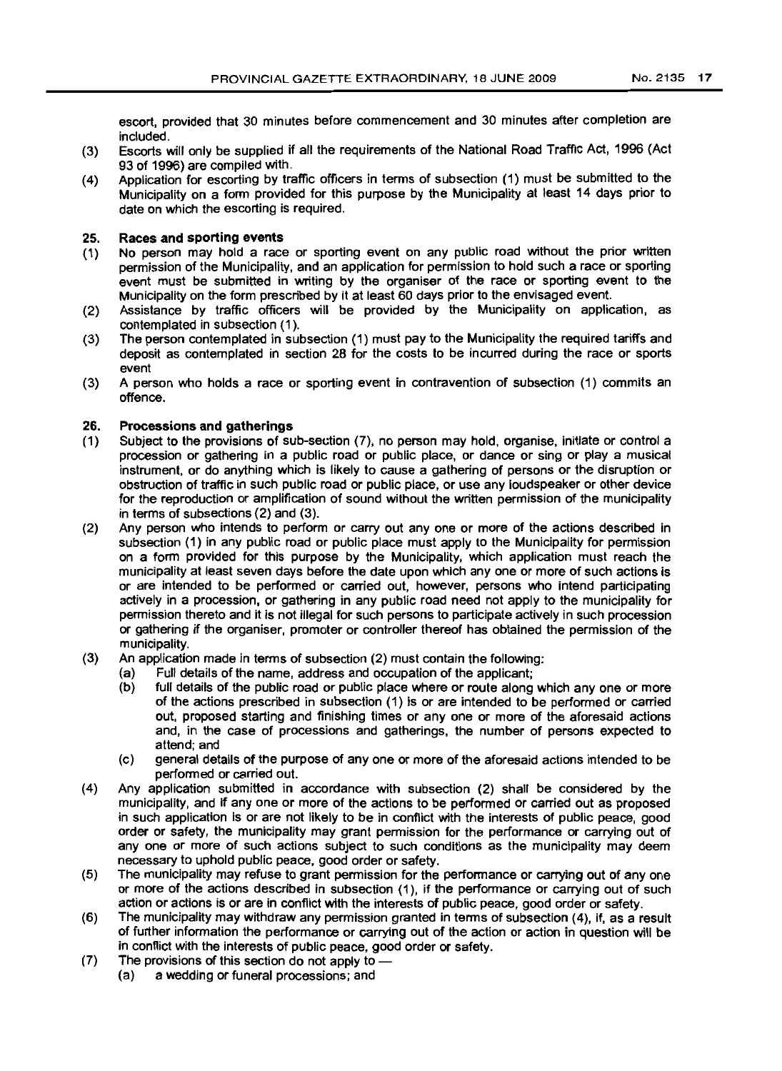escort, provided that 30 minutes before commencement and 30 minutes after completion are included.

(3) Escorts will only be supplied if all the requirements of the National Road Traffic Act, 1996 (Act 93 of 1996) are compiled with.

(4) Application for escorting by traffic officers in terms of subsection (1) must be submitted to the Municipality on a form provided for this purpose by the Municipality at least 14 days prior to date on which the escorting is required.

## 25. Races and sporting events

(1) No person may hold a race or sporting event on any public road without the prior written permission of the Municipality, and an application for permission to hold such a race or sporting event must be submitted in writing by the organiser of the race or sporting event to the Municipality on the form prescribed by it at least 60 days prior to the envisaged event.

(2) Assistance by traffic officers will be provided by the Municipality on application, as contemplated in subsection (1).

(3) The person contemplated in subsection (1) must pay to the Municipality the required tariffs and deposit as contemplated in section 28 for the costs to be incurred during the race or sports event

(3) A person who holds a race or sporting event in contravention of subsection (1) commits an offence.

## 26. Processions and gatherings

(1) Subject to the provisions of sub-section (7), no person may hold, organise, initiate or control a procession or gathering in a public road or public place, or dance or sing or play a musical instrument, or do anything which is likely to cause a gathering of persons or the disruption or obstruction of traffic in such public road or public place, or use any loudspeaker or other device for the reproduction or amplification of sound without the written permission of the municipality in terms of subsections (2) and (3).

(2) Any person who intends to perform or carry out any one or more of the actions described in subsection (1) in any public road or public place must apply to the Municipality for permission on a form provided for this purpose by the Municipality, which application must reach the municipality at least seven days before the date upon which any one or more of such actions is or are intended to be performed or carried out, however, persons who intend participating actively in a procession, or gathering in any public road need not apply to the municipality for permission thereto and it is not illegal for such persons to participate actively in such procession or gathering if the organiser, promoter or controller thereof has obtained the permission of the municipality.

(3) An application made in terms of subsection (2) must contain the following:
   - (a) Full details of the name, address and occupation of the applicant;
   - (b) full details of the public road or public place where or route along which any one or more of the actions prescribed in subsection (1) is or are intended to be performed or carried out, proposed starting and finishing times or any one or more of the aforesaid actions and, in the case of processions and gatherings, the number of persons expected to attend; and
   - (c) general details of the purpose of any one or more of the aforesaid actions intended to be performed or carried out.

(4) Any application submitted in accordance with subsection (2) shall be considered by the municipality, and if any one or more of the actions to be performed or carried out as proposed in such application is or are not likely to be in conflict with the interests of public peace, good order or safety, the municipality may grant permission for the performance or carrying out of any one or more of such actions subject to such conditions as the municipality may deem necessary to uphold public peace, good order or safety.

(5) The municipality may refuse to grant permission for the performance or carrying out of any one or more of the actions described in subsection (1), if the performance or carrying out of such action or actions is or are in conflict with the interests of public peace, good order or safety.

(6) The municipality may withdraw any permission granted in terms of subsection (4), if, as a result of further information the performance or carrying out of the action or action in question will be in conflict with the interests of public peace, good order or safety.

(7) The provisions of this section do not apply to —
   - (a) a wedding or funeral processions; and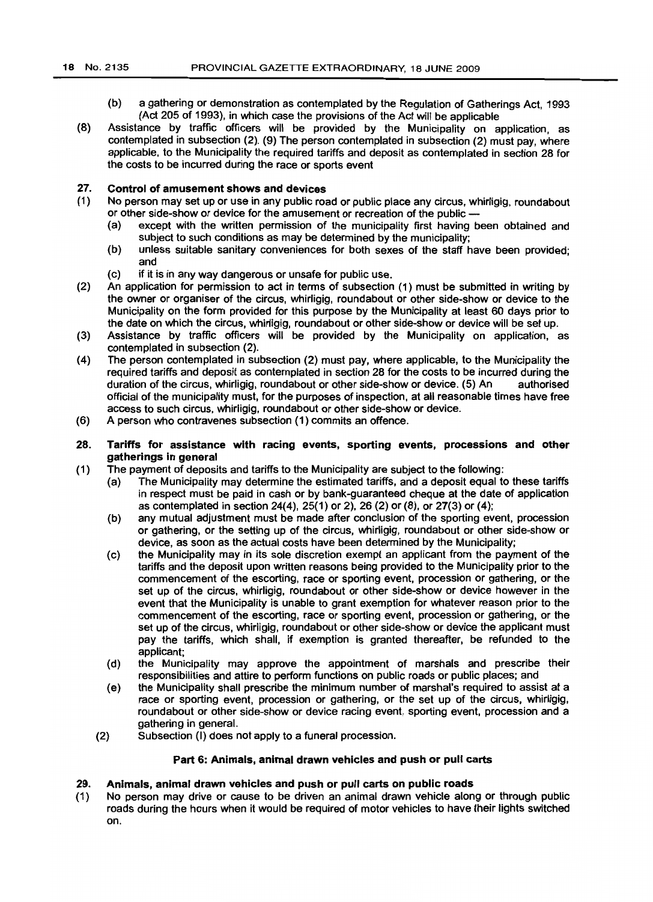(b) a gathering or demonstration as contemplated by the Regulation of Gatherings Act, 1993 (Act 205 of 1993), in which case the provisions of the Act will be applicable

(8) Assistance by traffic officers will be provided by the Municipality on application, as contemplated in subsection (2). (9) The person contemplated in subsection (2) must pay, where applicable, to the Municipality the required tariffs and deposit as contemplated in section 28 for the costs to be incurred during the race or sports event

### 27. Control of amusement shows and devices

(1) No person may set up or use in any public road or public place any circus, whirligig, roundabout or other side-show or device for the amusement or recreation of the public —
  (a) except with the written permission of the municipality first having been obtained and subject to such conditions as may be determined by the municipality;
  (b) unless suitable sanitary conveniences for both sexes of the staff have been provided; and
  (c) if it is in any way dangerous or unsafe for public use.

(2) An application for permission to act in terms of subsection (1) must be submitted in writing by the owner or organiser of the circus, whirligig, roundabout or other side-show or device to the Municipality on the form provided for this purpose by the Municipality at least 60 days prior to the date on which the circus, whirligig, roundabout or other side-show or device will be set up.

(3) Assistance by traffic officers will be provided by the Municipality on application, as contemplated in subsection (2).

(4) The person contemplated in subsection (2) must pay, where applicable, to the Municipality the required tariffs and deposit as contemplated in section 28 for the costs to be incurred during the duration of the circus, whirligig, roundabout or other side-show or device. (5) An authorised official of the municipality must, for the purposes of inspection, at all reasonable times have free access to such circus, whirligig, roundabout or other side-show or device.

(6) A person who contravenes subsection (1) commits an offence.

### 28. Tariffs for assistance with racing events, sporting events, processions and other gatherings in general

(1) The payment of deposits and tariffs to the Municipality are subject to the following:
  (a) The Municipality may determine the estimated tariffs, and a deposit equal to these tariffs in respect must be paid in cash or by bank-guaranteed cheque at the date of application as contemplated in section 24(4), 25(1) or 2), 26 (2) or (8), or 27(3) or (4);
  (b) any mutual adjustment must be made after conclusion of the sporting event, procession or gathering, or the setting up of the circus, whirligig, roundabout or other side-show or device, as soon as the actual costs have been determined by the Municipality;
  (c) the Municipality may in its sole discretion exempt an applicant from the payment of the tariffs and the deposit upon written reasons being provided to the Municipality prior to the commencement of the escorting, race or sporting event, procession or gathering, or the set up of the circus, whirligig, roundabout or other side-show or device however in the event that the Municipality is unable to grant exemption for whatever reason prior to the commencement of the escorting, race or sporting event, procession or gathering, or the set up of the circus, whirligig, roundabout or other side-show or device the applicant must pay the tariffs, which shall, if exemption is granted thereafter, be refunded to the applicant;
  (d) the Municipality may approve the appointment of marshals and prescribe their responsibilities and attire to perform functions on public roads or public places; and
  (e) the Municipality shall prescribe the minimum number of marshal's required to assist at a race or sporting event, procession or gathering, or the set up of the circus, whirligig, roundabout or other side-show or device racing event, sporting event, procession and a gathering in general.

(2) Subsection (I) does not apply to a funeral procession.

## Part 6: Animals, animal drawn vehicles and push or pull carts

### 29. Animals, animal drawn vehicles and push or pull carts on public roads

(1) No person may drive or cause to be driven an animal drawn vehicle along or through public roads during the hours when it would be required of motor vehicles to have their lights switched on.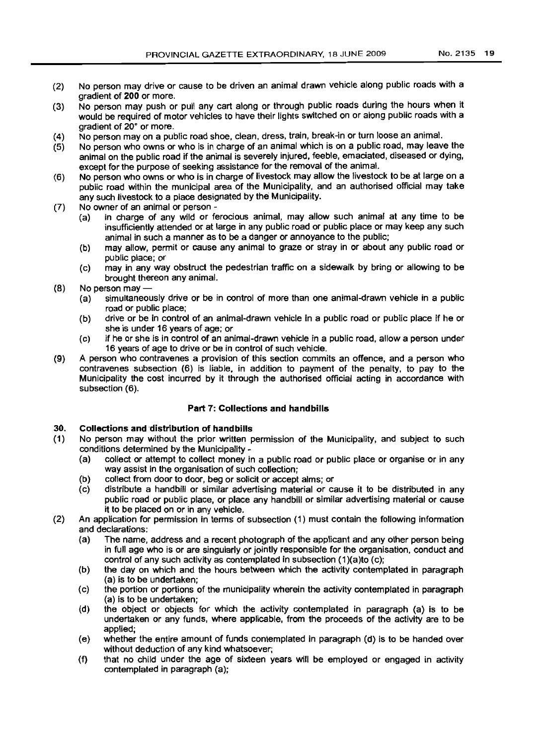(2) No person may drive or cause to be driven an animal drawn vehicle along public roads with a gradient of **200** or more.

(3) No person may push or pull any cart along or through public roads during the hours when it would be required of motor vehicles to have their lights switched on or along public roads with a gradient of 20° or more.

(4) No person may on a public road shoe, clean, dress, train, break-in or turn loose an animal.

(5) No person who owns or who is in charge of an animal which is on a public road, may leave the animal on the public road if the animal is severely injured, feeble, emaciated, diseased or dying, except for the purpose of seeking assistance for the removal of the animal.

(6) No person who owns or who is in charge of livestock may allow the livestock to be at large on a public road within the municipal area of the Municipality, and an authorised official may take any such livestock to a place designated by the Municipality.

(7) No owner of an animal or person -
   (a) in charge of any wild or ferocious animal, may allow such animal at any time to be insufficiently attended or at large in any public road or public place or may keep any such animal in such a manner as to be a danger or annoyance to the public;
   (b) may allow, permit or cause any animal to graze or stray in or about any public road or public place; or
   (c) may in any way obstruct the pedestrian traffic on a sidewalk by bring or allowing to be brought thereon any animal.

(8) No person may —
   (a) simultaneously drive or be in control of more than one animal-drawn vehicle in a public road or public place;
   (b) drive or be in control of an animal-drawn vehicle in a public road or public place if he or she is under 16 years of age; or
   (c) if he or she is in control of an animal-drawn vehicle in a public road, allow a person under 16 years of age to drive or be in control of such vehicle.

(9) A person who contravenes a provision of this section commits an offence, and a person who contravenes subsection (6) is liable, in addition to payment of the penalty, to pay to the Municipality the cost incurred by it through the authorised official acting in accordance with subsection (6).

**Part 7: Collections and handbills**

**30. Collections and distribution of handbills**

(1) No person may without the prior written permission of the Municipality, and subject to such conditions determined by the Municipality -
   (a) collect or attempt to collect money in a public road or public place or organise or in any way assist in the organisation of such collection;
   (b) collect from door to door, beg or solicit or accept alms; or
   (c) distribute a handbill or similar advertising material or cause it to be distributed in any public road or public place, or place any handbill or similar advertising material or cause it to be placed on or in any vehicle.

(2) An application for permission in terms of subsection (1) must contain the following information and declarations:
   (a) The name, address and a recent photograph of the applicant and any other person being in full age who is or are singularly or jointly responsible for the organisation, conduct and control of any such activity as contemplated in subsection (1)(a)to (c);
   (b) the day on which and the hours between which the activity contemplated in paragraph (a) is to be undertaken;
   (c) the portion or portions of the municipality wherein the activity contemplated in paragraph (a) is to be undertaken;
   (d) the object or objects for which the activity contemplated in paragraph (a) is to be undertaken or any funds, where applicable, from the proceeds of the activity are to be applied;
   (e) whether the entire amount of funds contemplated in paragraph (d) is to be handed over without deduction of any kind whatsoever;
   (f) that no child under the age of sixteen years will be employed or engaged in activity contemplated in paragraph (a);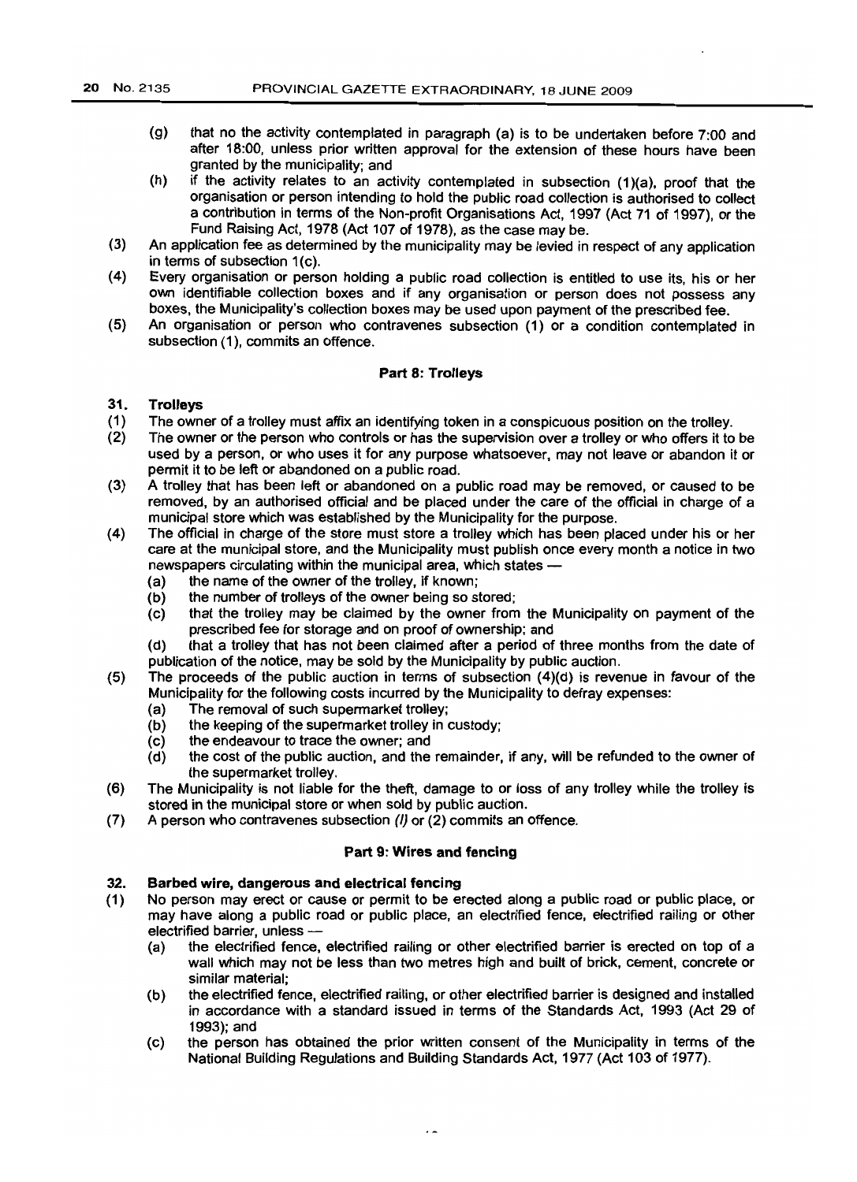(g) that no the activity contemplated in paragraph (a) is to be undertaken before 7:00 and after 18:00, unless prior written approval for the extension of these hours have been granted by the municipality; and

(h) if the activity relates to an activity contemplated in subsection (1)(a), proof that the organisation or person intending to hold the public road collection is authorised to collect a contribution in terms of the Non-profit Organisations Act, 1997 (Act 71 of 1997), or the Fund Raising Act, 1978 (Act 107 of 1978), as the case may be.

(3) An application fee as determined by the municipality may be levied in respect of any application in terms of subsection 1(c).

(4) Every organisation or person holding a public road collection is entitled to use its, his or her own identifiable collection boxes and if any organisation or person does not possess any boxes, the Municipality's collection boxes may be used upon payment of the prescribed fee.

(5) An organisation or person who contravenes subsection (1) or a condition contemplated in subsection (1), commits an offence.

### Part 8: Trolleys

**31. Trolleys**

(1) The owner of a trolley must affix an identifying token in a conspicuous position on the trolley.

(2) The owner or the person who controls or has the supervision over a trolley or who offers it to be used by a person, or who uses it for any purpose whatsoever, may not leave or abandon it or permit it to be left or abandoned on a public road.

(3) A trolley that has been left or abandoned on a public road may be removed, or caused to be removed, by an authorised official and be placed under the care of the official in charge of a municipal store which was established by the Municipality for the purpose.

(4) The official in charge of the store must store a trolley which has been placed under his or her care at the municipal store, and the Municipality must publish once every month a notice in two newspapers circulating within the municipal area, which states —

(a) the name of the owner of the trolley, if known;

(b) the number of trolleys of the owner being so stored;

(c) that the trolley may be claimed by the owner from the Municipality on payment of the prescribed fee for storage and on proof of ownership; and

(d) that a trolley that has not been claimed after a period of three months from the date of publication of the notice, may be sold by the Municipality by public auction.

(5) The proceeds of the public auction in terms of subsection (4)(d) is revenue in favour of the Municipality for the following costs incurred by the Municipality to defray expenses:

(a) The removal of such supermarket trolley;

(b) the keeping of the supermarket trolley in custody;

(c) the endeavour to trace the owner; and

(d) the cost of the public auction, and the remainder, if any, will be refunded to the owner of the supermarket trolley.

(6) The Municipality is not liable for the theft, damage to or loss of any trolley while the trolley is stored in the municipal store or when sold by public auction.

(7) A person who contravenes subsection *(l)* or (2) commits an offence.

### Part 9: Wires and fencing

**32. Barbed wire, dangerous and electrical fencing**

(1) No person may erect or cause or permit to be erected along a public road or public place, or may have along a public road or public place, an electrified fence, electrified railing or other electrified barrier, unless —

(a) the electrified fence, electrified railing or other electrified barrier is erected on top of a wall which may not be less than two metres high and built of brick, cement, concrete or similar material;

(b) the electrified fence, electrified railing, or other electrified barrier is designed and installed in accordance with a standard issued in terms of the Standards Act, 1993 (Act 29 of 1993); and

(c) the person has obtained the prior written consent of the Municipality in terms of the National Building Regulations and Building Standards Act, 1977 (Act 103 of 1977).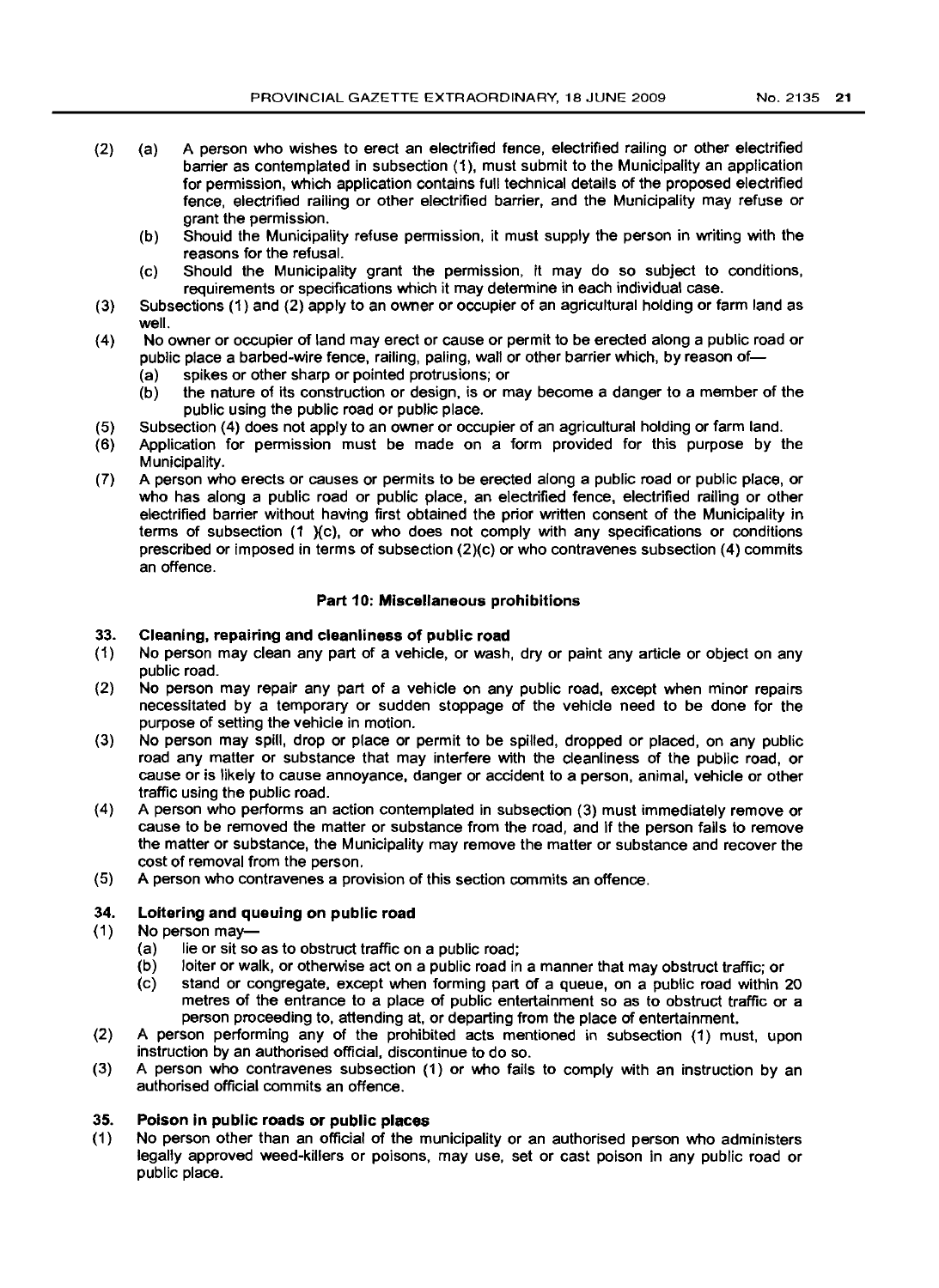(2) (a) A person who wishes to erect an electrified fence, electrified railing or other electrified barrier as contemplated in subsection (1), must submit to the Municipality an application for permission, which application contains full technical details of the proposed electrified fence, electrified railing or other electrified barrier, and the Municipality may refuse or grant the permission.

(b) Should the Municipality refuse permission, it must supply the person in writing with the reasons for the refusal.

(c) Should the Municipality grant the permission, it may do so subject to conditions, requirements or specifications which it may determine in each individual case.

(3) Subsections (1) and (2) apply to an owner or occupier of an agricultural holding or farm land as well.

(4) No owner or occupier of land may erect or cause or permit to be erected along a public road or public place a barbed-wire fence, railing, paling, wall or other barrier which, by reason of—

(a) spikes or other sharp or pointed protrusions; or

(b) the nature of its construction or design, is or may become a danger to a member of the public using the public road or public place.

(5) Subsection (4) does not apply to an owner or occupier of an agricultural holding or farm land.

(6) Application for permission must be made on a form provided for this purpose by the Municipality.

(7) A person who erects or causes or permits to be erected along a public road or public place, or who has along a public road or public place, an electrified fence, electrified railing or other electrified barrier without having first obtained the prior written consent of the Municipality in terms of subsection (1 )(c), or who does not comply with any specifications or conditions prescribed or imposed in terms of subsection (2)(c) or who contravenes subsection (4) commits an offence.

### Part 10: Miscellaneous prohibitions

**33. Cleaning, repairing and cleanliness of public road**

(1) No person may clean any part of a vehicle, or wash, dry or paint any article or object on any public road.

(2) No person may repair any part of a vehicle on any public road, except when minor repairs necessitated by a temporary or sudden stoppage of the vehicle need to be done for the purpose of setting the vehicle in motion.

(3) No person may spill, drop or place or permit to be spilled, dropped or placed, on any public road any matter or substance that may interfere with the cleanliness of the public road, or cause or is likely to cause annoyance, danger or accident to a person, animal, vehicle or other traffic using the public road.

(4) A person who performs an action contemplated in subsection (3) must immediately remove or cause to be removed the matter or substance from the road, and if the person fails to remove the matter or substance, the Municipality may remove the matter or substance and recover the cost of removal from the person.

(5) A person who contravenes a provision of this section commits an offence.

**34. Loitering and queuing on public road**

(1) No person may—

(a) lie or sit so as to obstruct traffic on a public road;

(b) loiter or walk, or otherwise act on a public road in a manner that may obstruct traffic; or

(c) stand or congregate, except when forming part of a queue, on a public road within 20 metres of the entrance to a place of public entertainment so as to obstruct traffic or a person proceeding to, attending at, or departing from the place of entertainment.

(2) A person performing any of the prohibited acts mentioned in subsection (1) must, upon instruction by an authorised official, discontinue to do so.

(3) A person who contravenes subsection (1) or who fails to comply with an instruction by an authorised official commits an offence.

**35. Poison in public roads or public places**

(1) No person other than an official of the municipality or an authorised person who administers legally approved weed-killers or poisons, may use, set or cast poison in any public road or public place.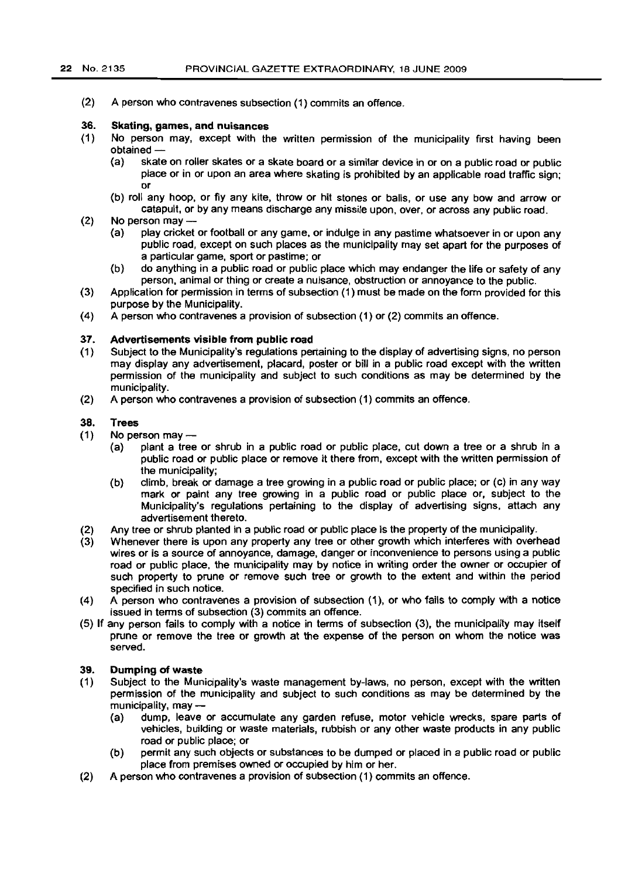(2) A person who contravenes subsection (1) commits an offence.

### 36. Skating, games, and nuisances

(1) No person may, except with the written permission of the municipality first having been obtained —
   - (a) skate on roller skates or a skate board or a similar device in or on a public road or public place or in or upon an area where skating is prohibited by an applicable road traffic sign; or
   - (b) roll any hoop, or fly any kite, throw or hit stones or balls, or use any bow and arrow or catapult, or by any means discharge any missile upon, over, or across any public road.

(2) No person may —
   - (a) play cricket or football or any game, or indulge in any pastime whatsoever in or upon any public road, except on such places as the municipality may set apart for the purposes of a particular game, sport or pastime; or
   - (b) do anything in a public road or public place which may endanger the life or safety of any person, animal or thing or create a nuisance, obstruction or annoyance to the public.

(3) Application for permission in terms of subsection (1) must be made on the form provided for this purpose by the Municipality.

(4) A person who contravenes a provision of subsection (1) or (2) commits an offence.

### 37. Advertisements visible from public road

(1) Subject to the Municipality's regulations pertaining to the display of advertising signs, no person may display any advertisement, placard, poster or bill in a public road except with the written permission of the municipality and subject to such conditions as may be determined by the municipality.

(2) A person who contravenes a provision of subsection (1) commits an offence.

### 38. Trees

(1) No person may —
   - (a) plant a tree or shrub in a public road or public place, cut down a tree or a shrub in a public road or public place or remove it there from, except with the written permission of the municipality;
   - (b) climb, break or damage a tree growing in a public road or public place; or (c) in any way mark or paint any tree growing in a public road or public place or, subject to the Municipality's regulations pertaining to the display of advertising signs, attach any advertisement thereto.

(2) Any tree or shrub planted in a public road or public place is the property of the municipality.

(3) Whenever there is upon any property any tree or other growth which interferes with overhead wires or is a source of annoyance, damage, danger or inconvenience to persons using a public road or public place, the municipality may by notice in writing order the owner or occupier of such property to prune or remove such tree or growth to the extent and within the period specified in such notice.

(4) A person who contravenes a provision of subsection (1), or who fails to comply with a notice issued in terms of subsection (3) commits an offence.

(5) If any person fails to comply with a notice in terms of subsection (3), the municipality may itself prune or remove the tree or growth at the expense of the person on whom the notice was served.

### 39. Dumping of waste

(1) Subject to the Municipality's waste management by-laws, no person, except with the written permission of the municipality and subject to such conditions as may be determined by the municipality, may —
   - (a) dump, leave or accumulate any garden refuse, motor vehicle wrecks, spare parts of vehicles, building or waste materials, rubbish or any other waste products in any public road or public place; or
   - (b) permit any such objects or substances to be dumped or placed in a public road or public place from premises owned or occupied by him or her.

(2) A person who contravenes a provision of subsection (1) commits an offence.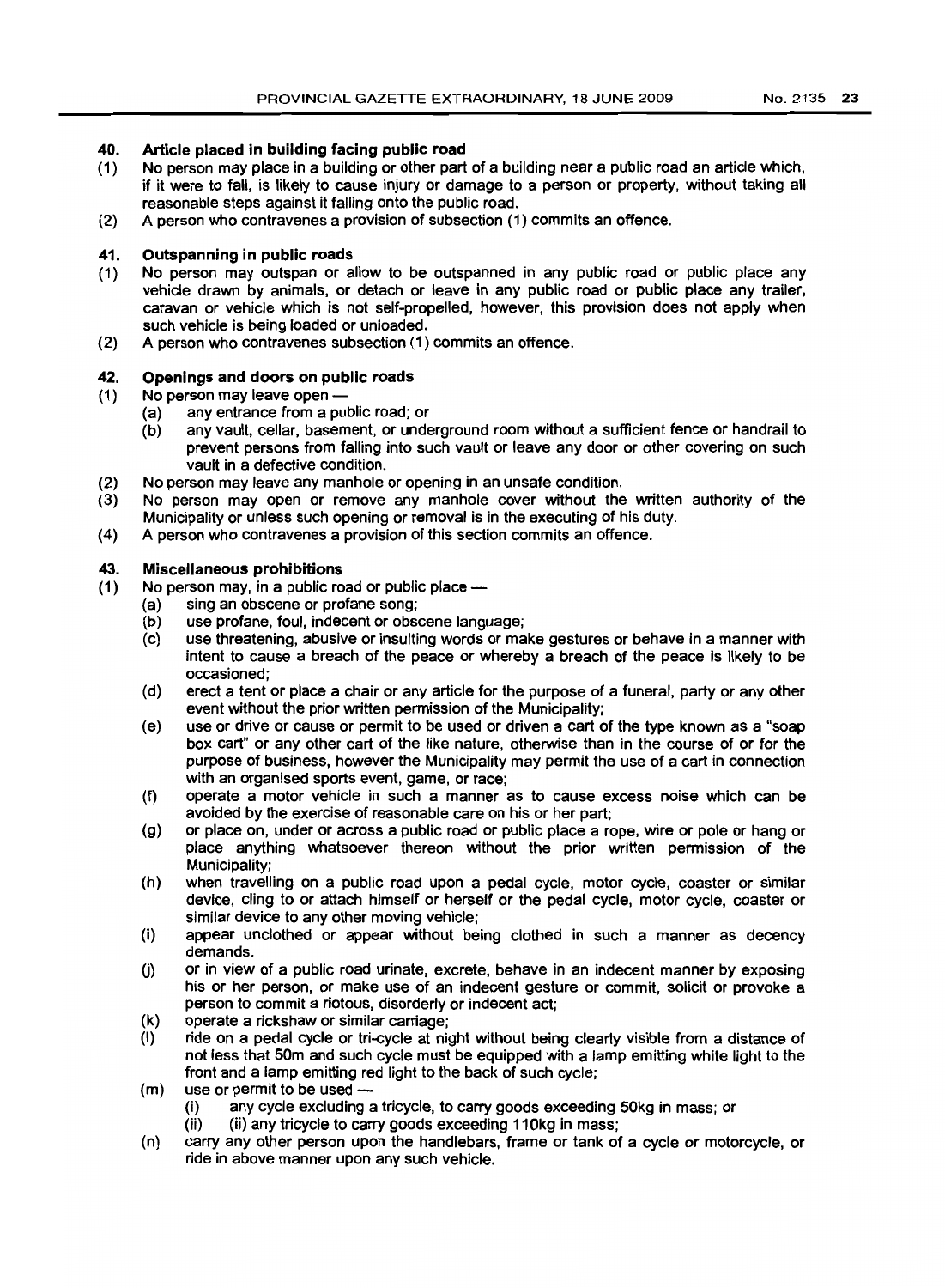### 40. Article placed in building facing public road

(1) No person may place in a building or other part of a building near a public road an article which, if it were to fall, is likely to cause injury or damage to a person or property, without taking all reasonable steps against it falling onto the public road.

(2) A person who contravenes a provision of subsection (1) commits an offence.

### 41. Outspanning in public roads

(1) No person may outspan or allow to be outspanned in any public road or public place any vehicle drawn by animals, or detach or leave in any public road or public place any trailer, caravan or vehicle which is not self-propelled, however, this provision does not apply when such vehicle is being loaded or unloaded.

(2) A person who contravenes subsection (1) commits an offence.

### 42. Openings and doors on public roads

(1) No person may leave open —

- (a) any entrance from a public road; or
- (b) any vault, cellar, basement, or underground room without a sufficient fence or handrail to prevent persons from falling into such vault or leave any door or other covering on such vault in a defective condition.

(2) No person may leave any manhole or opening in an unsafe condition.

(3) No person may open or remove any manhole cover without the written authority of the Municipality or unless such opening or removal is in the executing of his duty.

(4) A person who contravenes a provision of this section commits an offence.

### 43. Miscellaneous prohibitions

(1) No person may, in a public road or public place —

- (a) sing an obscene or profane song;
- (b) use profane, foul, indecent or obscene language;
- (c) use threatening, abusive or insulting words or make gestures or behave in a manner with intent to cause a breach of the peace or whereby a breach of the peace is likely to be occasioned;
- (d) erect a tent or place a chair or any article for the purpose of a funeral, party or any other event without the prior written permission of the Municipality;
- (e) use or drive or cause or permit to be used or driven a cart of the type known as a "soap box cart" or any other cart of the like nature, otherwise than in the course of or for the purpose of business, however the Municipality may permit the use of a cart in connection with an organised sports event, game, or race;
- (f) operate a motor vehicle in such a manner as to cause excess noise which can be avoided by the exercise of reasonable care on his or her part;
- (g) or place on, under or across a public road or public place a rope, wire or pole or hang or place anything whatsoever thereon without the prior written permission of the Municipality;
- (h) when travelling on a public road upon a pedal cycle, motor cycle, coaster or similar device, cling to or attach himself or herself or the pedal cycle, motor cycle, coaster or similar device to any other moving vehicle;
- (i) appear unclothed or appear without being clothed in such a manner as decency demands.
- (j) or in view of a public road urinate, excrete, behave in an indecent manner by exposing his or her person, or make use of an indecent gesture or commit, solicit or provoke a person to commit a riotous, disorderly or indecent act;
- (k) operate a rickshaw or similar carriage;
- (l) ride on a pedal cycle or tri-cycle at night without being clearly visible from a distance of not less that 50m and such cycle must be equipped with a lamp emitting white light to the front and a lamp emitting red light to the back of such cycle;
- (m) use or permit to be used —
  - (i) any cycle excluding a tricycle, to carry goods exceeding 50kg in mass; or
  - (ii) (ii) any tricycle to carry goods exceeding 110kg in mass;
- (n) carry any other person upon the handlebars, frame or tank of a cycle or motorcycle, or ride in above manner upon any such vehicle.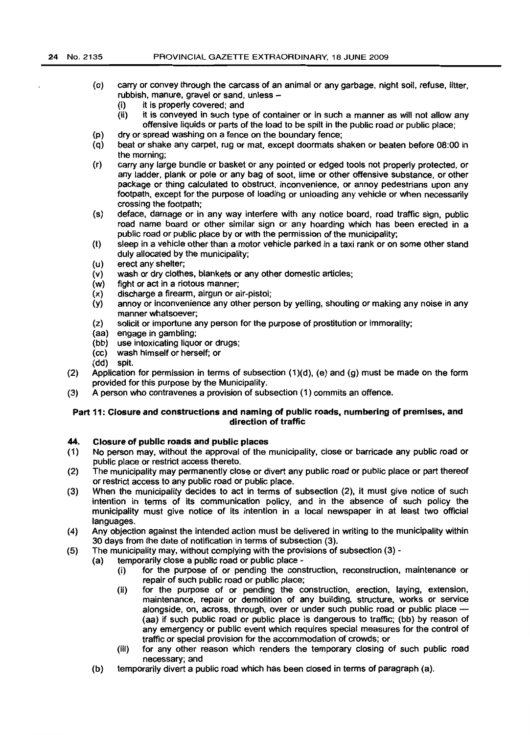(o) carry or convey through the carcass of an animal or any garbage, night soil, refuse, litter, rubbish, manure, gravel or sand, unless –
  - (i) it is properly covered; and
  - (ii) it is conveyed in such type of container or in such a manner as will not allow any offensive liquids or parts of the load to be spilt in the public road or public place;

(p) dry or spread washing on a fence on the boundary fence;

(q) beat or shake any carpet, rug or mat, except doormats shaken or beaten before 08:00 in the morning;

(r) carry any large bundle or basket or any pointed or edged tools not properly protected, or any ladder, plank or pole or any bag of soot, lime or other offensive substance, or other package or thing calculated to obstruct, inconvenience, or annoy pedestrians upon any footpath, except for the purpose of loading or unloading any vehicle or when necessarily crossing the footpath;

(s) deface, damage or in any way interfere with any notice board, road traffic sign, public road name board or other similar sign or any hoarding which has been erected in a public road or public place by or with the permission of the municipality;

(t) sleep in a vehicle other than a motor vehicle parked in a taxi rank or on some other stand duly allocated by the municipality;

(u) erect any shelter;

(v) wash or dry clothes, blankets or any other domestic articles;

(w) fight or act in a riotous manner;

(x) discharge a firearm, airgun or air-pistol;

(y) annoy or inconvenience any other person by yelling, shouting or making any noise in any manner whatsoever;

(z) solicit or importune any person for the purpose of prostitution or immorality;

(aa) engage in gambling;

(bb) use intoxicating liquor or drugs;

(cc) wash himself or herself; or

(dd) spit.

(2) Application for permission in terms of subsection (1)(d), (e) and (g) must be made on the form provided for this purpose by the Municipality.

(3) A person who contravenes a provision of subsection (1) commits an offence.

### Part 11: Closure and constructions and naming of public roads, numbering of premises, and direction of traffic

#### 44. Closure of public roads and public places

(1) No person may, without the approval of the municipality, close or barricade any public road or public place or restrict access thereto.

(2) The municipality may permanently close or divert any public road or public place or part thereof or restrict access to any public road or public place.

(3) When the municipality decides to act in terms of subsection (2), it must give notice of such intention in terms of its communication policy, and in the absence of such policy the municipality must give notice of its intention in a local newspaper in at least two official languages.

(4) Any objection against the intended action must be delivered in writing to the municipality within 30 days from the date of notification in terms of subsection (3).

(5) The municipality may, without complying with the provisions of subsection (3) -

(a) temporarily close a public road or public place -
  - (i) for the purpose of or pending the construction, reconstruction, maintenance or repair of such public road or public place;
  - (ii) for the purpose of or pending the construction, erection, laying, extension, maintenance, repair or demolition of any building, structure, works or service alongside, on, across, through, over or under such public road or public place — (aa) if such public road or public place is dangerous to traffic; (bb) by reason of any emergency or public event which requires special measures for the control of traffic or special provision for the accommodation of crowds; or
  - (iii) for any other reason which renders the temporary closing of such public road necessary; and

(b) temporarily divert a public road which has been closed in terms of paragraph (a).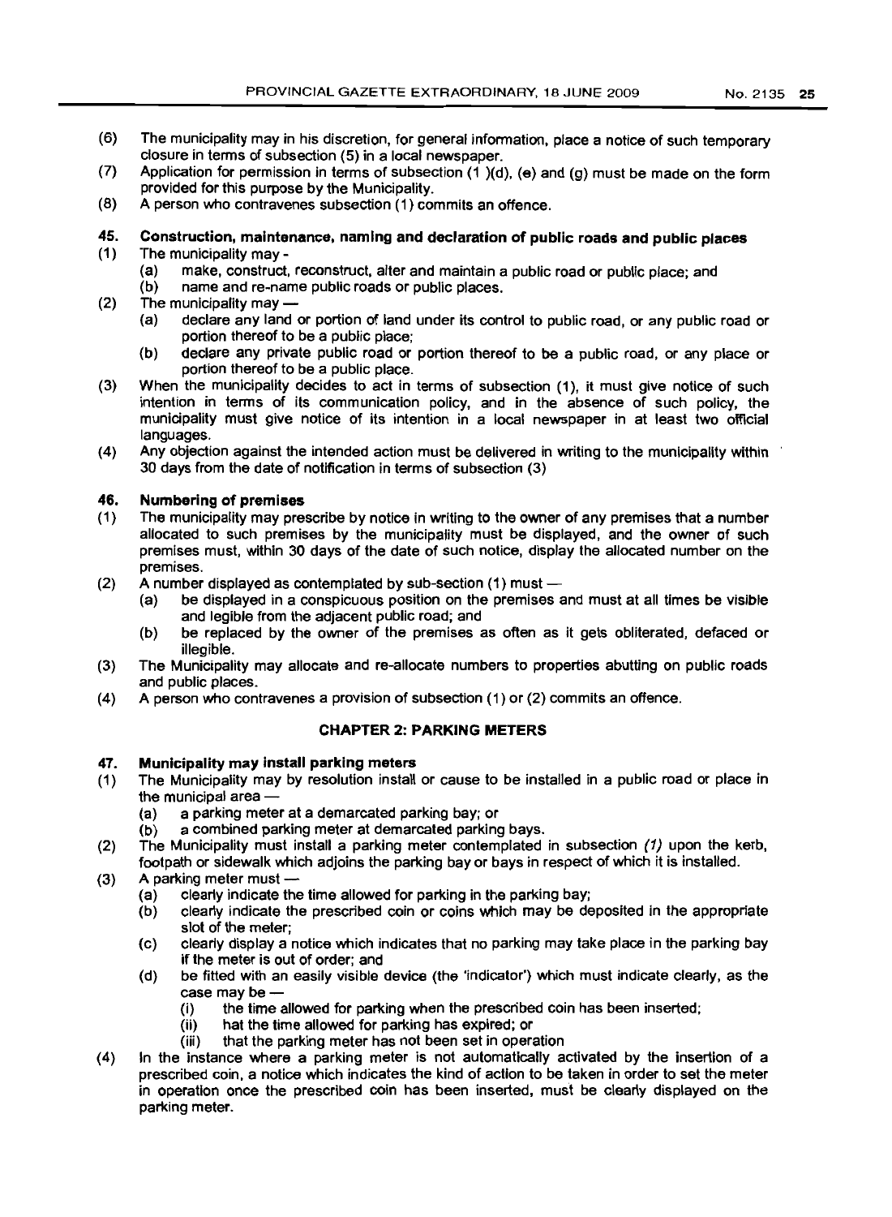(6) The municipality may in his discretion, for general information, place a notice of such temporary closure in terms of subsection (5) in a local newspaper.

(7) Application for permission in terms of subsection (1 )(d), (e) and (g) must be made on the form provided for this purpose by the Municipality.

(8) A person who contravenes subsection (1) commits an offence.

### 45. Construction, maintenance, naming and declaration of public roads and public places

(1) The municipality may -
  - (a) make, construct, reconstruct, alter and maintain a public road or public place; and
  - (b) name and re-name public roads or public places.

(2) The municipality may —
  - (a) declare any land or portion of land under its control to public road, or any public road or portion thereof to be a public place;
  - (b) declare any private public road or portion thereof to be a public road, or any place or portion thereof to be a public place.

(3) When the municipality decides to act in terms of subsection (1), it must give notice of such intention in terms of its communication policy, and in the absence of such policy, the municipality must give notice of its intention in a local newspaper in at least two official languages.

(4) Any objection against the intended action must be delivered in writing to the municipality within 30 days from the date of notification in terms of subsection (3)

### 46. Numbering of premises

(1) The municipality may prescribe by notice in writing to the owner of any premises that a number allocated to such premises by the municipality must be displayed, and the owner of such premises must, within 30 days of the date of such notice, display the allocated number on the premises.

(2) A number displayed as contemplated by sub-section (1) must —
  - (a) be displayed in a conspicuous position on the premises and must at all times be visible and legible from the adjacent public road; and
  - (b) be replaced by the owner of the premises as often as it gets obliterated, defaced or illegible.

(3) The Municipality may allocate and re-allocate numbers to properties abutting on public roads and public places.

(4) A person who contravenes a provision of subsection (1) or (2) commits an offence.

## CHAPTER 2: PARKING METERS

### 47. Municipality may install parking meters

(1) The Municipality may by resolution install or cause to be installed in a public road or place in the municipal area —
  - (a) a parking meter at a demarcated parking bay; or
  - (b) a combined parking meter at demarcated parking bays.

(2) The Municipality must install a parking meter contemplated in subsection *(1)* upon the kerb, footpath or sidewalk which adjoins the parking bay or bays in respect of which it is installed.

(3) A parking meter must —
  - (a) clearly indicate the time allowed for parking in the parking bay;
  - (b) clearly indicate the prescribed coin or coins which may be deposited in the appropriate slot of the meter;
  - (c) clearly display a notice which indicates that no parking may take place in the parking bay if the meter is out of order; and
  - (d) be fitted with an easily visible device (the 'indicator') which must indicate clearly, as the case may be —
    - (i) the time allowed for parking when the prescribed coin has been inserted;
    - (ii) hat the time allowed for parking has expired; or
    - (iii) that the parking meter has not been set in operation

(4) In the instance where a parking meter is not automatically activated by the insertion of a prescribed coin, a notice which indicates the kind of action to be taken in order to set the meter in operation once the prescribed coin has been inserted, must be clearly displayed on the parking meter.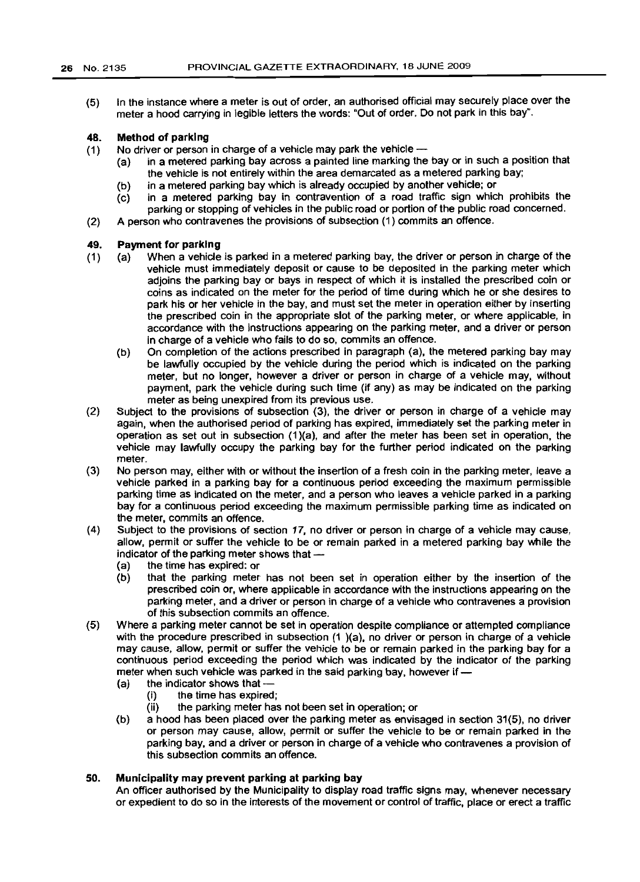(5) In the instance where a meter is out of order, an authorised official may securely place over the meter a hood carrying in legible letters the words: "Out of order. Do not park in this bay".

**48. Method of parking**

(1) No driver or person in charge of a vehicle may park the vehicle —

(a) in a metered parking bay across a painted line marking the bay or in such a position that the vehicle is not entirely within the area demarcated as a metered parking bay;

(b) in a metered parking bay which is already occupied by another vehicle; or

(c) in a metered parking bay in contravention of a road traffic sign which prohibits the parking or stopping of vehicles in the public road or portion of the public road concerned.

(2) A person who contravenes the provisions of subsection (1) commits an offence.

**49. Payment for parking**

(1) (a) When a vehicle is parked in a metered parking bay, the driver or person in charge of the vehicle must immediately deposit or cause to be deposited in the parking meter which adjoins the parking bay or bays in respect of which it is installed the prescribed coin or coins as indicated on the meter for the period of time during which he or she desires to park his or her vehicle in the bay, and must set the meter in operation either by inserting the prescribed coin in the appropriate slot of the parking meter, or where applicable, in accordance with the instructions appearing on the parking meter, and a driver or person in charge of a vehicle who fails to do so, commits an offence.

(b) On completion of the actions prescribed in paragraph (a), the metered parking bay may be lawfully occupied by the vehicle during the period which is indicated on the parking meter, but no longer, however a driver or person in charge of a vehicle may, without payment, park the vehicle during such time (if any) as may be indicated on the parking meter as being unexpired from its previous use.

(2) Subject to the provisions of subsection (3), the driver or person in charge of a vehicle may again, when the authorised period of parking has expired, immediately set the parking meter in operation as set out in subsection (1)(a), and after the meter has been set in operation, the vehicle may lawfully occupy the parking bay for the further period indicated on the parking meter.

(3) No person may, either with or without the insertion of a fresh coin in the parking meter, leave a vehicle parked in a parking bay for a continuous period exceeding the maximum permissible parking time as indicated on the meter, and a person who leaves a vehicle parked in a parking bay for a continuous period exceeding the maximum permissible parking time as indicated on the meter, commits an offence.

(4) Subject to the provisions of section 17, no driver or person in charge of a vehicle may cause, allow, permit or suffer the vehicle to be or remain parked in a metered parking bay while the indicator of the parking meter shows that —

(a) the time has expired: or

(b) that the parking meter has not been set in operation either by the insertion of the prescribed coin or, where applicable in accordance with the instructions appearing on the parking meter, and a driver or person in charge of a vehicle who contravenes a provision of this subsection commits an offence.

(5) Where a parking meter cannot be set in operation despite compliance or attempted compliance with the procedure prescribed in subsection (1 )(a), no driver or person in charge of a vehicle may cause, allow, permit or suffer the vehicle to be or remain parked in the parking bay for a continuous period exceeding the period which was indicated by the indicator of the parking meter when such vehicle was parked in the said parking bay, however if —

(a) the indicator shows that —

(i) the time has expired;

(ii) the parking meter has not been set in operation; or

(b) a hood has been placed over the parking meter as envisaged in section 31(5), no driver or person may cause, allow, permit or suffer the vehicle to be or remain parked in the parking bay, and a driver or person in charge of a vehicle who contravenes a provision of this subsection commits an offence.

**50. Municipality may prevent parking at parking bay**

An officer authorised by the Municipality to display road traffic signs may, whenever necessary or expedient to do so in the interests of the movement or control of traffic, place or erect a traffic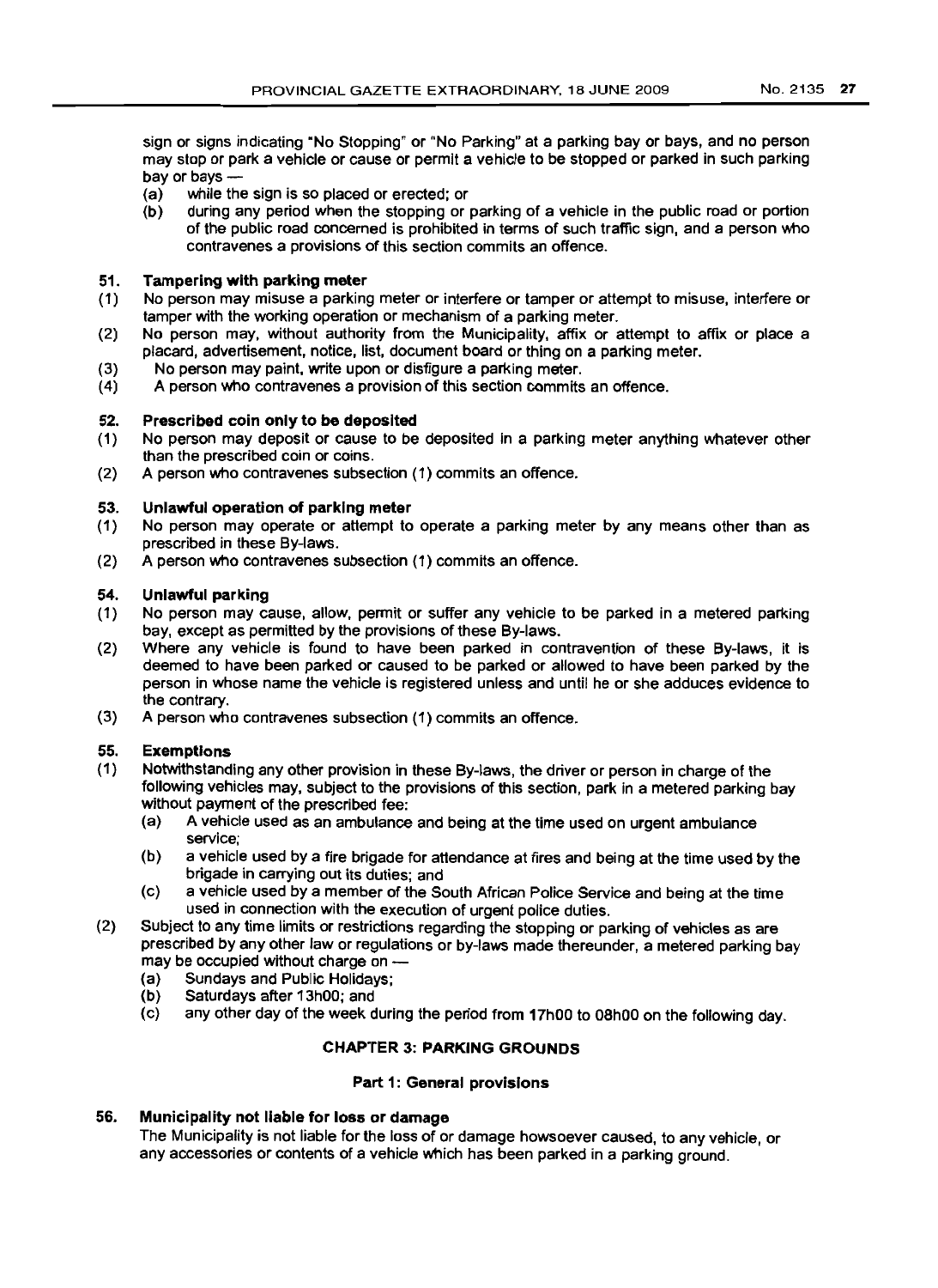sign or signs indicating "No Stopping" or "No Parking" at a parking bay or bays, and no person may stop or park a vehicle or cause or permit a vehicle to be stopped or parked in such parking bay or bays —

(a) while the sign is so placed or erected; or
(b) during any period when the stopping or parking of a vehicle in the public road or portion of the public road concerned is prohibited in terms of such traffic sign, and a person who contravenes a provisions of this section commits an offence.

**51. Tampering with parking meter**

(1) No person may misuse a parking meter or interfere or tamper or attempt to misuse, interfere or tamper with the working operation or mechanism of a parking meter.
(2) No person may, without authority from the Municipality, affix or attempt to affix or place a placard, advertisement, notice, list, document board or thing on a parking meter.
(3) No person may paint, write upon or disfigure a parking meter.
(4) A person who contravenes a provision of this section commits an offence.

**52. Prescribed coin only to be deposited**

(1) No person may deposit or cause to be deposited in a parking meter anything whatever other than the prescribed coin or coins.
(2) A person who contravenes subsection (1) commits an offence.

**53. Unlawful operation of parking meter**

(1) No person may operate or attempt to operate a parking meter by any means other than as prescribed in these By-laws.
(2) A person who contravenes subsection (1) commits an offence.

**54. Unlawful parking**

(1) No person may cause, allow, permit or suffer any vehicle to be parked in a metered parking bay, except as permitted by the provisions of these By-laws.
(2) Where any vehicle is found to have been parked in contravention of these By-laws, it is deemed to have been parked or caused to be parked or allowed to have been parked by the person in whose name the vehicle is registered unless and until he or she adduces evidence to the contrary.
(3) A person who contravenes subsection (1) commits an offence.

**55. Exemptions**

(1) Notwithstanding any other provision in these By-laws, the driver or person in charge of the following vehicles may, subject to the provisions of this section, park in a metered parking bay without payment of the prescribed fee:
  (a) A vehicle used as an ambulance and being at the time used on urgent ambulance service;
  (b) a vehicle used by a fire brigade for attendance at fires and being at the time used by the brigade in carrying out its duties; and
  (c) a vehicle used by a member of the South African Police Service and being at the time used in connection with the execution of urgent police duties.
(2) Subject to any time limits or restrictions regarding the stopping or parking of vehicles as are prescribed by any other law or regulations or by-laws made thereunder, a metered parking bay may be occupied without charge on —
  (a) Sundays and Public Holidays;
  (b) Saturdays after 13h00; and
  (c) any other day of the week during the period from 17h00 to 08h00 on the following day.

## CHAPTER 3: PARKING GROUNDS

### Part 1: General provisions

**56. Municipality not liable for loss or damage**

The Municipality is not liable for the loss of or damage howsoever caused, to any vehicle, or any accessories or contents of a vehicle which has been parked in a parking ground.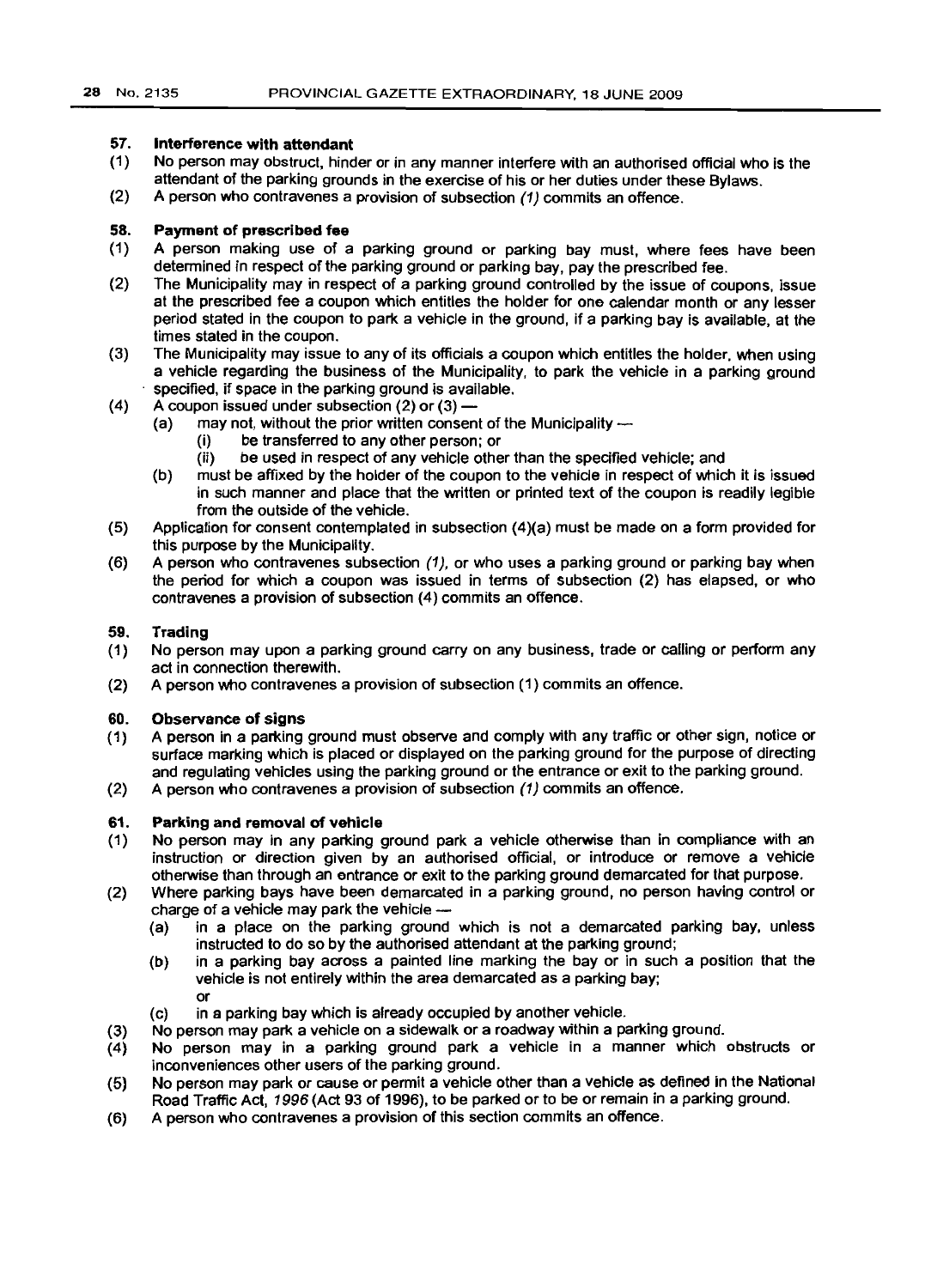### 57. Interference with attendant

(1) No person may obstruct, hinder or in any manner interfere with an authorised official who is the attendant of the parking grounds in the exercise of his or her duties under these Bylaws.

(2) A person who contravenes a provision of subsection *(1)* commits an offence.

### 58. Payment of prescribed fee

(1) A person making use of a parking ground or parking bay must, where fees have been determined in respect of the parking ground or parking bay, pay the prescribed fee.

(2) The Municipality may in respect of a parking ground controlled by the issue of coupons, issue at the prescribed fee a coupon which entitles the holder for one calendar month or any lesser period stated in the coupon to park a vehicle in the ground, if a parking bay is available, at the times stated in the coupon.

(3) The Municipality may issue to any of its officials a coupon which entitles the holder, when using a vehicle regarding the business of the Municipality, to park the vehicle in a parking ground specified, if space in the parking ground is available.

(4) A coupon issued under subsection (2) or (3) —

- (a) may not, without the prior written consent of the Municipality —
  - (i) be transferred to any other person; or
  - (ii) be used in respect of any vehicle other than the specified vehicle; and
- (b) must be affixed by the holder of the coupon to the vehicle in respect of which it is issued in such manner and place that the written or printed text of the coupon is readily legible from the outside of the vehicle.

(5) Application for consent contemplated in subsection (4)(a) must be made on a form provided for this purpose by the Municipality.

(6) A person who contravenes subsection *(1)*, or who uses a parking ground or parking bay when the period for which a coupon was issued in terms of subsection (2) has elapsed, or who contravenes a provision of subsection (4) commits an offence.

### 59. Trading

(1) No person may upon a parking ground carry on any business, trade or calling or perform any act in connection therewith.

(2) A person who contravenes a provision of subsection (1) commits an offence.

### 60. Observance of signs

(1) A person in a parking ground must observe and comply with any traffic or other sign, notice or surface marking which is placed or displayed on the parking ground for the purpose of directing and regulating vehicles using the parking ground or the entrance or exit to the parking ground.

(2) A person who contravenes a provision of subsection *(1)* commits an offence.

### 61. Parking and removal of vehicle

(1) No person may in any parking ground park a vehicle otherwise than in compliance with an instruction or direction given by an authorised official, or introduce or remove a vehicle otherwise than through an entrance or exit to the parking ground demarcated for that purpose.

(2) Where parking bays have been demarcated in a parking ground, no person having control or charge of a vehicle may park the vehicle —

- (a) in a place on the parking ground which is not a demarcated parking bay, unless instructed to do so by the authorised attendant at the parking ground;
- (b) in a parking bay across a painted line marking the bay or in such a position that the vehicle is not entirely within the area demarcated as a parking bay;
  or
- (c) in a parking bay which is already occupied by another vehicle.

(3) No person may park a vehicle on a sidewalk or a roadway within a parking ground.

(4) No person may in a parking ground park a vehicle in a manner which obstructs or inconveniences other users of the parking ground.

(5) No person may park or cause or permit a vehicle other than a vehicle as defined in the National Road Traffic Act, *1996* (Act 93 of 1996), to be parked or to be or remain in a parking ground.

(6) A person who contravenes a provision of this section commits an offence.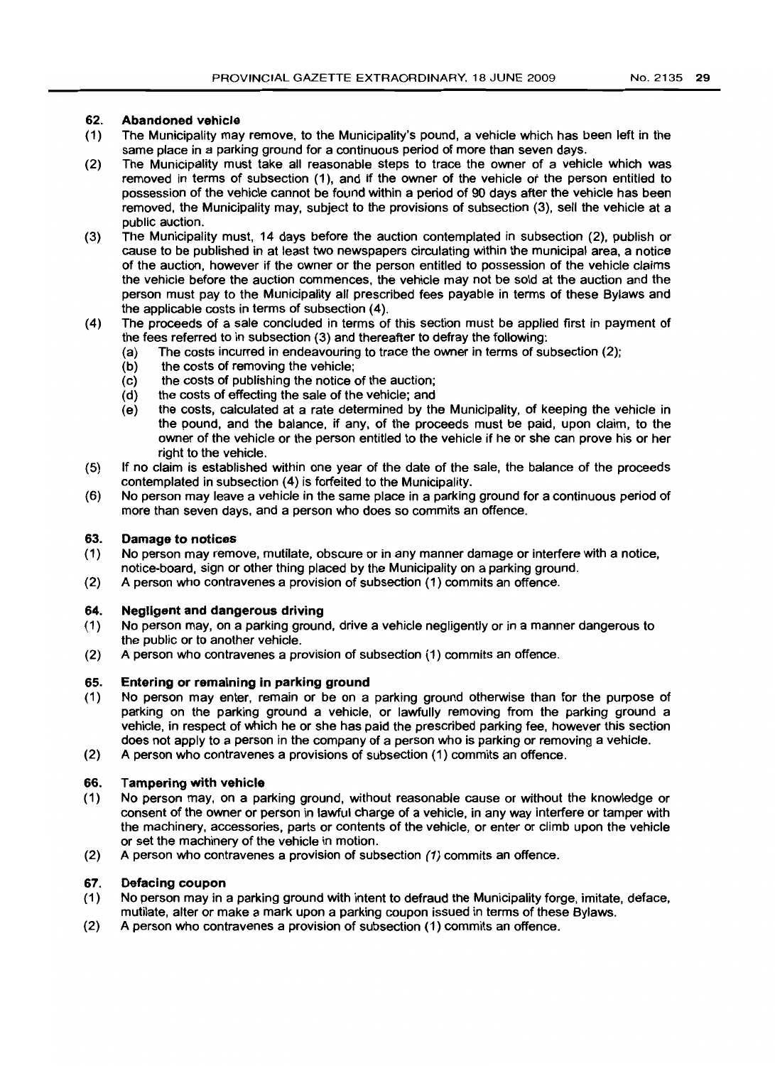### 62. Abandoned vehicle

(1) The Municipality may remove, to the Municipality's pound, a vehicle which has been left in the same place in a parking ground for a continuous period of more than seven days.

(2) The Municipality must take all reasonable steps to trace the owner of a vehicle which was removed in terms of subsection (1), and if the owner of the vehicle or the person entitled to possession of the vehicle cannot be found within a period of 90 days after the vehicle has been removed, the Municipality may, subject to the provisions of subsection (3), sell the vehicle at a public auction.

(3) The Municipality must, 14 days before the auction contemplated in subsection (2), publish or cause to be published in at least two newspapers circulating within the municipal area, a notice of the auction, however if the owner or the person entitled to possession of the vehicle claims the vehicle before the auction commences, the vehicle may not be sold at the auction and the person must pay to the Municipality all prescribed fees payable in terms of these Bylaws and the applicable costs in terms of subsection (4).

(4) The proceeds of a sale concluded in terms of this section must be applied first in payment of the fees referred to in subsection (3) and thereafter to defray the following:

- (a) The costs incurred in endeavouring to trace the owner in terms of subsection (2);
- (b) the costs of removing the vehicle;
- (c) the costs of publishing the notice of the auction;
- (d) the costs of effecting the sale of the vehicle; and
- (e) the costs, calculated at a rate determined by the Municipality, of keeping the vehicle in the pound, and the balance, if any, of the proceeds must be paid, upon claim, to the owner of the vehicle or the person entitled to the vehicle if he or she can prove his or her right to the vehicle.

(5) If no claim is established within one year of the date of the sale, the balance of the proceeds contemplated in subsection (4) is forfeited to the Municipality.

(6) No person may leave a vehicle in the same place in a parking ground for a continuous period of more than seven days, and a person who does so commits an offence.

### 63. Damage to notices

(1) No person may remove, mutilate, obscure or in any manner damage or interfere with a notice, notice-board, sign or other thing placed by the Municipality on a parking ground.

(2) A person who contravenes a provision of subsection (1) commits an offence.

### 64. Negligent and dangerous driving

(1) No person may, on a parking ground, drive a vehicle negligently or in a manner dangerous to the public or to another vehicle.

(2) A person who contravenes a provision of subsection (1) commits an offence.

### 65. Entering or remaining in parking ground

(1) No person may enter, remain or be on a parking ground otherwise than for the purpose of parking on the parking ground a vehicle, or lawfully removing from the parking ground a vehicle, in respect of which he or she has paid the prescribed parking fee, however this section does not apply to a person in the company of a person who is parking or removing a vehicle.

(2) A person who contravenes a provisions of subsection (1) commits an offence.

### 66. Tampering with vehicle

(1) No person may, on a parking ground, without reasonable cause or without the knowledge or consent of the owner or person in lawful charge of a vehicle, in any way interfere or tamper with the machinery, accessories, parts or contents of the vehicle, or enter or climb upon the vehicle or set the machinery of the vehicle in motion.

(2) A person who contravenes a provision of subsection *(1)* commits an offence.

### 67. Defacing coupon

(1) No person may in a parking ground with intent to defraud the Municipality forge, imitate, deface, mutilate, alter or make a mark upon a parking coupon issued in terms of these Bylaws.

(2) A person who contravenes a provision of subsection (1) commits an offence.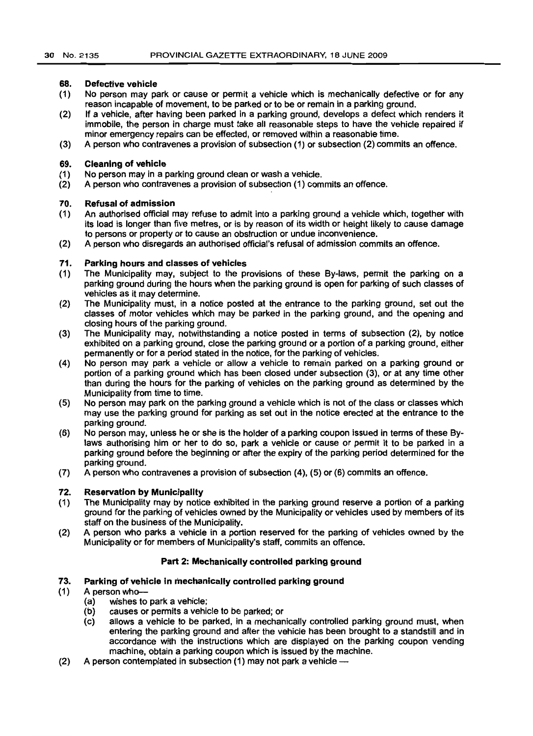### 68. Defective vehicle

(1) No person may park or cause or permit a vehicle which is mechanically defective or for any reason incapable of movement, to be parked or to be or remain in a parking ground.

(2) If a vehicle, after having been parked in a parking ground, develops a defect which renders it immobile, the person in charge must take all reasonable steps to have the vehicle repaired if minor emergency repairs can be effected, or removed within a reasonable time.

(3) A person who contravenes a provision of subsection (1) or subsection (2) commits an offence.

### 69. Cleaning of vehicle

(1) No person may in a parking ground clean or wash a vehicle.

(2) A person who contravenes a provision of subsection (1) commits an offence.

### 70. Refusal of admission

(1) An authorised official may refuse to admit into a parking ground a vehicle which, together with its load is longer than five metres, or is by reason of its width or height likely to cause damage to persons or property or to cause an obstruction or undue inconvenience.

(2) A person who disregards an authorised official's refusal of admission commits an offence.

### 71. Parking hours and classes of vehicles

(1) The Municipality may, subject to the provisions of these By-laws, permit the parking on a parking ground during the hours when the parking ground is open for parking of such classes of vehicles as it may determine.

(2) The Municipality must, in a notice posted at the entrance to the parking ground, set out the classes of motor vehicles which may be parked in the parking ground, and the opening and closing hours of the parking ground.

(3) The Municipality may, notwithstanding a notice posted in terms of subsection (2), by notice exhibited on a parking ground, close the parking ground or a portion of a parking ground, either permanently or for a period stated in the notice, for the parking of vehicles.

(4) No person may park a vehicle or allow a vehicle to remain parked on a parking ground or portion of a parking ground which has been closed under subsection (3), or at any time other than during the hours for the parking of vehicles on the parking ground as determined by the Municipality from time to time.

(5) No person may park on the parking ground a vehicle which is not of the class or classes which may use the parking ground for parking as set out in the notice erected at the entrance to the parking ground.

(6) No person may, unless he or she is the holder of a parking coupon issued in terms of these By-laws authorising him or her to do so, park a vehicle or cause or permit it to be parked in a parking ground before the beginning or after the expiry of the parking period determined for the parking ground.

(7) A person who contravenes a provision of subsection (4), (5) or (6) commits an offence.

### 72. Reservation by Municipality

(1) The Municipality may by notice exhibited in the parking ground reserve a portion of a parking ground for the parking of vehicles owned by the Municipality or vehicles used by members of its staff on the business of the Municipality.

(2) A person who parks a vehicle in a portion reserved for the parking of vehicles owned by the Municipality or for members of Municipality's staff, commits an offence.

## Part 2: Mechanically controlled parking ground

### 73. Parking of vehicle in mechanically controlled parking ground

(1) A person who—
  - (a) wishes to park a vehicle;
  - (b) causes or permits a vehicle to be parked; or
  - (c) allows a vehicle to be parked, in a mechanically controlled parking ground must, when entering the parking ground and after the vehicle has been brought to a standstill and in accordance with the instructions which are displayed on the parking coupon vending machine, obtain a parking coupon which is issued by the machine.

(2) A person contemplated in subsection (1) may not park a vehicle —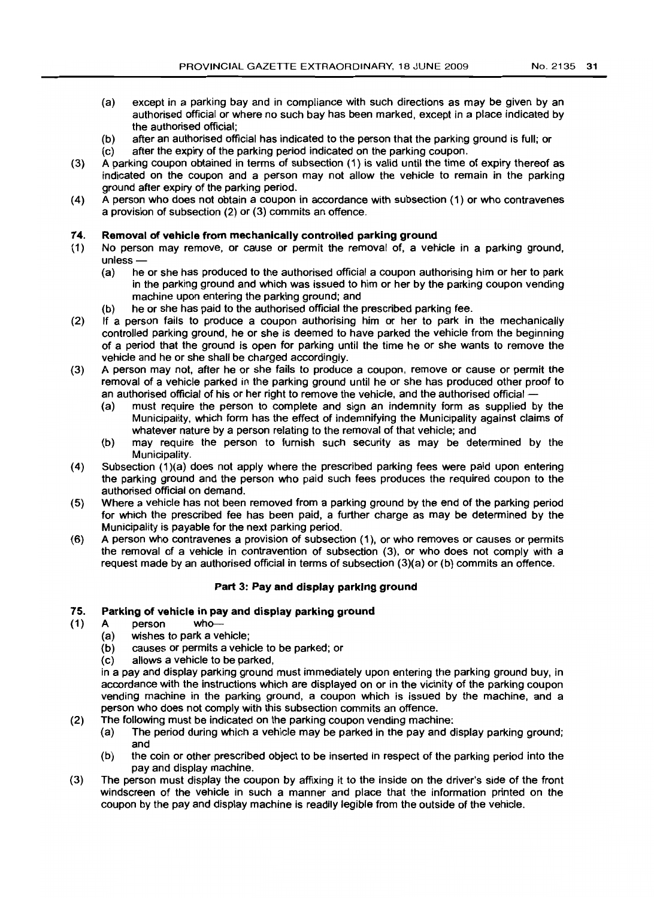(a) except in a parking bay and in compliance with such directions as may be given by an authorised official or where no such bay has been marked, except in a place indicated by the authorised official;

(b) after an authorised official has indicated to the person that the parking ground is full; or

(c) after the expiry of the parking period indicated on the parking coupon.

(3) A parking coupon obtained in terms of subsection (1) is valid until the time of expiry thereof as indicated on the coupon and a person may not allow the vehicle to remain in the parking ground after expiry of the parking period.

(4) A person who does not obtain a coupon in accordance with subsection (1) or who contravenes a provision of subsection (2) or (3) commits an offence.

### 74. Removal of vehicle from mechanically controlled parking ground

(1) No person may remove, or cause or permit the removal of, a vehicle in a parking ground, unless —

(a) he or she has produced to the authorised official a coupon authorising him or her to park in the parking ground and which was issued to him or her by the parking coupon vending machine upon entering the parking ground; and

(b) he or she has paid to the authorised official the prescribed parking fee.

(2) If a person fails to produce a coupon authorising him or her to park in the mechanically controlled parking ground, he or she is deemed to have parked the vehicle from the beginning of a period that the ground is open for parking until the time he or she wants to remove the vehicle and he or she shall be charged accordingly.

(3) A person may not, after he or she fails to produce a coupon, remove or cause or permit the removal of a vehicle parked in the parking ground until he or she has produced other proof to an authorised official of his or her right to remove the vehicle, and the authorised official —

(a) must require the person to complete and sign an indemnity form as supplied by the Municipality, which form has the effect of indemnifying the Municipality against claims of whatever nature by a person relating to the removal of that vehicle; and

(b) may require the person to furnish such security as may be determined by the Municipality.

(4) Subsection (1)(a) does not apply where the prescribed parking fees were paid upon entering the parking ground and the person who paid such fees produces the required coupon to the authorised official on demand.

(5) Where a vehicle has not been removed from a parking ground by the end of the parking period for which the prescribed fee has been paid, a further charge as may be determined by the Municipality is payable for the next parking period.

(6) A person who contravenes a provision of subsection (1), or who removes or causes or permits the removal of a vehicle in contravention of subsection (3), or who does not comply with a request made by an authorised official in terms of subsection (3)(a) or (b) commits an offence.

## Part 3: Pay and display parking ground

### 75. Parking of vehicle in pay and display parking ground

(1) A person who—

(a) wishes to park a vehicle;

(b) causes or permits a vehicle to be parked; or

(c) allows a vehicle to be parked,

in a pay and display parking ground must immediately upon entering the parking ground buy, in accordance with the instructions which are displayed on or in the vicinity of the parking coupon vending machine in the parking ground, a coupon which is issued by the machine, and a person who does not comply with this subsection commits an offence.

(2) The following must be indicated on the parking coupon vending machine:

(a) The period during which a vehicle may be parked in the pay and display parking ground; and

(b) the coin or other prescribed object to be inserted in respect of the parking period into the pay and display machine.

(3) The person must display the coupon by affixing it to the inside on the driver's side of the front windscreen of the vehicle in such a manner and place that the information printed on the coupon by the pay and display machine is readily legible from the outside of the vehicle.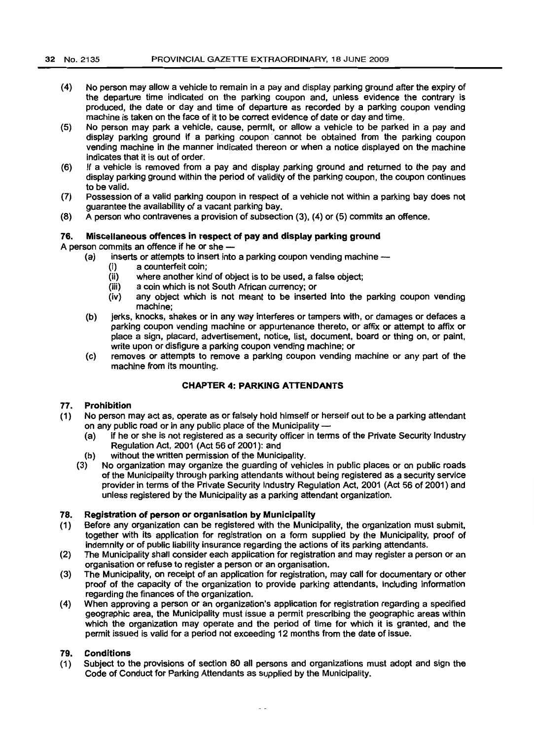(4) No person may allow a vehicle to remain in a pay and display parking ground after the expiry of the departure time indicated on the parking coupon and, unless evidence the contrary is produced, the date or day and time of departure as recorded by a parking coupon vending machine is taken on the face of it to be correct evidence of date or day and time.

(5) No person may park a vehicle, cause, permit, or allow a vehicle to be parked in a pay and display parking ground if a parking coupon cannot be obtained from the parking coupon vending machine in the manner indicated thereon or when a notice displayed on the machine indicates that it is out of order.

(6) If a vehicle is removed from a pay and display parking ground and returned to the pay and display parking ground within the period of validity of the parking coupon, the coupon continues to be valid.

(7) Possession of a valid parking coupon in respect of a vehicle not within a parking bay does not guarantee the availability of a vacant parking bay.

(8) A person who contravenes a provision of subsection (3), (4) or (5) commits an offence.

### 76. Miscellaneous offences in respect of pay and display parking ground

A person commits an offence if he or she —

- (a) inserts or attempts to insert into a parking coupon vending machine —
  - (i) a counterfeit coin;
  - (ii) where another kind of object is to be used, a false object;
  - (iii) a coin which is not South African currency; or
  - (iv) any object which is not meant to be inserted into the parking coupon vending machine;
- (b) jerks, knocks, shakes or in any way interferes or tampers with, or damages or defaces a parking coupon vending machine or appurtenance thereto, or affix or attempt to affix or place a sign, placard, advertisement, notice, list, document, board or thing on, or paint, write upon or disfigure a parking coupon vending machine; or
- (c) removes or attempts to remove a parking coupon vending machine or any part of the machine from its mounting.

## CHAPTER 4: PARKING ATTENDANTS

### 77. Prohibition

(1) No person may act as, operate as or falsely hold himself or herself out to be a parking attendant on any public road or in any public place of the Municipality —

- (a) if he or she is not registered as a security officer in terms of the Private Security Industry Regulation Act, 2001 (Act 56 of 2001): and
- (b) without the written permission of the Municipality.

(3) No organization may organize the guarding of vehicles in public places or on public roads of the Municipality through parking attendants without being registered as a security service provider in terms of the Private Security Industry Regulation Act, 2001 (Act 56 of 2001) and unless registered by the Municipality as a parking attendant organization.

### 78. Registration of person or organisation by Municipality

(1) Before any organization can be registered with the Municipality, the organization must submit, together with its application for registration on a form supplied by the Municipality, proof of indemnity or of public liability insurance regarding the actions of its parking attendants.

(2) The Municipality shall consider each application for registration and may register a person or an organisation or refuse to register a person or an organisation.

(3) The Municipality, on receipt of an application for registration, may call for documentary or other proof of the capacity of the organization to provide parking attendants, including information regarding the finances of the organization.

(4) When approving a person or an organization's application for registration regarding a specified geographic area, the Municipality must issue a permit prescribing the geographic areas within which the organization may operate and the period of time for which it is granted, and the permit issued is valid for a period not exceeding 12 months from the date of issue.

### 79. Conditions

(1) Subject to the provisions of section 80 all persons and organizations must adopt and sign the Code of Conduct for Parking Attendants as supplied by the Municipality.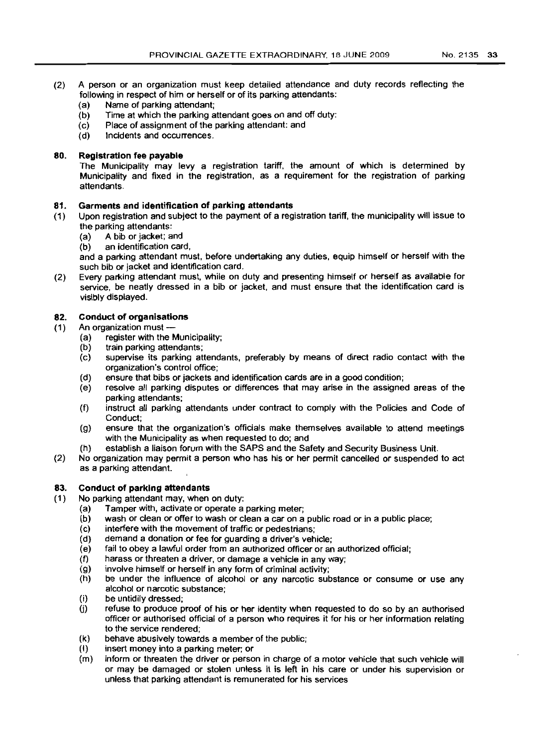(2) A person or an organization must keep detailed attendance and duty records reflecting the following in respect of him or herself or of its parking attendants:
   (a) Name of parking attendant;
   (b) Time at which the parking attendant goes on and off duty:
   (c) Place of assignment of the parking attendant: and
   (d) Incidents and occurrences.

**80. Registration fee payable**

The Municipality may levy a registration tariff, the amount of which is determined by Municipality and fixed in the registration, as a requirement for the registration of parking attendants.

**81. Garments and identification of parking attendants**

(1) Upon registration and subject to the payment of a registration tariff, the municipality will issue to the parking attendants:
   (a) A bib or jacket; and
   (b) an identification card,

   and a parking attendant must, before undertaking any duties, equip himself or herself with the such bib or jacket and identification card.

(2) Every parking attendant must, while on duty and presenting himself or herself as available for service, be neatly dressed in a bib or jacket, and must ensure that the identification card is visibly displayed.

**82. Conduct of organisations**

(1) An organization must —
   (a) register with the Municipality;
   (b) train parking attendants;
   (c) supervise its parking attendants, preferably by means of direct radio contact with the organization's control office;
   (d) ensure that bibs or jackets and identification cards are in a good condition;
   (e) resolve all parking disputes or differences that may arise in the assigned areas of the parking attendants;
   (f) instruct all parking attendants under contract to comply with the Policies and Code of Conduct;
   (g) ensure that the organization's officials make themselves available to attend meetings with the Municipality as when requested to do; and
   (h) establish a liaison forum with the SAPS and the Safety and Security Business Unit.

(2) No organization may permit a person who has his or her permit cancelled or suspended to act as a parking attendant.

**83. Conduct of parking attendants**

(1) No parking attendant may, when on duty:
   (a) Tamper with, activate or operate a parking meter;
   (b) wash or clean or offer to wash or clean a car on a public road or in a public place;
   (c) interfere with the movement of traffic or pedestrians;
   (d) demand a donation or fee for guarding a driver's vehicle;
   (e) fail to obey a lawful order from an authorized officer or an authorized official;
   (f) harass or threaten a driver, or damage a vehicle in any way;
   (g) involve himself or herself in any form of criminal activity;
   (h) be under the influence of alcohol or any narcotic substance or consume or use any alcohol or narcotic substance;
   (i) be untidily dressed;
   (j) refuse to produce proof of his or her identity when requested to do so by an authorised officer or authorised official of a person who requires it for his or her information relating to the service rendered;
   (k) behave abusively towards a member of the public;
   (l) insert money into a parking meter; or
   (m) inform or threaten the driver or person in charge of a motor vehicle that such vehicle will or may be damaged or stolen unless it is left in his care or under his supervision or unless that parking attendant is remunerated for his services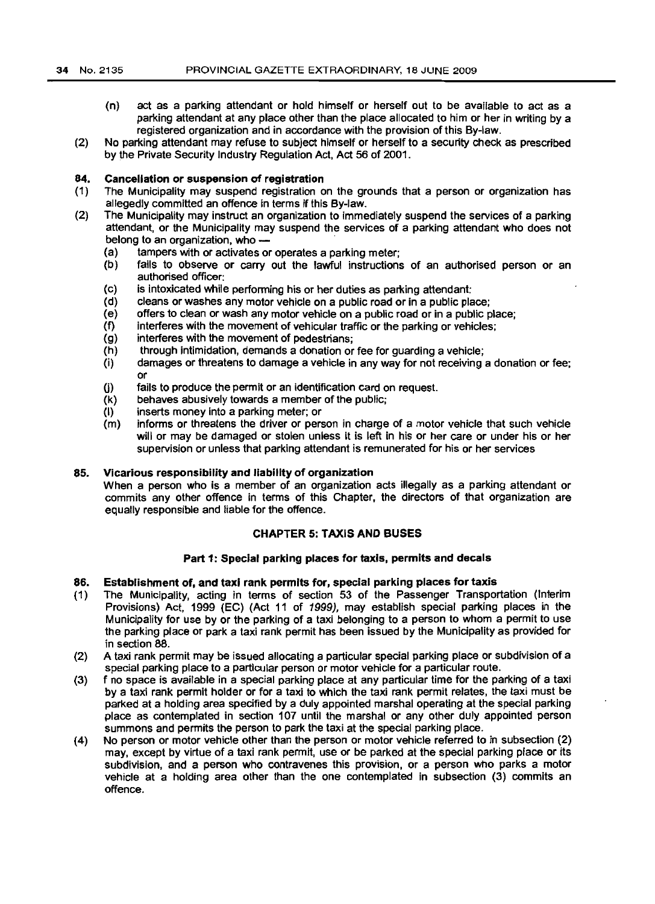(n) act as a parking attendant or hold himself or herself out to be available to act as a parking attendant at any place other than the place allocated to him or her in writing by a registered organization and in accordance with the provision of this By-law.

(2) No parking attendant may refuse to subject himself or herself to a security check as prescribed by the Private Security Industry Regulation Act, Act 56 of 2001.

#### 84. Cancellation or suspension of registration

(1) The Municipality may suspend registration on the grounds that a person or organization has allegedly committed an offence in terms if this By-law.

(2) The Municipality may instruct an organization to immediately suspend the services of a parking attendant, or the Municipality may suspend the services of a parking attendant who does not belong to an organization, who —

(a) tampers with or activates or operates a parking meter;

(b) fails to observe or carry out the lawful instructions of an authorised person or an authorised officer:

(c) is intoxicated while performing his or her duties as parking attendant:

(d) cleans or washes any motor vehicle on a public road or in a public place;

(e) offers to clean or wash any motor vehicle on a public road or in a public place;

(f) interferes with the movement of vehicular traffic or the parking or vehicles;

(g) interferes with the movement of pedestrians;

(h) through intimidation, demands a donation or fee for guarding a vehicle;

(i) damages or threatens to damage a vehicle in any way for not receiving a donation or fee; or

(j) fails to produce the permit or an identification card on request.

(k) behaves abusively towards a member of the public;

(l) inserts money into a parking meter; or

(m) informs or threatens the driver or person in charge of a motor vehicle that such vehicle will or may be damaged or stolen unless it is left in his or her care or under his or her supervision or unless that parking attendant is remunerated for his or her services

#### 85. Vicarious responsibility and liability of organization

When a person who is a member of an organization acts illegally as a parking attendant or commits any other offence in terms of this Chapter, the directors of that organization are equally responsible and liable for the offence.

## CHAPTER 5: TAXIS AND BUSES

### Part 1: Special parking places for taxis, permits and decals

#### 86. Establishment of, and taxi rank permits for, special parking places for taxis

(1) The Municipality, acting in terms of section 53 of the Passenger Transportation (Interim Provisions) Act, 1999 (EC) (Act 11 of *1999),* may establish special parking places in the Municipality for use by or the parking of a taxi belonging to a person to whom a permit to use the parking place or park a taxi rank permit has been issued by the Municipality as provided for in section 88.

(2) A taxi rank permit may be issued allocating a particular special parking place or subdivision of a special parking place to a particular person or motor vehicle for a particular route.

(3) f no space is available in a special parking place at any particular time for the parking of a taxi by a taxi rank permit holder or for a taxi to which the taxi rank permit relates, the taxi must be parked at a holding area specified by a duly appointed marshal operating at the special parking place as contemplated in section 107 until the marshal or any other duly appointed person summons and permits the person to park the taxi at the special parking place.

(4) No person or motor vehicle other than the person or motor vehicle referred to in subsection (2) may, except by virtue of a taxi rank permit, use or be parked at the special parking place or its subdivision, and a person who contravenes this provision, or a person who parks a motor vehicle at a holding area other than the one contemplated in subsection (3) commits an offence.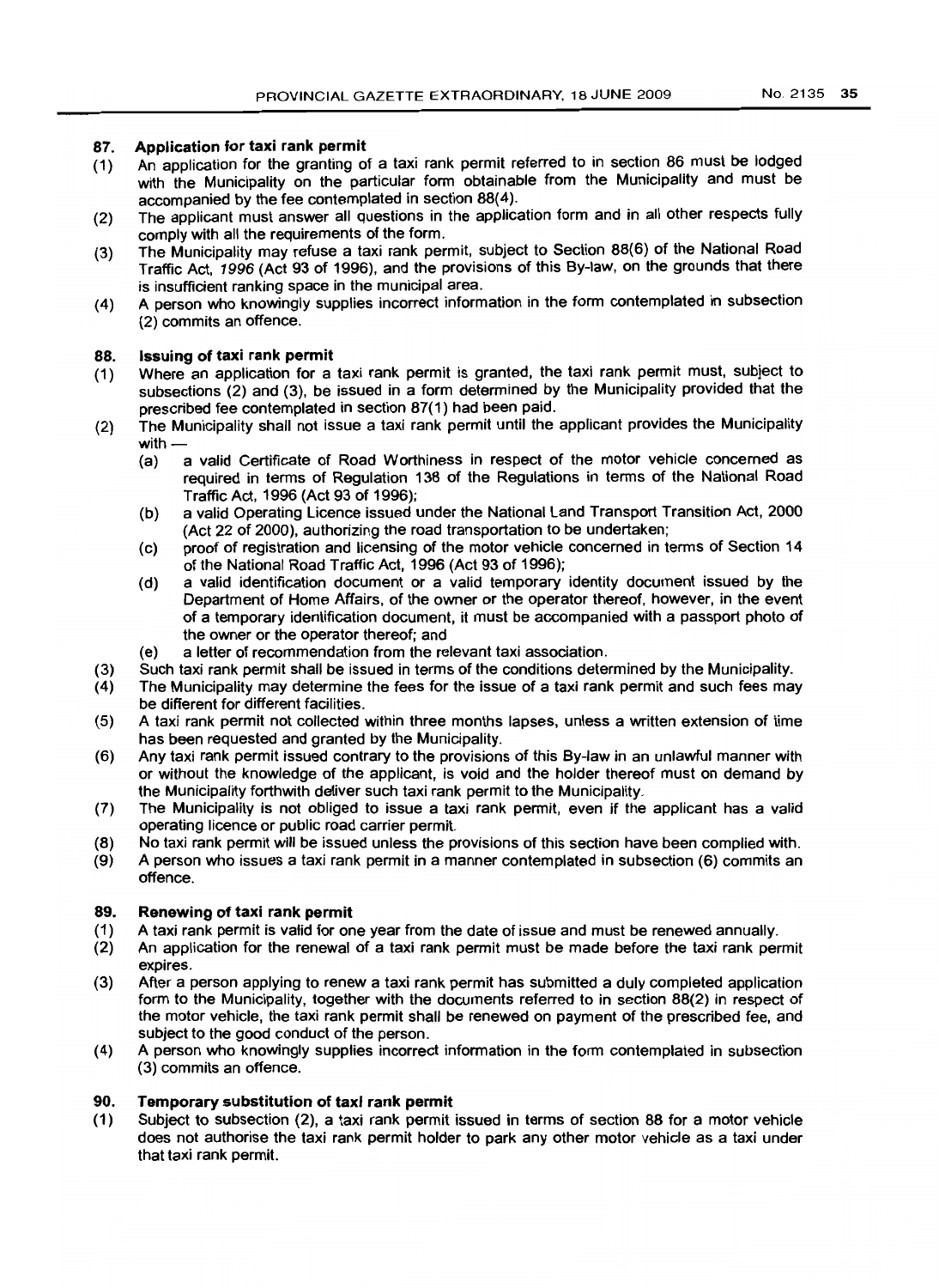### 87. Application for taxi rank permit

(1) An application for the granting of a taxi rank permit referred to in section 86 must be lodged with the Municipality on the particular form obtainable from the Municipality and must be accompanied by the fee contemplated in section 88(4).

(2) The applicant must answer all questions in the application form and in all other respects fully comply with all the requirements of the form.

(3) The Municipality may refuse a taxi rank permit, subject to Section 88(6) of the National Road Traffic Act, *1996* (Act 93 of 1996), and the provisions of this By-law, on the grounds that there is insufficient ranking space in the municipal area.

(4) A person who knowingly supplies incorrect information in the form contemplated in subsection (2) commits an offence.

### 88. Issuing of taxi rank permit

(1) Where an application for a taxi rank permit is granted, the taxi rank permit must, subject to subsections (2) and (3), be issued in a form determined by the Municipality provided that the prescribed fee contemplated in section 87(1) had been paid.

(2) The Municipality shall not issue a taxi rank permit until the applicant provides the Municipality with —

  (a) a valid Certificate of Road Worthiness in respect of the motor vehicle concerned as required in terms of Regulation 138 of the Regulations in terms of the National Road Traffic Act, 1996 (Act 93 of 1996);

  (b) a valid Operating Licence issued under the National Land Transport Transition Act, 2000 (Act 22 of 2000), authorizing the road transportation to be undertaken;

  (c) proof of registration and licensing of the motor vehicle concerned in terms of Section 14 of the National Road Traffic Act, 1996 (Act 93 of 1996);

  (d) a valid identification document or a valid temporary identity document issued by the Department of Home Affairs, of the owner or the operator thereof, however, in the event of a temporary identification document, it must be accompanied with a passport photo of the owner or the operator thereof; and

  (e) a letter of recommendation from the relevant taxi association.

(3) Such taxi rank permit shall be issued in terms of the conditions determined by the Municipality.

(4) The Municipality may determine the fees for the issue of a taxi rank permit and such fees may be different for different facilities.

(5) A taxi rank permit not collected within three months lapses, unless a written extension of time has been requested and granted by the Municipality.

(6) Any taxi rank permit issued contrary to the provisions of this By-law in an unlawful manner with or without the knowledge of the applicant, is void and the holder thereof must on demand by the Municipality forthwith deliver such taxi rank permit to the Municipality.

(7) The Municipality is not obliged to issue a taxi rank permit, even if the applicant has a valid operating licence or public road carrier permit.

(8) No taxi rank permit will be issued unless the provisions of this section have been complied with.

(9) A person who issues a taxi rank permit in a manner contemplated in subsection (6) commits an offence.

### 89. Renewing of taxi rank permit

(1) A taxi rank permit is valid for one year from the date of issue and must be renewed annually.

(2) An application for the renewal of a taxi rank permit must be made before the taxi rank permit expires.

(3) After a person applying to renew a taxi rank permit has submitted a duly completed application form to the Municipality, together with the documents referred to in section 88(2) in respect of the motor vehicle, the taxi rank permit shall be renewed on payment of the prescribed fee, and subject to the good conduct of the person.

(4) A person who knowingly supplies incorrect information in the form contemplated in subsection (3) commits an offence.

### 90. Temporary substitution of taxi rank permit

(1) Subject to subsection (2), a taxi rank permit issued in terms of section 88 for a motor vehicle does not authorise the taxi rank permit holder to park any other motor vehicle as a taxi under that taxi rank permit.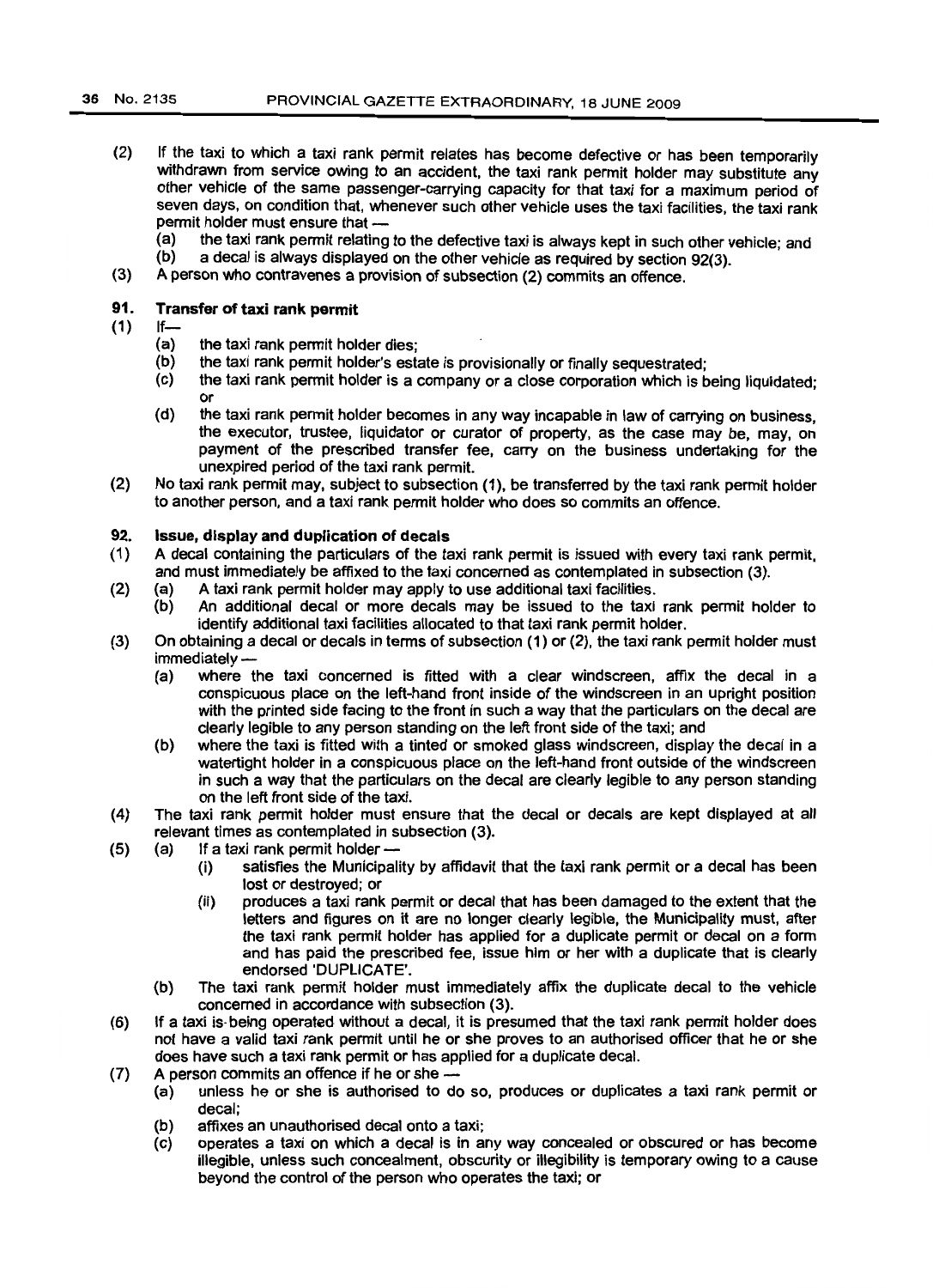(2) If the taxi to which a taxi rank permit relates has become defective or has been temporarily withdrawn from service owing to an accident, the taxi rank permit holder may substitute any other vehicle of the same passenger-carrying capacity for that taxi for a maximum period of seven days, on condition that, whenever such other vehicle uses the taxi facilities, the taxi rank permit holder must ensure that —

(a) the taxi rank permit relating to the defective taxi is always kept in such other vehicle; and

(b) a decal is always displayed on the other vehicle as required by section 92(3).

(3) A person who contravenes a provision of subsection (2) commits an offence.

### 91. Transfer of taxi rank permit

(1) If—

(a) the taxi rank permit holder dies;

(b) the taxi rank permit holder's estate is provisionally or finally sequestrated;

(c) the taxi rank permit holder is a company or a close corporation which is being liquidated; or

(d) the taxi rank permit holder becomes in any way incapable in law of carrying on business, the executor, trustee, liquidator or curator of property, as the case may be, may, on payment of the prescribed transfer fee, carry on the business undertaking for the unexpired period of the taxi rank permit.

(2) No taxi rank permit may, subject to subsection (1), be transferred by the taxi rank permit holder to another person, and a taxi rank permit holder who does so commits an offence.

### 92. Issue, display and duplication of decals

(1) A decal containing the particulars of the taxi rank permit is issued with every taxi rank permit, and must immediately be affixed to the taxi concerned as contemplated in subsection (3).

(2) (a) A taxi rank permit holder may apply to use additional taxi facilities.

(b) An additional decal or more decals may be issued to the taxi rank permit holder to identify additional taxi facilities allocated to that taxi rank permit holder.

(3) On obtaining a decal or decals in terms of subsection (1) or (2), the taxi rank permit holder must immediately —

(a) where the taxi concerned is fitted with a clear windscreen, affix the decal in a conspicuous place on the left-hand front inside of the windscreen in an upright position with the printed side facing to the front in such a way that the particulars on the decal are clearly legible to any person standing on the left front side of the taxi; and

(b) where the taxi is fitted with a tinted or smoked glass windscreen, display the decal in a watertight holder in a conspicuous place on the left-hand front outside of the windscreen in such a way that the particulars on the decal are clearly legible to any person standing on the left front side of the taxi.

(4) The taxi rank permit holder must ensure that the decal or decals are kept displayed at all relevant times as contemplated in subsection (3).

(5) (a) If a taxi rank permit holder —

(i) satisfies the Municipality by affidavit that the taxi rank permit or a decal has been lost or destroyed; or

(ii) produces a taxi rank permit or decal that has been damaged to the extent that the letters and figures on it are no longer clearly legible, the Municipality must, after the taxi rank permit holder has applied for a duplicate permit or decal on a form and has paid the prescribed fee, issue him or her with a duplicate that is clearly endorsed 'DUPLICATE'.

(b) The taxi rank permit holder must immediately affix the duplicate decal to the vehicle concerned in accordance with subsection (3).

(6) If a taxi is being operated without a decal, it is presumed that the taxi rank permit holder does not have a valid taxi rank permit until he or she proves to an authorised officer that he or she does have such a taxi rank permit or has applied for a duplicate decal.

(7) A person commits an offence if he or she —

(a) unless he or she is authorised to do so, produces or duplicates a taxi rank permit or decal;

(b) affixes an unauthorised decal onto a taxi;

(c) operates a taxi on which a decal is in any way concealed or obscured or has become illegible, unless such concealment, obscurity or illegibility is temporary owing to a cause beyond the control of the person who operates the taxi; or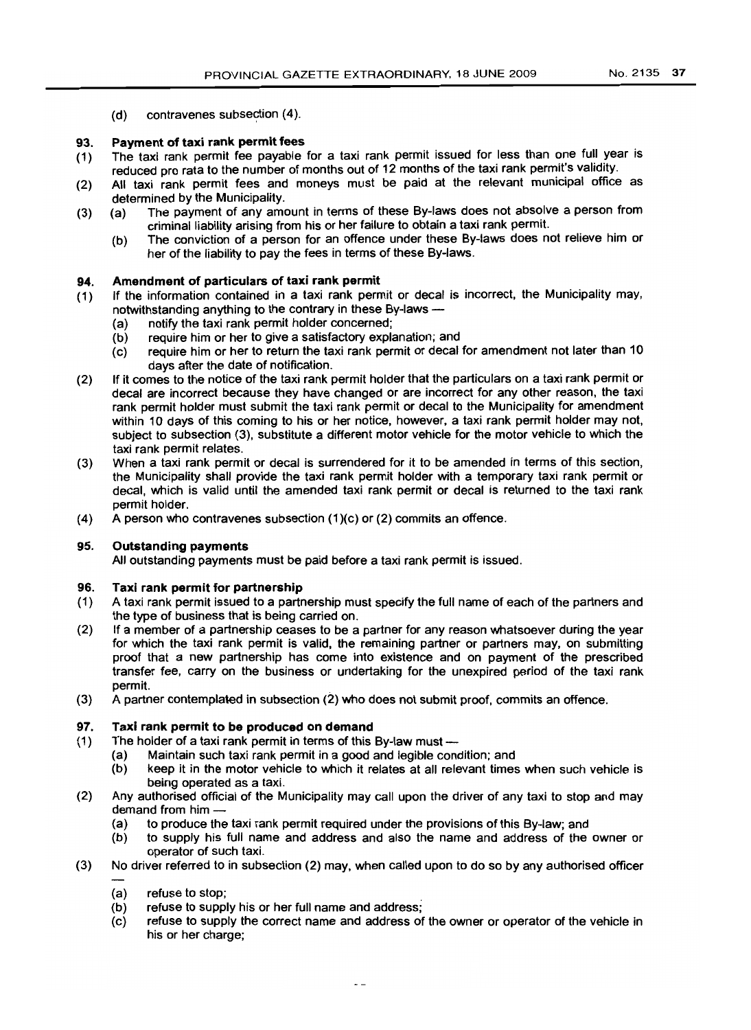(d) contravenes subsection (4).

### 93. Payment of taxi rank permit fees

(1) The taxi rank permit fee payable for a taxi rank permit issued for less than one full year is reduced pro rata to the number of months out of 12 months of the taxi rank permit's validity.

(2) All taxi rank permit fees and moneys must be paid at the relevant municipal office as determined by the Municipality.

(3) (a) The payment of any amount in terms of these By-laws does not absolve a person from criminal liability arising from his or her failure to obtain a taxi rank permit.

(b) The conviction of a person for an offence under these By-laws does not relieve him or her of the liability to pay the fees in terms of these By-laws.

### 94. Amendment of particulars of taxi rank permit

(1) If the information contained in a taxi rank permit or decal is incorrect, the Municipality may, notwithstanding anything to the contrary in these By-laws —

(a) notify the taxi rank permit holder concerned;

(b) require him or her to give a satisfactory explanation; and

(c) require him or her to return the taxi rank permit or decal for amendment not later than 10 days after the date of notification.

(2) If it comes to the notice of the taxi rank permit holder that the particulars on a taxi rank permit or decal are incorrect because they have changed or are incorrect for any other reason, the taxi rank permit holder must submit the taxi rank permit or decal to the Municipality for amendment within 10 days of this coming to his or her notice, however, a taxi rank permit holder may not, subject to subsection (3), substitute a different motor vehicle for the motor vehicle to which the taxi rank permit relates.

(3) When a taxi rank permit or decal is surrendered for it to be amended in terms of this section, the Municipality shall provide the taxi rank permit holder with a temporary taxi rank permit or decal, which is valid until the amended taxi rank permit or decal is returned to the taxi rank permit holder.

(4) A person who contravenes subsection (1)(c) or (2) commits an offence.

### 95. Outstanding payments

All outstanding payments must be paid before a taxi rank permit is issued.

### 96. Taxi rank permit for partnership

(1) A taxi rank permit issued to a partnership must specify the full name of each of the partners and the type of business that is being carried on.

(2) If a member of a partnership ceases to be a partner for any reason whatsoever during the year for which the taxi rank permit is valid, the remaining partner or partners may, on submitting proof that a new partnership has come into existence and on payment of the prescribed transfer fee, carry on the business or undertaking for the unexpired period of the taxi rank permit.

(3) A partner contemplated in subsection (2) who does not submit proof, commits an offence.

### 97. Taxi rank permit to be produced on demand

(1) The holder of a taxi rank permit in terms of this By-law must —

(a) Maintain such taxi rank permit in a good and legible condition; and

(b) keep it in the motor vehicle to which it relates at all relevant times when such vehicle is being operated as a taxi.

(2) Any authorised official of the Municipality may call upon the driver of any taxi to stop and may demand from him —

(a) to produce the taxi rank permit required under the provisions of this By-law; and

(b) to supply his full name and address and also the name and address of the owner or operator of such taxi.

(3) No driver referred to in subsection (2) may, when called upon to do so by any authorised officer —

(a) refuse to stop;

(b) refuse to supply his or her full name and address;

(c) refuse to supply the correct name and address of the owner or operator of the vehicle in his or her charge;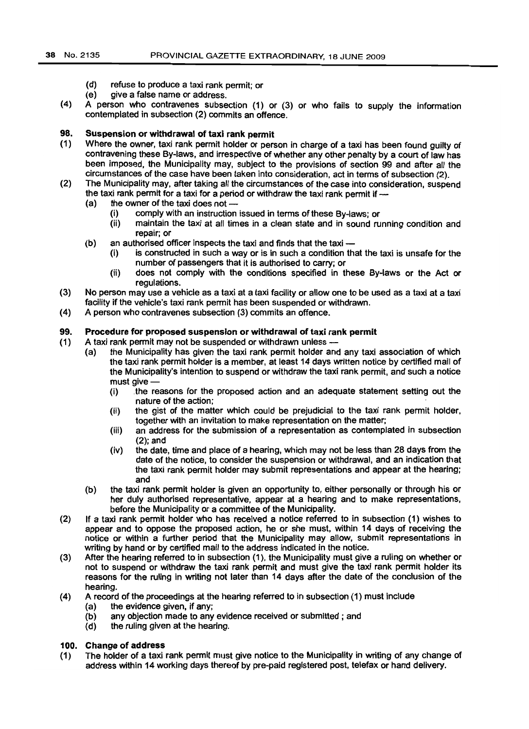(d) refuse to produce a taxi rank permit; or
(e) give a false name or address.

(4) A person who contravenes subsection (1) or (3) or who fails to supply the information contemplated in subsection (2) commits an offence.

### 98. Suspension or withdrawal of taxi rank permit

(1) Where the owner, taxi rank permit holder or person in charge of a taxi has been found guilty of contravening these By-laws, and irrespective of whether any other penalty by a court of law has been imposed, the Municipality may, subject to the provisions of section 99 and after all the circumstances of the case have been taken into consideration, act in terms of subsection (2).

(2) The Municipality may, after taking all the circumstances of the case into consideration, suspend the taxi rank permit for a taxi for a period or withdraw the taxi rank permit if —

- (a) the owner of the taxi does not —
  - (i) comply with an instruction issued in terms of these By-laws; or
  - (ii) maintain the taxi at all times in a clean state and in sound running condition and repair; or
- (b) an authorised officer inspects the taxi and finds that the taxi —
  - (i) is constructed in such a way or is in such a condition that the taxi is unsafe for the number of passengers that it is authorised to carry; or
  - (ii) does not comply with the conditions specified in these By-laws or the Act or regulations.

(3) No person may use a vehicle as a taxi at a taxi facility or allow one to be used as a taxi at a taxi facility if the vehicle's taxi rank permit has been suspended or withdrawn.

(4) A person who contravenes subsection (3) commits an offence.

### 99. Procedure for proposed suspension or withdrawal of taxi rank permit

(1) A taxi rank permit may not be suspended or withdrawn unless —

- (a) the Municipality has given the taxi rank permit holder and any taxi association of which the taxi rank permit holder is a member, at least 14 days written notice by certified mail of the Municipality's intention to suspend or withdraw the taxi rank permit, and such a notice must give —
  - (i) the reasons for the proposed action and an adequate statement setting out the nature of the action;
  - (ii) the gist of the matter which could be prejudicial to the taxi rank permit holder, together with an invitation to make representation on the matter;
  - (iii) an address for the submission of a representation as contemplated in subsection (2); and
  - (iv) the date, time and place of a hearing, which may not be less than 28 days from the date of the notice, to consider the suspension or withdrawal, and an indication that the taxi rank permit holder may submit representations and appear at the hearing; and
- (b) the taxi rank permit holder is given an opportunity to, either personally or through his or her duly authorised representative, appear at a hearing and to make representations, before the Municipality or a committee of the Municipality.

(2) If a taxi rank permit holder who has received a notice referred to in subsection (1) wishes to appear and to oppose the proposed action, he or she must, within 14 days of receiving the notice or within a further period that the Municipality may allow, submit representations in writing by hand or by certified mail to the address indicated in the notice.

(3) After the hearing referred to in subsection (1), the Municipality must give a ruling on whether or not to suspend or withdraw the taxi rank permit and must give the taxi rank permit holder its reasons for the ruling in writing not later than 14 days after the date of the conclusion of the hearing.

(4) A record of the proceedings at the hearing referred to in subsection (1) must include

- (a) the evidence given, if any;
- (b) any objection made to any evidence received or submitted ; and
- (d) the ruling given at the hearing.

### 100. Change of address

(1) The holder of a taxi rank permit must give notice to the Municipality in writing of any change of address within 14 working days thereof by pre-paid registered post, telefax or hand delivery.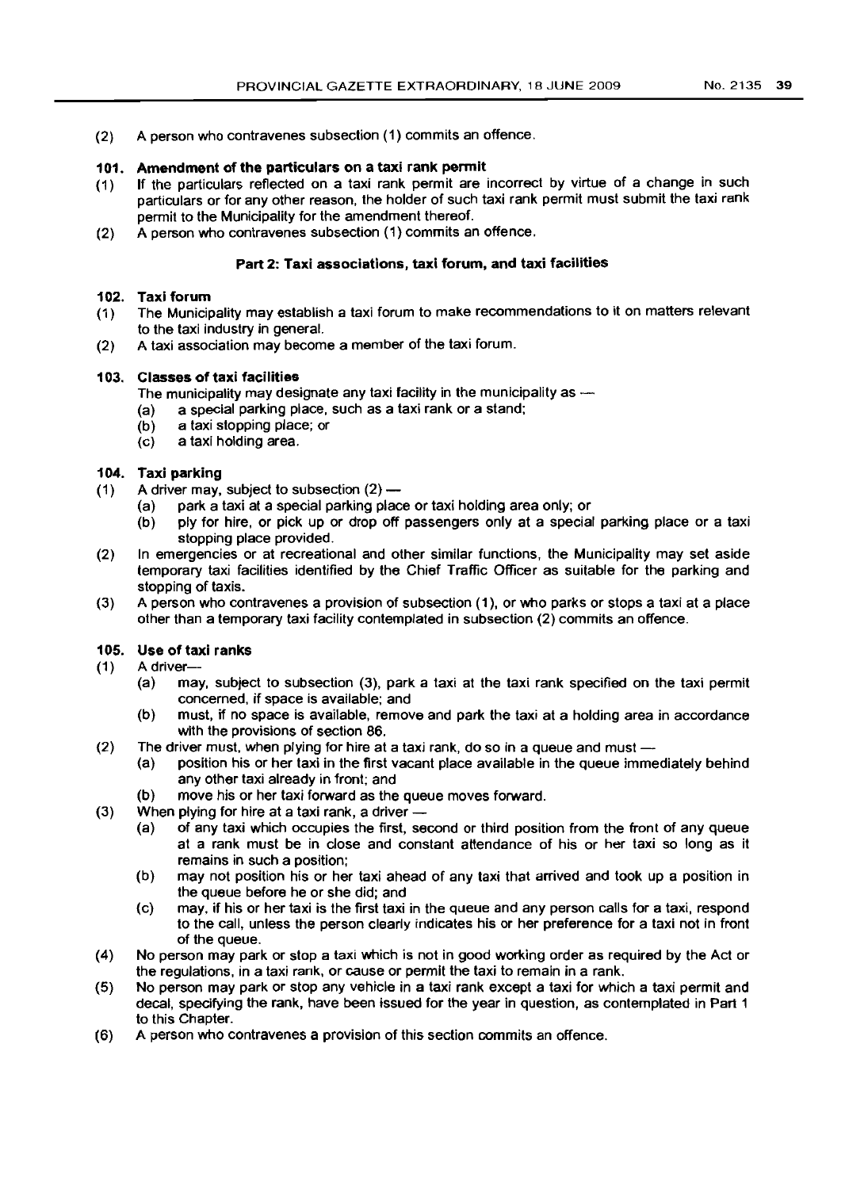(2) A person who contravenes subsection (1) commits an offence.

### 101. Amendment of the particulars on a taxi rank permit

(1) If the particulars reflected on a taxi rank permit are incorrect by virtue of a change in such particulars or for any other reason, the holder of such taxi rank permit must submit the taxi rank permit to the Municipality for the amendment thereof.

(2) A person who contravenes subsection (1) commits an offence.

## Part 2: Taxi associations, taxi forum, and taxi facilities

### 102. Taxi forum

(1) The Municipality may establish a taxi forum to make recommendations to it on matters relevant to the taxi industry in general.

(2) A taxi association may become a member of the taxi forum.

### 103. Classes of taxi facilities

The municipality may designate any taxi facility in the municipality as —

- (a) a special parking place, such as a taxi rank or a stand;
- (b) a taxi stopping place; or
- (c) a taxi holding area.

### 104. Taxi parking

(1) A driver may, subject to subsection (2) —

- (a) park a taxi at a special parking place or taxi holding area only; or
- (b) ply for hire, or pick up or drop off passengers only at a special parking place or a taxi stopping place provided.

(2) In emergencies or at recreational and other similar functions, the Municipality may set aside temporary taxi facilities identified by the Chief Traffic Officer as suitable for the parking and stopping of taxis.

(3) A person who contravenes a provision of subsection (1), or who parks or stops a taxi at a place other than a temporary taxi facility contemplated in subsection (2) commits an offence.

### 105. Use of taxi ranks

(1) A driver—

- (a) may, subject to subsection (3), park a taxi at the taxi rank specified on the taxi permit concerned, if space is available; and
- (b) must, if no space is available, remove and park the taxi at a holding area in accordance with the provisions of section 86.

(2) The driver must, when plying for hire at a taxi rank, do so in a queue and must —

- (a) position his or her taxi in the first vacant place available in the queue immediately behind any other taxi already in front; and
- (b) move his or her taxi forward as the queue moves forward.

(3) When plying for hire at a taxi rank, a driver —

- (a) of any taxi which occupies the first, second or third position from the front of any queue at a rank must be in close and constant attendance of his or her taxi so long as it remains in such a position;
- (b) may not position his or her taxi ahead of any taxi that arrived and took up a position in the queue before he or she did; and
- (c) may, if his or her taxi is the first taxi in the queue and any person calls for a taxi, respond to the call, unless the person clearly indicates his or her preference for a taxi not in front of the queue.

(4) No person may park or stop a taxi which is not in good working order as required by the Act or the regulations, in a taxi rank, or cause or permit the taxi to remain in a rank.

(5) No person may park or stop any vehicle in a taxi rank except a taxi for which a taxi permit and decal, specifying the rank, have been issued for the year in question, as contemplated in Part 1 to this Chapter.

(6) A person who contravenes a provision of this section commits an offence.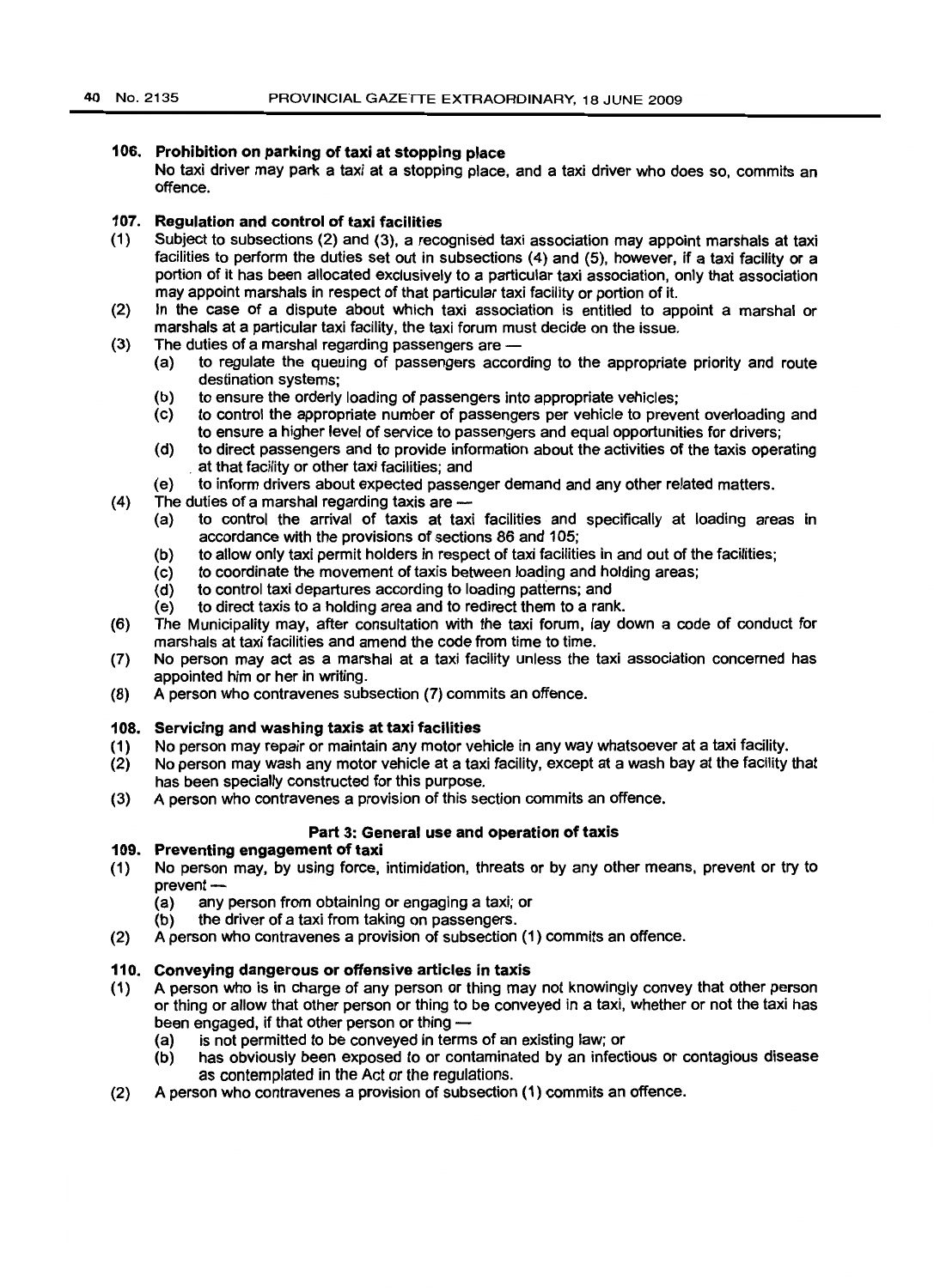### 106. Prohibition on parking of taxi at stopping place

No taxi driver may park a taxi at a stopping place, and a taxi driver who does so, commits an offence.

### 107. Regulation and control of taxi facilities

(1) Subject to subsections (2) and (3), a recognised taxi association may appoint marshals at taxi facilities to perform the duties set out in subsections (4) and (5), however, if a taxi facility or a portion of it has been allocated exclusively to a particular taxi association, only that association may appoint marshals in respect of that particular taxi facility or portion of it.

(2) In the case of a dispute about which taxi association is entitled to appoint a marshal or marshals at a particular taxi facility, the taxi forum must decide on the issue.

(3) The duties of a marshal regarding passengers are —

- (a) to regulate the queuing of passengers according to the appropriate priority and route destination systems;
- (b) to ensure the orderly loading of passengers into appropriate vehicles;
- (c) to control the appropriate number of passengers per vehicle to prevent overloading and to ensure a higher level of service to passengers and equal opportunities for drivers;
- (d) to direct passengers and to provide information about the activities of the taxis operating at that facility or other taxi facilities; and
- (e) to inform drivers about expected passenger demand and any other related matters.

(4) The duties of a marshal regarding taxis are —

- (a) to control the arrival of taxis at taxi facilities and specifically at loading areas in accordance with the provisions of sections 86 and 105;
- (b) to allow only taxi permit holders in respect of taxi facilities in and out of the facilities;
- (c) to coordinate the movement of taxis between loading and holding areas;
- (d) to control taxi departures according to loading patterns; and
- (e) to direct taxis to a holding area and to redirect them to a rank.

(6) The Municipality may, after consultation with the taxi forum, lay down a code of conduct for marshals at taxi facilities and amend the code from time to time.

(7) No person may act as a marshal at a taxi facility unless the taxi association concerned has appointed him or her in writing.

(8) A person who contravenes subsection (7) commits an offence.

### 108. Servicing and washing taxis at taxi facilities

(1) No person may repair or maintain any motor vehicle in any way whatsoever at a taxi facility.

(2) No person may wash any motor vehicle at a taxi facility, except at a wash bay at the facility that has been specially constructed for this purpose.

(3) A person who contravenes a provision of this section commits an offence.

## Part 3: General use and operation of taxis

### 109. Preventing engagement of taxi

(1) No person may, by using force, intimidation, threats or by any other means, prevent or try to prevent —

- (a) any person from obtaining or engaging a taxi; or
- (b) the driver of a taxi from taking on passengers.

(2) A person who contravenes a provision of subsection (1) commits an offence.

### 110. Conveying dangerous or offensive articles in taxis

(1) A person who is in charge of any person or thing may not knowingly convey that other person or thing or allow that other person or thing to be conveyed in a taxi, whether or not the taxi has been engaged, if that other person or thing —

- (a) is not permitted to be conveyed in terms of an existing law; or
- (b) has obviously been exposed to or contaminated by an infectious or contagious disease as contemplated in the Act or the regulations.

(2) A person who contravenes a provision of subsection (1) commits an offence.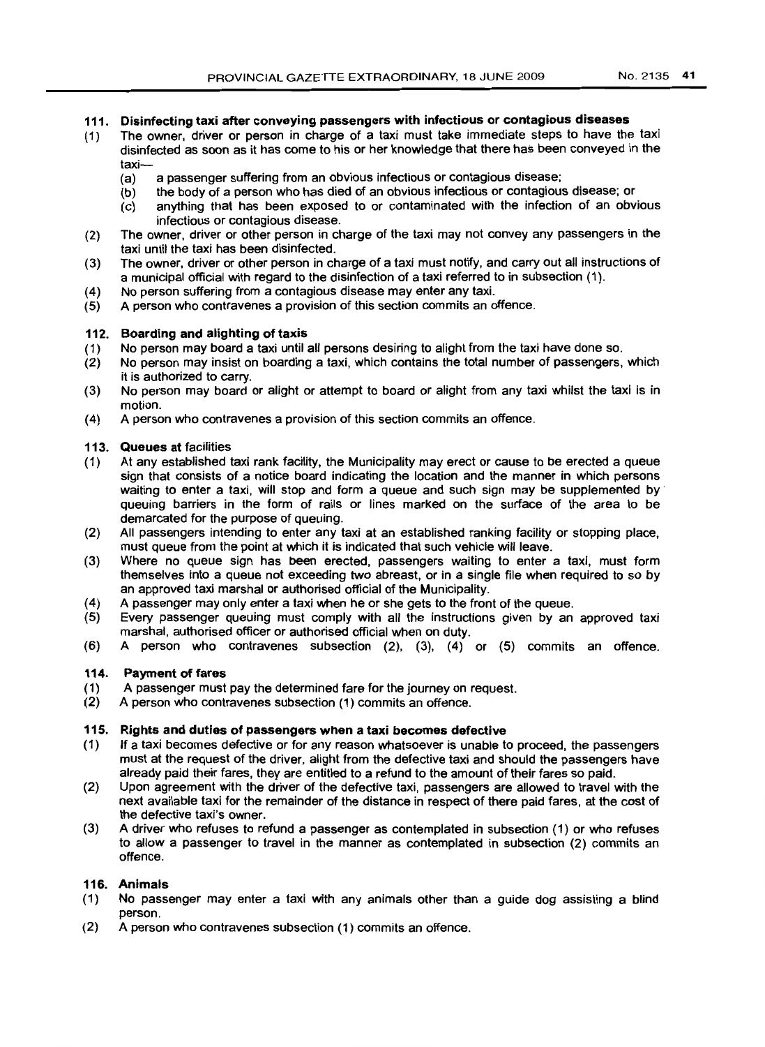### 111. Disinfecting taxi after conveying passengers with infectious or contagious diseases

(1) The owner, driver or person in charge of a taxi must take immediate steps to have the taxi disinfected as soon as it has come to his or her knowledge that there has been conveyed in the taxi—
   (a) a passenger suffering from an obvious infectious or contagious disease;
   (b) the body of a person who has died of an obvious infectious or contagious disease; or
   (c) anything that has been exposed to or contaminated with the infection of an obvious infectious or contagious disease.

(2) The owner, driver or other person in charge of the taxi may not convey any passengers in the taxi until the taxi has been disinfected.

(3) The owner, driver or other person in charge of a taxi must notify, and carry out all instructions of a municipal official with regard to the disinfection of a taxi referred to in subsection (1).

(4) No person suffering from a contagious disease may enter any taxi.

(5) A person who contravenes a provision of this section commits an offence.

### 112. Boarding and alighting of taxis

(1) No person may board a taxi until all persons desiring to alight from the taxi have done so.

(2) No person may insist on boarding a taxi, which contains the total number of passengers, which it is authorized to carry.

(3) No person may board or alight or attempt to board or alight from any taxi whilst the taxi is in motion.

(4) A person who contravenes a provision of this section commits an offence.

### 113. Queues at facilities

(1) At any established taxi rank facility, the Municipality may erect or cause to be erected a queue sign that consists of a notice board indicating the location and the manner in which persons waiting to enter a taxi, will stop and form a queue and such sign may be supplemented by queuing barriers in the form of rails or lines marked on the surface of the area to be demarcated for the purpose of queuing.

(2) All passengers intending to enter any taxi at an established ranking facility or stopping place, must queue from the point at which it is indicated that such vehicle will leave.

(3) Where no queue sign has been erected, passengers waiting to enter a taxi, must form themselves into a queue not exceeding two abreast, or in a single file when required to so by an approved taxi marshal or authorised official of the Municipality.

(4) A passenger may only enter a taxi when he or she gets to the front of the queue.

(5) Every passenger queuing must comply with all the instructions given by an approved taxi marshal, authorised officer or authorised official when on duty.

(6) A person who contravenes subsection (2), (3), (4) or (5) commits an offence.

### 114. Payment of fares

(1) A passenger must pay the determined fare for the journey on request.

(2) A person who contravenes subsection (1) commits an offence.

### 115. Rights and duties of passengers when a taxi becomes defective

(1) If a taxi becomes defective or for any reason whatsoever is unable to proceed, the passengers must at the request of the driver, alight from the defective taxi and should the passengers have already paid their fares, they are entitled to a refund to the amount of their fares so paid.

(2) Upon agreement with the driver of the defective taxi, passengers are allowed to travel with the next available taxi for the remainder of the distance in respect of there paid fares, at the cost of the defective taxi's owner.

(3) A driver who refuses to refund a passenger as contemplated in subsection (1) or who refuses to allow a passenger to travel in the manner as contemplated in subsection (2) commits an offence.

### 116. Animals

(1) No passenger may enter a taxi with any animals other than a guide dog assisting a blind person.

(2) A person who contravenes subsection (1) commits an offence.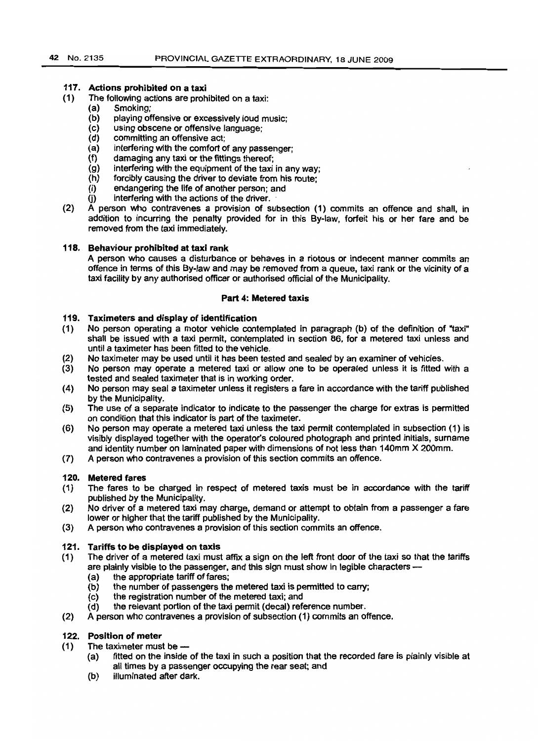### 117. Actions prohibited on a taxi

(1) The following actions are prohibited on a taxi:

- (a) Smoking;
- (b) playing offensive or excessively loud music;
- (c) using obscene or offensive language;
- (d) committing an offensive act;
- (a) interfering with the comfort of any passenger;
- (f) damaging any taxi or the fittings thereof;
- (g) interfering with the equipment of the taxi in any way;
- (h) forcibly causing the driver to deviate from his route;
- (i) endangering the life of another person; and
- (j) interfering with the actions of the driver.

(2) A person who contravenes a provision of subsection (1) commits an offence and shall, in addition to incurring the penalty provided for in this By-law, forfeit his or her fare and be removed from the taxi immediately.

### 118. Behaviour prohibited at taxi rank

A person who causes a disturbance or behaves in a riotous or indecent manner commits an offence in terms of this By-law and may be removed from a queue, taxi rank or the vicinity of a taxi facility by any authorised officer or authorised official of the Municipality.

## Part 4: Metered taxis

### 119. Taximeters and display of identification

(1) No person operating a motor vehicle contemplated in paragraph (b) of the definition of "taxi" shall be issued with a taxi permit, contemplated in section 86, for a metered taxi unless and until a taximeter has been fitted to the vehicle.

(2) No taximeter may be used until it has been tested and sealed by an examiner of vehicles.

(3) No person may operate a metered taxi or allow one to be operated unless it is fitted with a tested and sealed taximeter that is in working order.

(4) No person may seal a taximeter unless it registers a fare in accordance with the tariff published by the Municipality.

(5) The use of a separate indicator to indicate to the passenger the charge for extras is permitted on condition that this indicator is part of the taximeter.

(6) No person may operate a metered taxi unless the taxi permit contemplated in subsection (1) is visibly displayed together with the operator's coloured photograph and printed initials, surname and identity number on laminated paper with dimensions of not less than 140mm X 200mm.

(7) A person who contravenes a provision of this section commits an offence.

### 120. Metered fares

(1) The fares to be charged in respect of metered taxis must be in accordance with the tariff published by the Municipality.

(2) No driver of a metered taxi may charge, demand or attempt to obtain from a passenger a fare lower or higher that the tariff published by the Municipality.

(3) A person who contravenes a provision of this section commits an offence.

### 121. Tariffs to be displayed on taxis

(1) The driver of a metered taxi must affix a sign on the left front door of the taxi so that the tariffs are plainly visible to the passenger, and this sign must show in legible characters —

- (a) the appropriate tariff of fares;
- (b) the number of passengers the metered taxi is permitted to carry;
- (c) the registration number of the metered taxi; and
- (d) the relevant portion of the taxi permit (decal) reference number.

(2) A person who contravenes a provision of subsection (1) commits an offence.

### 122. Position of meter

(1) The taximeter must be —

- (a) fitted on the inside of the taxi in such a position that the recorded fare is plainly visible at all times by a passenger occupying the rear seat; and
- (b) illuminated after dark.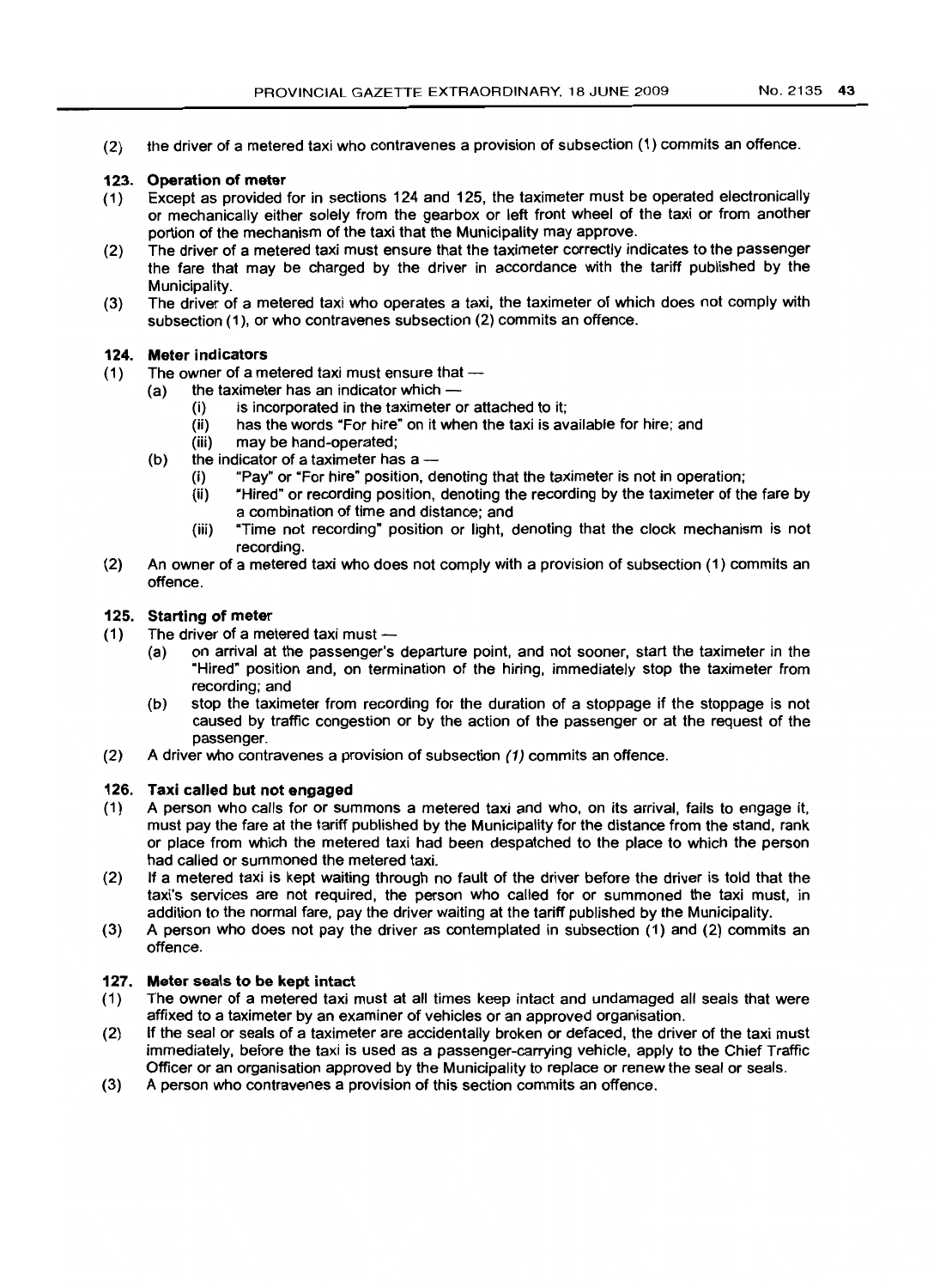(2) the driver of a metered taxi who contravenes a provision of subsection (1) commits an offence.

### 123. Operation of meter

(1) Except as provided for in sections 124 and 125, the taximeter must be operated electronically or mechanically either solely from the gearbox or left front wheel of the taxi or from another portion of the mechanism of the taxi that the Municipality may approve.

(2) The driver of a metered taxi must ensure that the taximeter correctly indicates to the passenger the fare that may be charged by the driver in accordance with the tariff published by the Municipality.

(3) The driver of a metered taxi who operates a taxi, the taximeter of which does not comply with subsection (1), or who contravenes subsection (2) commits an offence.

### 124. Meter indicators

(1) The owner of a metered taxi must ensure that —
   - (a) the taximeter has an indicator which —
     - (i) is incorporated in the taximeter or attached to it;
     - (ii) has the words "For hire" on it when the taxi is available for hire; and
     - (iii) may be hand-operated;
   - (b) the indicator of a taximeter has a —
     - (i) "Pay" or "For hire" position, denoting that the taximeter is not in operation;
     - (ii) "Hired" or recording position, denoting the recording by the taximeter of the fare by a combination of time and distance; and
     - (iii) "Time not recording" position or light, denoting that the clock mechanism is not recording.

(2) An owner of a metered taxi who does not comply with a provision of subsection (1) commits an offence.

### 125. Starting of meter

(1) The driver of a metered taxi must —
   - (a) on arrival at the passenger's departure point, and not sooner, start the taximeter in the "Hired" position and, on termination of the hiring, immediately stop the taximeter from recording; and
   - (b) stop the taximeter from recording for the duration of a stoppage if the stoppage is not caused by traffic congestion or by the action of the passenger or at the request of the passenger.

(2) A driver who contravenes a provision of subsection *(1)* commits an offence.

### 126. Taxi called but not engaged

(1) A person who calls for or summons a metered taxi and who, on its arrival, fails to engage it, must pay the fare at the tariff published by the Municipality for the distance from the stand, rank or place from which the metered taxi had been despatched to the place to which the person had called or summoned the metered taxi.

(2) If a metered taxi is kept waiting through no fault of the driver before the driver is told that the taxi's services are not required, the person who called for or summoned the taxi must, in addition to the normal fare, pay the driver waiting at the tariff published by the Municipality.

(3) A person who does not pay the driver as contemplated in subsection (1) and (2) commits an offence.

### 127. Meter seals to be kept intact

(1) The owner of a metered taxi must at all times keep intact and undamaged all seals that were affixed to a taximeter by an examiner of vehicles or an approved organisation.

(2) If the seal or seals of a taximeter are accidentally broken or defaced, the driver of the taxi must immediately, before the taxi is used as a passenger-carrying vehicle, apply to the Chief Traffic Officer or an organisation approved by the Municipality to replace or renew the seal or seals.

(3) A person who contravenes a provision of this section commits an offence.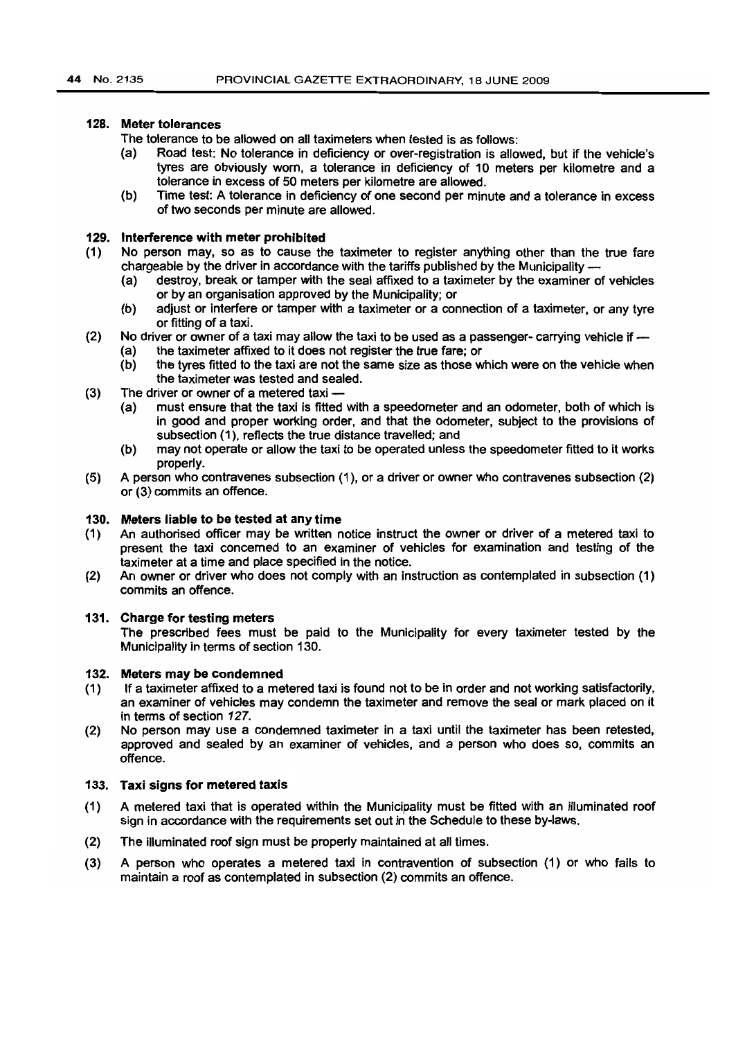### 128. Meter tolerances

The tolerance to be allowed on all taximeters when tested is as follows:

(a) Road test: No tolerance in deficiency or over-registration is allowed, but if the vehicle's tyres are obviously worn, a tolerance in deficiency of 10 meters per kilometre and a tolerance in excess of 50 meters per kilometre are allowed.

(b) Time test: A tolerance in deficiency of one second per minute and a tolerance in excess of two seconds per minute are allowed.

### 129. Interference with meter prohibited

(1) No person may, so as to cause the taximeter to register anything other than the true fare chargeable by the driver in accordance with the tariffs published by the Municipality —

(a) destroy, break or tamper with the seal affixed to a taximeter by the examiner of vehicles or by an organisation approved by the Municipality; or

(b) adjust or interfere or tamper with a taximeter or a connection of a taximeter, or any tyre or fitting of a taxi.

(2) No driver or owner of a taxi may allow the taxi to be used as a passenger- carrying vehicle if —

(a) the taximeter affixed to it does not register the true fare; or

(b) the tyres fitted to the taxi are not the same size as those which were on the vehicle when the taximeter was tested and sealed.

(3) The driver or owner of a metered taxi —

(a) must ensure that the taxi is fitted with a speedometer and an odometer, both of which is in good and proper working order, and that the odometer, subject to the provisions of subsection (1), reflects the true distance travelled; and

(b) may not operate or allow the taxi to be operated unless the speedometer fitted to it works properly.

(5) A person who contravenes subsection (1), or a driver or owner who contravenes subsection (2) or (3) commits an offence.

### 130. Meters liable to be tested at any time

(1) An authorised officer may be written notice instruct the owner or driver of a metered taxi to present the taxi concerned to an examiner of vehicles for examination and testing of the taximeter at a time and place specified in the notice.

(2) An owner or driver who does not comply with an instruction as contemplated in subsection (1) commits an offence.

### 131. Charge for testing meters

The prescribed fees must be paid to the Municipality for every taximeter tested by the Municipality in terms of section 130.

### 132. Meters may be condemned

(1) If a taximeter affixed to a metered taxi is found not to be in order and not working satisfactorily, an examiner of vehicles may condemn the taximeter and remove the seal or mark placed on it in terms of section *127*.

(2) No person may use a condemned taximeter in a taxi until the taximeter has been retested, approved and sealed by an examiner of vehicles, and a person who does so, commits an offence.

### 133. Taxi signs for metered taxis

(1) A metered taxi that is operated within the Municipality must be fitted with an illuminated roof sign in accordance with the requirements set out in the Schedule to these by-laws.

(2) The illuminated roof sign must be properly maintained at all times.

(3) A person who operates a metered taxi in contravention of subsection (1) or who fails to maintain a roof as contemplated in subsection (2) commits an offence.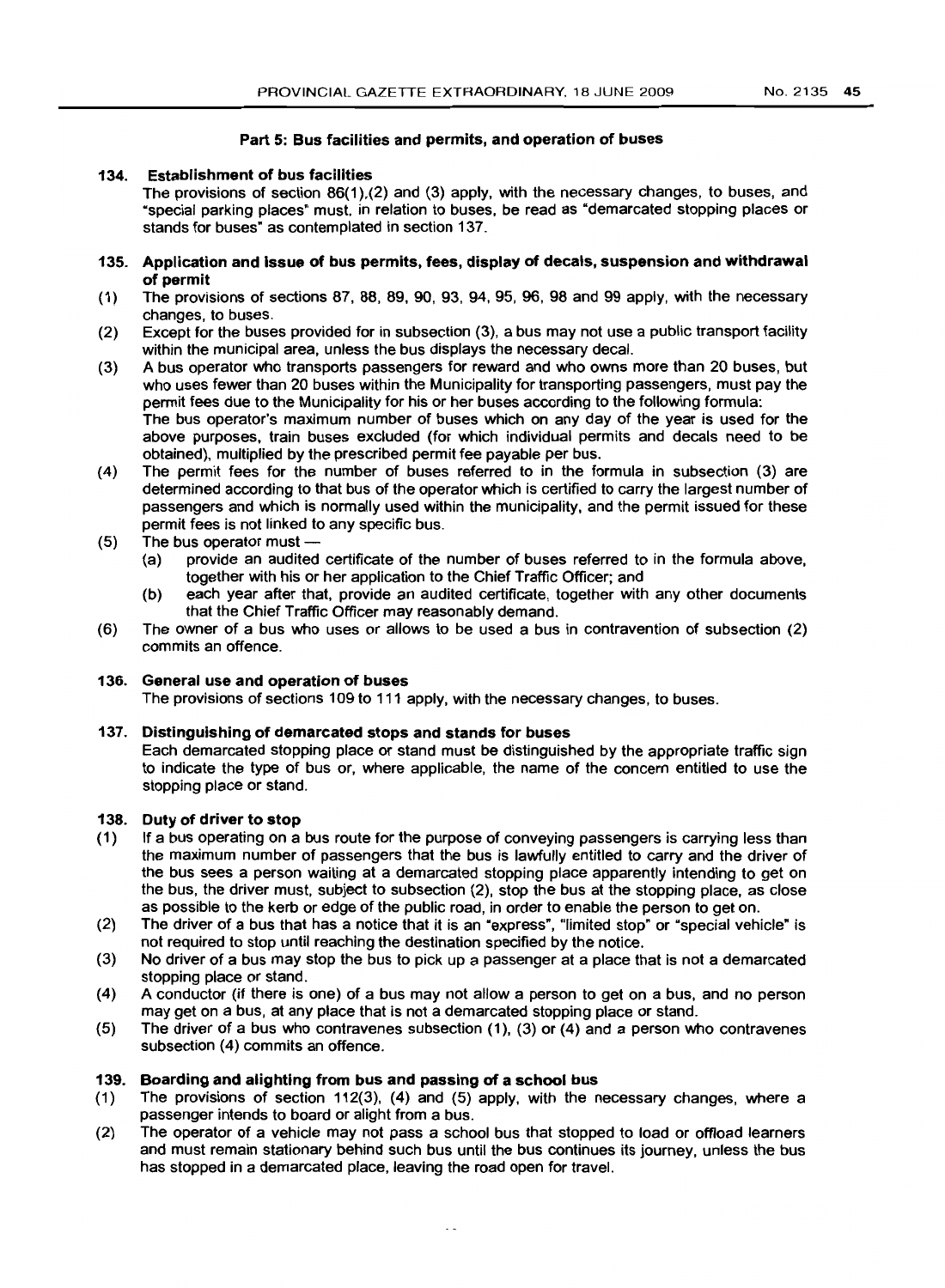## Part 5: Bus facilities and permits, and operation of buses

### 134. Establishment of bus facilities

The provisions of section 86(1),(2) and (3) apply, with the necessary changes, to buses, and "special parking places" must, in relation to buses, be read as "demarcated stopping places or stands for buses" as contemplated in section 137.

### 135. Application and issue of bus permits, fees, display of decals, suspension and withdrawal of permit

(1) The provisions of sections 87, 88, 89, 90, 93, 94, 95, 96, 98 and 99 apply, with the necessary changes, to buses.

(2) Except for the buses provided for in subsection (3), a bus may not use a public transport facility within the municipal area, unless the bus displays the necessary decal.

(3) A bus operator who transports passengers for reward and who owns more than 20 buses, but who uses fewer than 20 buses within the Municipality for transporting passengers, must pay the permit fees due to the Municipality for his or her buses according to the following formula:
The bus operator's maximum number of buses which on any day of the year is used for the above purposes, train buses excluded (for which individual permits and decals need to be obtained), multiplied by the prescribed permit fee payable per bus.

(4) The permit fees for the number of buses referred to in the formula in subsection (3) are determined according to that bus of the operator which is certified to carry the largest number of passengers and which is normally used within the municipality, and the permit issued for these permit fees is not linked to any specific bus.

(5) The bus operator must —
   (a) provide an audited certificate of the number of buses referred to in the formula above, together with his or her application to the Chief Traffic Officer; and
   (b) each year after that, provide an audited certificate, together with any other documents that the Chief Traffic Officer may reasonably demand.

(6) The owner of a bus who uses or allows to be used a bus in contravention of subsection (2) commits an offence.

### 136. General use and operation of buses

The provisions of sections 109 to 111 apply, with the necessary changes, to buses.

### 137. Distinguishing of demarcated stops and stands for buses

Each demarcated stopping place or stand must be distinguished by the appropriate traffic sign to indicate the type of bus or, where applicable, the name of the concern entitled to use the stopping place or stand.

### 138. Duty of driver to stop

(1) If a bus operating on a bus route for the purpose of conveying passengers is carrying less than the maximum number of passengers that the bus is lawfully entitled to carry and the driver of the bus sees a person waiting at a demarcated stopping place apparently intending to get on the bus, the driver must, subject to subsection (2), stop the bus at the stopping place, as close as possible to the kerb or edge of the public road, in order to enable the person to get on.

(2) The driver of a bus that has a notice that it is an "express", "limited stop" or "special vehicle" is not required to stop until reaching the destination specified by the notice.

(3) No driver of a bus may stop the bus to pick up a passenger at a place that is not a demarcated stopping place or stand.

(4) A conductor (if there is one) of a bus may not allow a person to get on a bus, and no person may get on a bus, at any place that is not a demarcated stopping place or stand.

(5) The driver of a bus who contravenes subsection (1), (3) or (4) and a person who contravenes subsection (4) commits an offence.

### 139. Boarding and alighting from bus and passing of a school bus

(1) The provisions of section 112(3), (4) and (5) apply, with the necessary changes, where a passenger intends to board or alight from a bus.

(2) The operator of a vehicle may not pass a school bus that stopped to load or offload learners and must remain stationary behind such bus until the bus continues its journey, unless the bus has stopped in a demarcated place, leaving the road open for travel.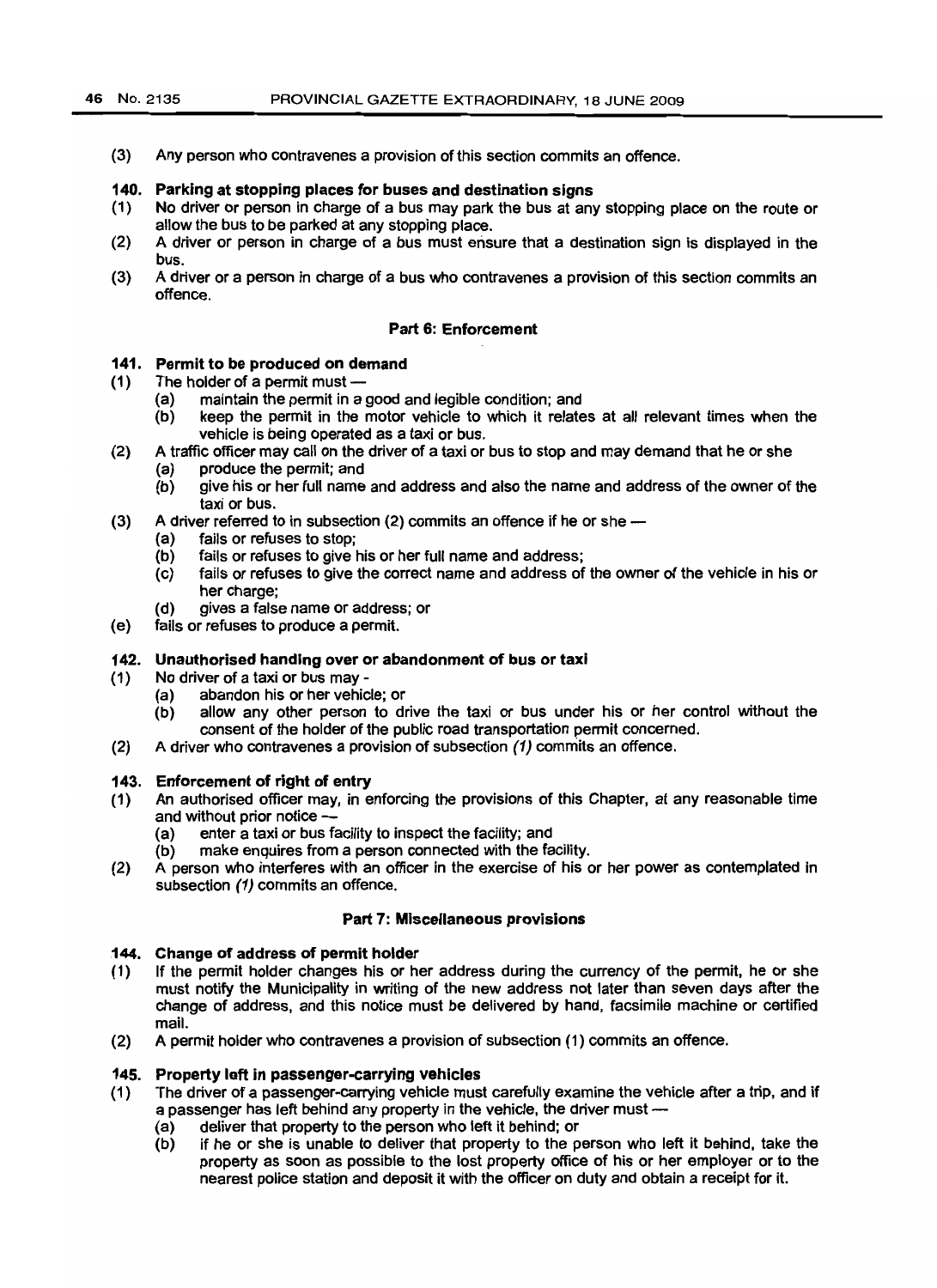(3) Any person who contravenes a provision of this section commits an offence.

### 140. Parking at stopping places for buses and destination signs

(1) No driver or person in charge of a bus may park the bus at any stopping place on the route or allow the bus to be parked at any stopping place.

(2) A driver or person in charge of a bus must ensure that a destination sign is displayed in the bus.

(3) A driver or a person in charge of a bus who contravenes a provision of this section commits an offence.

## Part 6: Enforcement

### 141. Permit to be produced on demand

(1) The holder of a permit must —
   - (a) maintain the permit in a good and legible condition; and
   - (b) keep the permit in the motor vehicle to which it relates at all relevant times when the vehicle is being operated as a taxi or bus.

(2) A traffic officer may call on the driver of a taxi or bus to stop and may demand that he or she
   - (a) produce the permit; and
   - (b) give his or her full name and address and also the name and address of the owner of the taxi or bus.

(3) A driver referred to in subsection (2) commits an offence if he or she —
   - (a) fails or refuses to stop;
   - (b) fails or refuses to give his or her full name and address;
   - (c) fails or refuses to give the correct name and address of the owner of the vehicle in his or her charge;
   - (d) gives a false name or address; or

(e) fails or refuses to produce a permit.

### 142. Unauthorised handing over or abandonment of bus or taxi

(1) No driver of a taxi or bus may -
   - (a) abandon his or her vehicle; or
   - (b) allow any other person to drive the taxi or bus under his or her control without the consent of the holder of the public road transportation permit concerned.

(2) A driver who contravenes a provision of subsection *(1)* commits an offence.

### 143. Enforcement of right of entry

(1) An authorised officer may, in enforcing the provisions of this Chapter, at any reasonable time and without prior notice —
   - (a) enter a taxi or bus facility to inspect the facility; and
   - (b) make enquires from a person connected with the facility.

(2) A person who interferes with an officer in the exercise of his or her power as contemplated in subsection *(1)* commits an offence.

## Part 7: Miscellaneous provisions

### 144. Change of address of permit holder

(1) If the permit holder changes his or her address during the currency of the permit, he or she must notify the Municipality in writing of the new address not later than seven days after the change of address, and this notice must be delivered by hand, facsimile machine or certified mail.

(2) A permit holder who contravenes a provision of subsection (1) commits an offence.

### 145. Property left in passenger-carrying vehicles

(1) The driver of a passenger-carrying vehicle must carefully examine the vehicle after a trip, and if a passenger has left behind any property in the vehicle, the driver must —
   - (a) deliver that property to the person who left it behind; or
   - (b) if he or she is unable to deliver that property to the person who left it behind, take the property as soon as possible to the lost property office of his or her employer or to the nearest police station and deposit it with the officer on duty and obtain a receipt for it.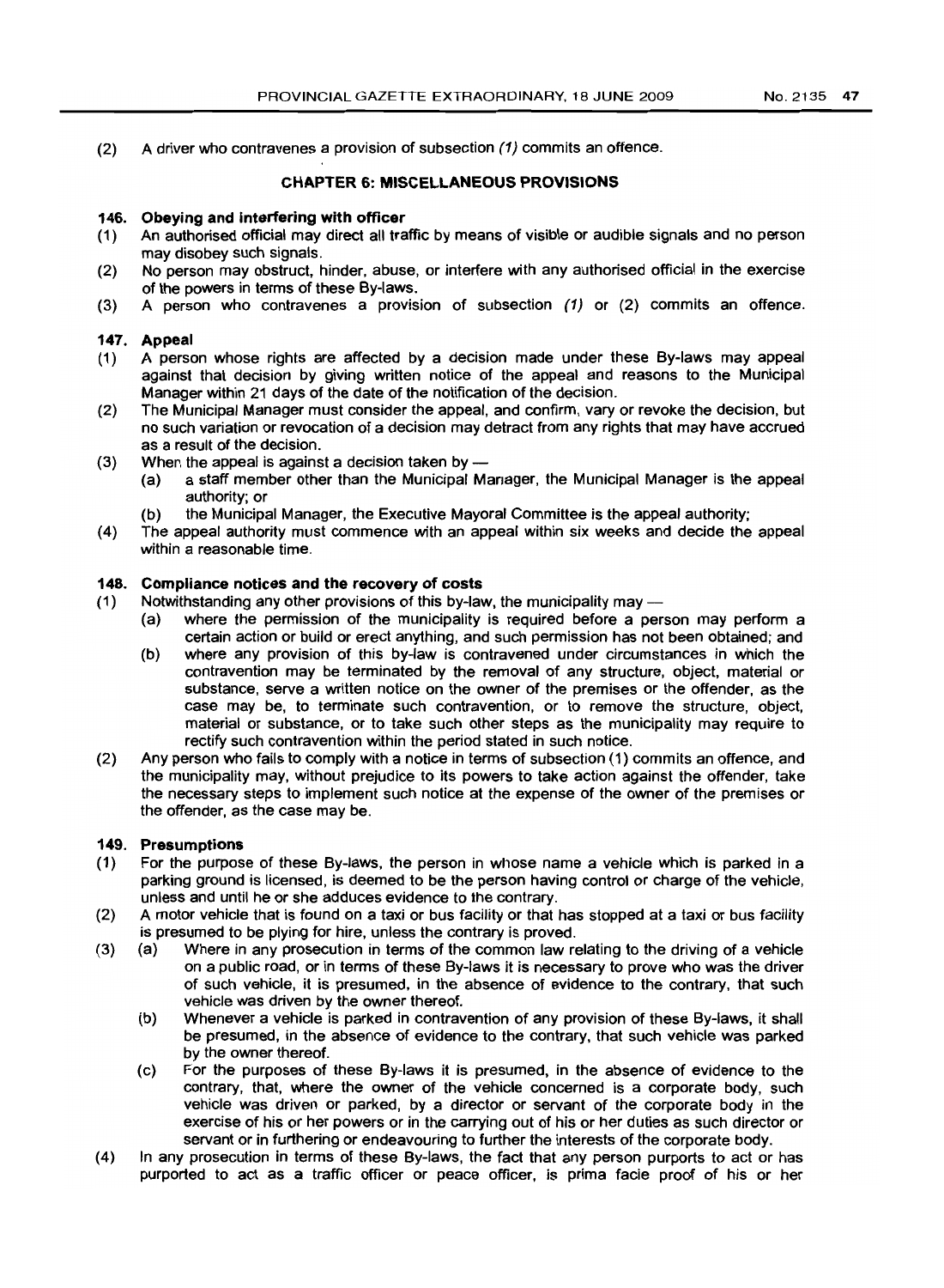(2) A driver who contravenes a provision of subsection *(1)* commits an offence.

## CHAPTER 6: MISCELLANEOUS PROVISIONS

### 146. Obeying and interfering with officer

(1) An authorised official may direct all traffic by means of visible or audible signals and no person may disobey such signals.

(2) No person may obstruct, hinder, abuse, or interfere with any authorised official in the exercise of the powers in terms of these By-laws.

(3) A person who contravenes a provision of subsection *(1)* or (2) commits an offence.

### 147. Appeal

(1) A person whose rights are affected by a decision made under these By-laws may appeal against that decision by giving written notice of the appeal and reasons to the Municipal Manager within 21 days of the date of the notification of the decision.

(2) The Municipal Manager must consider the appeal, and confirm, vary or revoke the decision, but no such variation or revocation of a decision may detract from any rights that may have accrued as a result of the decision.

(3) When the appeal is against a decision taken by —

- (a) a staff member other than the Municipal Manager, the Municipal Manager is the appeal authority; or
- (b) the Municipal Manager, the Executive Mayoral Committee is the appeal authority;

(4) The appeal authority must commence with an appeal within six weeks and decide the appeal within a reasonable time.

### 148. Compliance notices and the recovery of costs

(1) Notwithstanding any other provisions of this by-law, the municipality may —

- (a) where the permission of the municipality is required before a person may perform a certain action or build or erect anything, and such permission has not been obtained; and
- (b) where any provision of this by-law is contravened under circumstances in which the contravention may be terminated by the removal of any structure, object, material or substance, serve a written notice on the owner of the premises or the offender, as the case may be, to terminate such contravention, or to remove the structure, object, material or substance, or to take such other steps as the municipality may require to rectify such contravention within the period stated in such notice.

(2) Any person who fails to comply with a notice in terms of subsection (1) commits an offence, and the municipality may, without prejudice to its powers to take action against the offender, take the necessary steps to implement such notice at the expense of the owner of the premises or the offender, as the case may be.

### 149. Presumptions

(1) For the purpose of these By-laws, the person in whose name a vehicle which is parked in a parking ground is licensed, is deemed to be the person having control or charge of the vehicle, unless and until he or she adduces evidence to the contrary.

(2) A motor vehicle that is found on a taxi or bus facility or that has stopped at a taxi or bus facility is presumed to be plying for hire, unless the contrary is proved.

(3)

- (a) Where in any prosecution in terms of the common law relating to the driving of a vehicle on a public road, or in terms of these By-laws it is necessary to prove who was the driver of such vehicle, it is presumed, in the absence of evidence to the contrary, that such vehicle was driven by the owner thereof.
- (b) Whenever a vehicle is parked in contravention of any provision of these By-laws, it shall be presumed, in the absence of evidence to the contrary, that such vehicle was parked by the owner thereof.
- (c) For the purposes of these By-laws it is presumed, in the absence of evidence to the contrary, that, where the owner of the vehicle concerned is a corporate body, such vehicle was driven or parked, by a director or servant of the corporate body in the exercise of his or her powers or in the carrying out of his or her duties as such director or servant or in furthering or endeavouring to further the interests of the corporate body.

(4) In any prosecution in terms of these By-laws, the fact that any person purports to act or has purported to act as a traffic officer or peace officer, is prima facie proof of his or her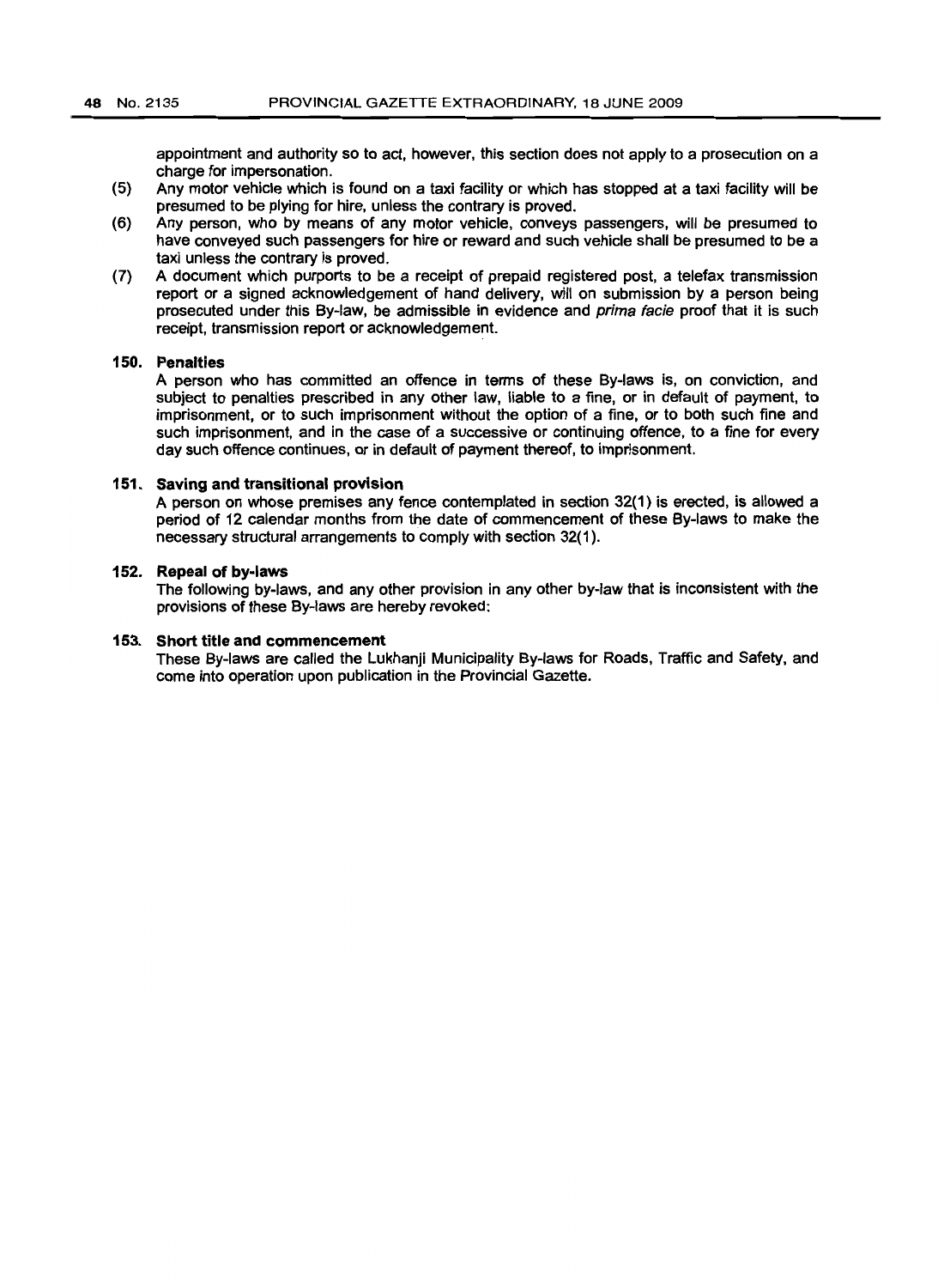appointment and authority so to act, however, this section does not apply to a prosecution on a charge for impersonation.

(5) Any motor vehicle which is found on a taxi facility or which has stopped at a taxi facility will be presumed to be plying for hire, unless the contrary is proved.

(6) Any person, who by means of any motor vehicle, conveys passengers, will be presumed to have conveyed such passengers for hire or reward and such vehicle shall be presumed to be a taxi unless the contrary is proved.

(7) A document which purports to be a receipt of prepaid registered post, a telefax transmission report or a signed acknowledgement of hand delivery, will on submission by a person being prosecuted under this By-law, be admissible in evidence and *prima facie* proof that it is such receipt, transmission report or acknowledgement.

### 150. Penalties

A person who has committed an offence in terms of these By-laws is, on conviction, and subject to penalties prescribed in any other law, liable to a fine, or in default of payment, to imprisonment, or to such imprisonment without the option of a fine, or to both such fine and such imprisonment, and in the case of a successive or continuing offence, to a fine for every day such offence continues, or in default of payment thereof, to imprisonment.

### 151. Saving and transitional provision

A person on whose premises any fence contemplated in section 32(1) is erected, is allowed a period of 12 calendar months from the date of commencement of these By-laws to make the necessary structural arrangements to comply with section 32(1).

### 152. Repeal of by-laws

The following by-laws, and any other provision in any other by-law that is inconsistent with the provisions of these By-laws are hereby revoked:

### 153. Short title and commencement

These By-laws are called the Lukhanji Municipality By-laws for Roads, Traffic and Safety, and come into operation upon publication in the Provincial Gazette.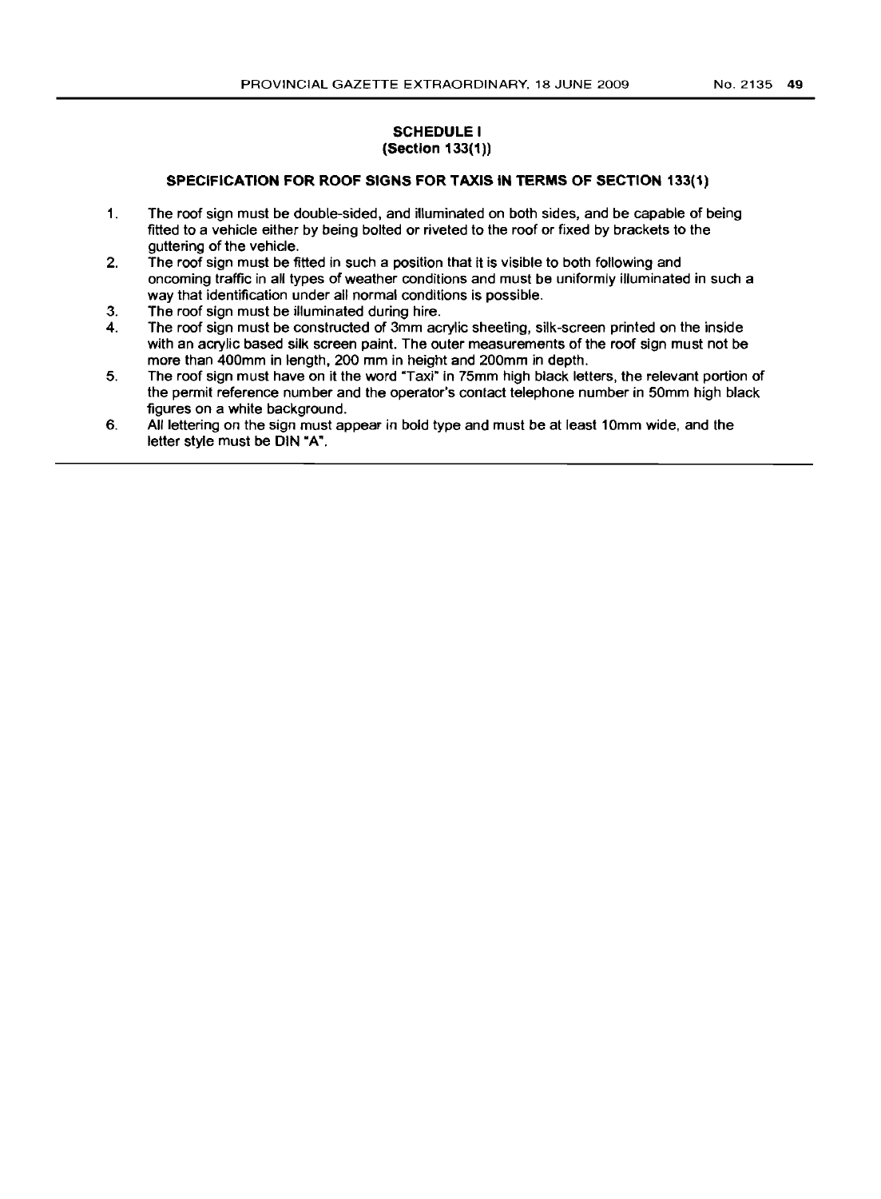## SCHEDULE I
### (Section 133(1))

### SPECIFICATION FOR ROOF SIGNS FOR TAXIS IN TERMS OF SECTION 133(1)

1. The roof sign must be double-sided, and illuminated on both sides, and be capable of being fitted to a vehicle either by being bolted or riveted to the roof or fixed by brackets to the guttering of the vehicle.
2. The roof sign must be fitted in such a position that it is visible to both following and oncoming traffic in all types of weather conditions and must be uniformly illuminated in such a way that identification under all normal conditions is possible.
3. The roof sign must be illuminated during hire.
4. The roof sign must be constructed of 3mm acrylic sheeting, silk-screen printed on the inside with an acrylic based silk screen paint. The outer measurements of the roof sign must not be more than 400mm in length, 200 mm in height and 200mm in depth.
5. The roof sign must have on it the word "Taxi" in 75mm high black letters, the relevant portion of the permit reference number and the operator's contact telephone number in 50mm high black figures on a white background.
6. All lettering on the sign must appear in bold type and must be at least 10mm wide, and the letter style must be DIN "A".